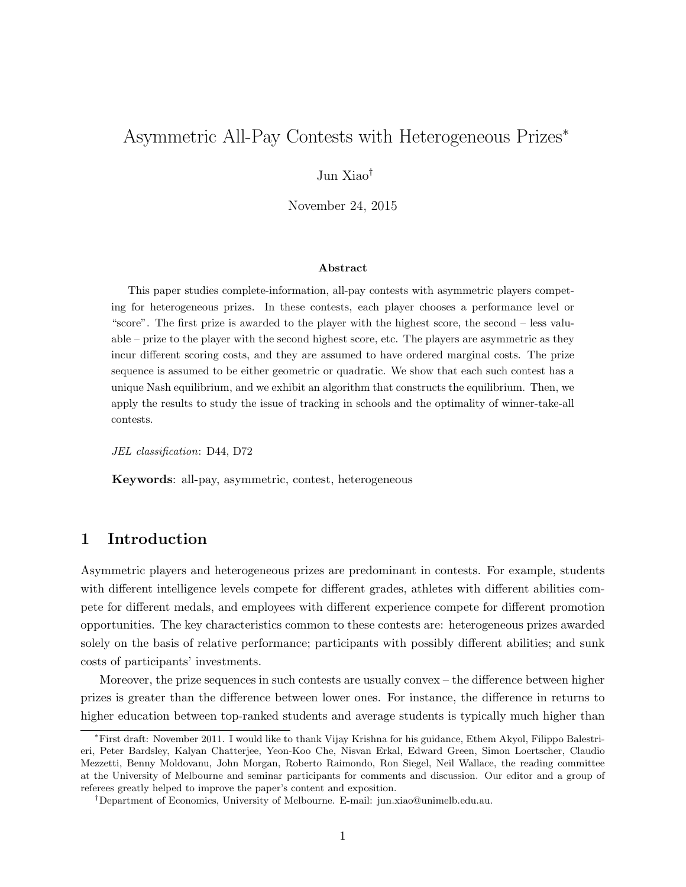# Asymmetric All-Pay Contests with Heterogeneous Prizes*

Jun Xiao†

November 24, 2015

### Abstract

This paper studies complete-information, all-pay contests with asymmetric players competing for heterogeneous prizes. In these contests, each player chooses a performance level or "score". The first prize is awarded to the player with the highest score, the second – less valuable – prize to the player with the second highest score, etc. The players are asymmetric as they incur different scoring costs, and they are assumed to have ordered marginal costs. The prize sequence is assumed to be either geometric or quadratic. We show that each such contest has a unique Nash equilibrium, and we exhibit an algorithm that constructs the equilibrium. Then, we apply the results to study the issue of tracking in schools and the optimality of winner-take-all contests.

*JEL classification*: D44, D72

**Keywords**: all-pay, asymmetric, contest, heterogeneous

## 1 Introduction

Asymmetric players and heterogeneous prizes are predominant in contests. For example, students with different intelligence levels compete for different grades, athletes with different abilities compete for different medals, and employees with different experience compete for different promotion opportunities. The key characteristics common to these contests are: heterogeneous prizes awarded solely on the basis of relative performance; participants with possibly different abilities; and sunk costs of participants' investments.

Moreover, the prize sequences in such contests are usually convex – the difference between higher prizes is greater than the difference between lower ones. For instance, the difference in returns to higher education between top-ranked students and average students is typically much higher than

---

*First draft: November 2011. I would like to thank Vijay Krishna for his guidance, Ethem Akyol, Filippo Balestrieri, Peter Bardsley, Kalyan Chatterjee, Yeon-Koo Che, Nisvan Erkal, Edward Green, Simon Loertscher, Claudio Mezzetti, Benny Moldovanu, John Morgan, Roberto Raimondo, Ron Siegel, Neil Wallace, the reading committee at the University of Melbourne and seminar participants for comments and discussion. Our editor and a group of referees greatly helped to improve the paper's content and exposition.

†Department of Economics, University of Melbourne. E-mail: jun.xiao@unimelb.edu.au.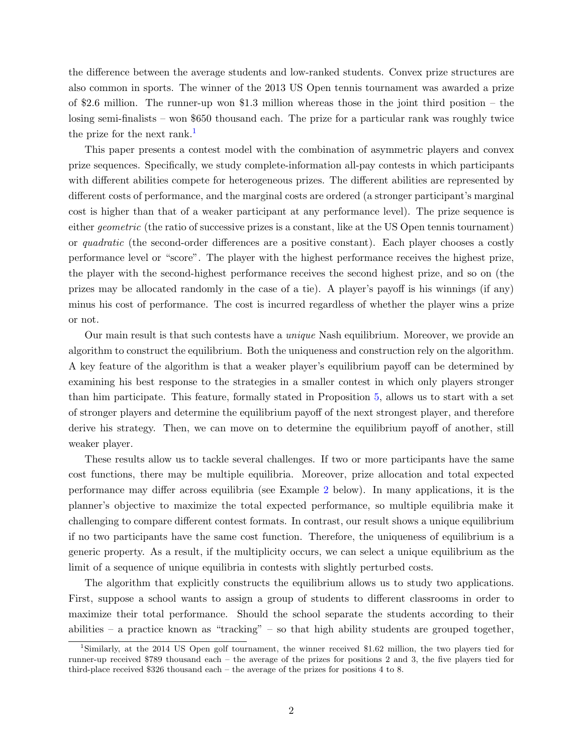the difference between the average students and low-ranked students. Convex prize structures are also common in sports. The winner of the 2013 US Open tennis tournament was awarded a prize of $2.6 million. The runner-up won $1.3 million whereas those in the joint third position – the losing semi-finalists – won $650 thousand each. The prize for a particular rank was roughly twice the prize for the next rank.[1]

This paper presents a contest model with the combination of asymmetric players and convex prize sequences. Specifically, we study complete-information all-pay contests in which participants with different abilities compete for heterogeneous prizes. The different abilities are represented by different costs of performance, and the marginal costs are ordered (a stronger participant's marginal cost is higher than that of a weaker participant at any performance level). The prize sequence is either *geometric* (the ratio of successive prizes is a constant, like at the US Open tennis tournament) or *quadratic* (the second-order differences are a positive constant). Each player chooses a costly performance level or "score". The player with the highest performance receives the highest prize, the player with the second-highest performance receives the second highest prize, and so on (the prizes may be allocated randomly in the case of a tie). A player's payoff is his winnings (if any) minus his cost of performance. The cost is incurred regardless of whether the player wins a prize or not.

Our main result is that such contests have a *unique* Nash equilibrium. Moreover, we provide an algorithm to construct the equilibrium. Both the uniqueness and construction rely on the algorithm. A key feature of the algorithm is that a weaker player's equilibrium payoff can be determined by examining his best response to the strategies in a smaller contest in which only players stronger than him participate. This feature, formally stated in Proposition 5, allows us to start with a set of stronger players and determine the equilibrium payoff of the next strongest player, and therefore derive his strategy. Then, we can move on to determine the equilibrium payoff of another, still weaker player.

These results allow us to tackle several challenges. If two or more participants have the same cost functions, there may be multiple equilibria. Moreover, prize allocation and total expected performance may differ across equilibria (see Example 2 below). In many applications, it is the planner's objective to maximize the total expected performance, so multiple equilibria make it challenging to compare different contest formats. In contrast, our result shows a unique equilibrium if no two participants have the same cost function. Therefore, the uniqueness of equilibrium is a generic property. As a result, if the multiplicity occurs, we can select a unique equilibrium as the limit of a sequence of unique equilibria in contests with slightly perturbed costs.

The algorithm that explicitly constructs the equilibrium allows us to study two applications. First, suppose a school wants to assign a group of students to different classrooms in order to maximize their total performance. Should the school separate the students according to their abilities – a practice known as "tracking" – so that high ability students are grouped together,

[1] Similarly, at the 2014 US Open golf tournament, the winner received $1.62 million, the two players tied for runner-up received $789 thousand each – the average of the prizes for positions 2 and 3, the five players tied for third-place received $326 thousand each – the average of the prizes for positions 4 to 8.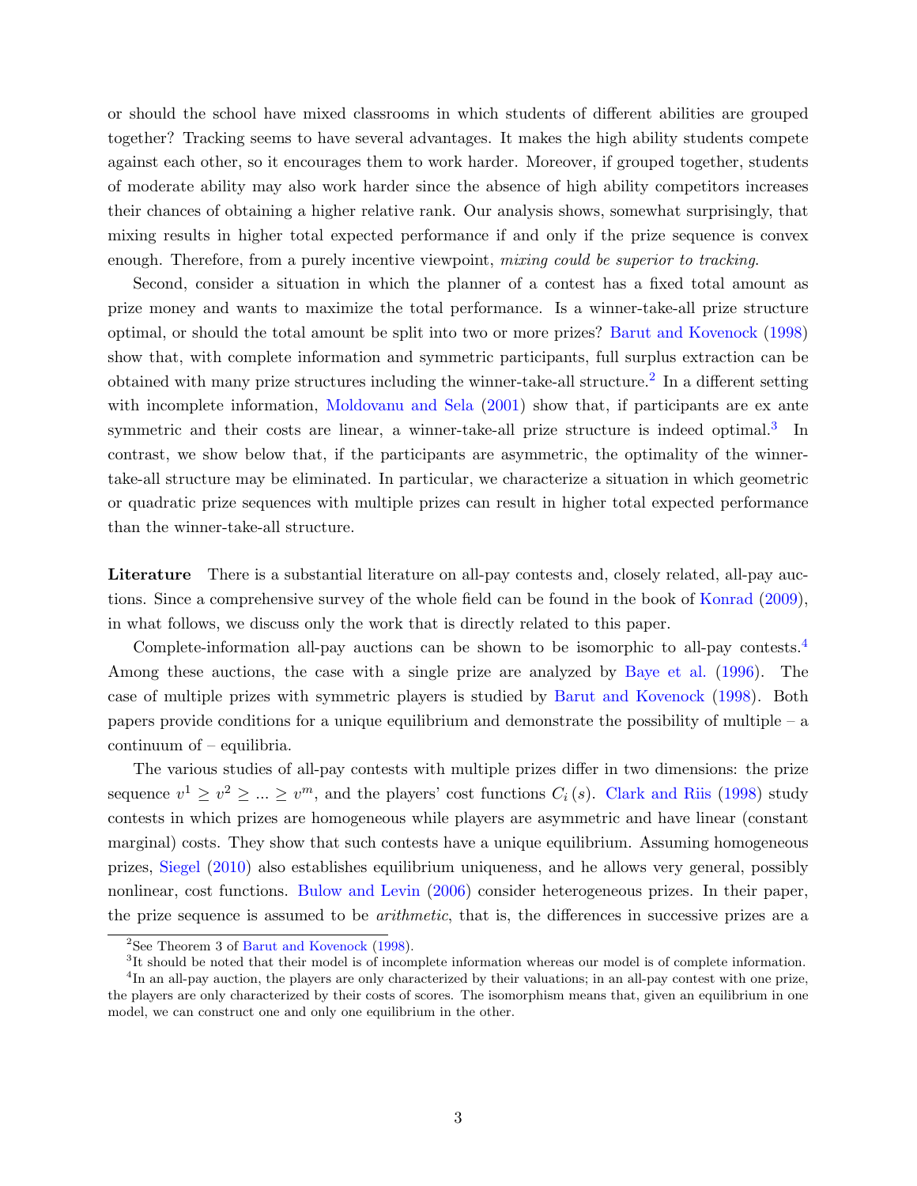or should the school have mixed classrooms in which students of different abilities are grouped together? Tracking seems to have several advantages. It makes the high ability students compete against each other, so it encourages them to work harder. Moreover, if grouped together, students of moderate ability may also work harder since the absence of high ability competitors increases their chances of obtaining a higher relative rank. Our analysis shows, somewhat surprisingly, that mixing results in higher total expected performance if and only if the prize sequence is convex enough. Therefore, from a purely incentive viewpoint, *mixing could be superior to tracking*.

Second, consider a situation in which the planner of a contest has a fixed total amount as prize money and wants to maximize the total performance. Is a winner-take-all prize structure optimal, or should the total amount be split into two or more prizes? Barut and Kovenock (1998) show that, with complete information and symmetric participants, full surplus extraction can be obtained with many prize structures including the winner-take-all structure.[2] In a different setting with incomplete information, Moldovanu and Sela (2001) show that, if participants are ex ante symmetric and their costs are linear, a winner-take-all prize structure is indeed optimal.[3] In contrast, we show below that, if the participants are asymmetric, the optimality of the winner-take-all structure may be eliminated. In particular, we characterize a situation in which geometric or quadratic prize sequences with multiple prizes can result in higher total expected performance than the winner-take-all structure.

**Literature** There is a substantial literature on all-pay contests and, closely related, all-pay auctions. Since a comprehensive survey of the whole field can be found in the book of Konrad (2009), in what follows, we discuss only the work that is directly related to this paper.

Complete-information all-pay auctions can be shown to be isomorphic to all-pay contests.[4] Among these auctions, the case with a single prize are analyzed by Baye et al. (1996). The case of multiple prizes with symmetric players is studied by Barut and Kovenock (1998). Both papers provide conditions for a unique equilibrium and demonstrate the possibility of multiple – a continuum of – equilibria.

The various studies of all-pay contests with multiple prizes differ in two dimensions: the prize sequence $v^1 \geq v^2 \geq ... \geq v^m$, and the players' cost functions $C_i(s)$. Clark and Riis (1998) study contests in which prizes are homogeneous while players are asymmetric and have linear (constant marginal) costs. They show that such contests have a unique equilibrium. Assuming homogeneous prizes, Siegel (2010) also establishes equilibrium uniqueness, and he allows very general, possibly nonlinear, cost functions. Bulow and Levin (2006) consider heterogeneous prizes. In their paper, the prize sequence is assumed to be *arithmetic*, that is, the differences in successive prizes are a

[2] See Theorem 3 of Barut and Kovenock (1998).

[3] It should be noted that their model is of incomplete information whereas our model is of complete information.

[4] In an all-pay auction, the players are only characterized by their valuations; in an all-pay contest with one prize, the players are only characterized by their costs of scores. The isomorphism means that, given an equilibrium in one model, we can construct one and only one equilibrium in the other.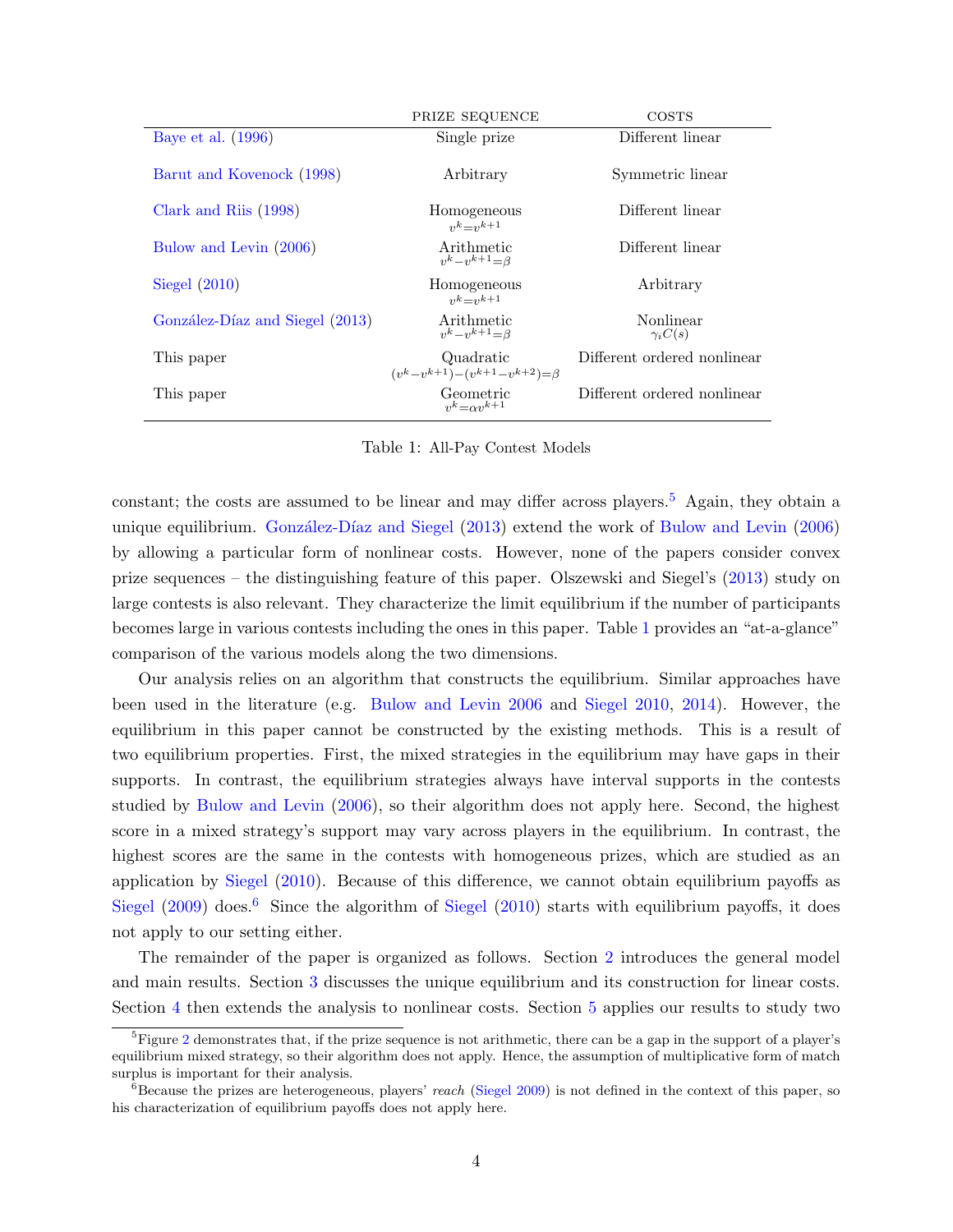| | PRIZE SEQUENCE | COSTS |
|---|---|---|
| Baye et al. (1996) | Single prize | Different linear |
| Barut and Kovenock (1998) | Arbitrary | Symmetric linear |
| Clark and Riis (1998) | Homogeneous $v^k = v^{k+1}$ | Different linear |
| Bulow and Levin (2006) | Arithmetic $v^k - v^{k+1} = \beta$ | Different linear |
| Siegel (2010) | Homogeneous $v^k = v^{k+1}$ | Arbitrary |
| González-Díaz and Siegel (2013) | Arithmetic $v^k - v^{k+1} = \beta$ | Nonlinear $\gamma_i C(s)$ |
| This paper | Quadratic $(v^k - v^{k+1}) - (v^{k+1} - v^{k+2}) = \beta$ | Different ordered nonlinear |
| This paper | Geometric $v^k = \alpha v^{k+1}$ | Different ordered nonlinear |

Table 1: All-Pay Contest Models

constant; the costs are assumed to be linear and may differ across players.[5] Again, they obtain a unique equilibrium. González-Díaz and Siegel (2013) extend the work of Bulow and Levin (2006) by allowing a particular form of nonlinear costs. However, none of the papers consider convex prize sequences – the distinguishing feature of this paper. Olszewski and Siegel's (2013) study on large contests is also relevant. They characterize the limit equilibrium if the number of participants becomes large in various contests including the ones in this paper. Table 1 provides an "at-a-glance" comparison of the various models along the two dimensions.

Our analysis relies on an algorithm that constructs the equilibrium. Similar approaches have been used in the literature (e.g. Bulow and Levin 2006 and Siegel 2010, 2014). However, the equilibrium in this paper cannot be constructed by the existing methods. This is a result of two equilibrium properties. First, the mixed strategies in the equilibrium may have gaps in their supports. In contrast, the equilibrium strategies always have interval supports in the contests studied by Bulow and Levin (2006), so their algorithm does not apply here. Second, the highest score in a mixed strategy's support may vary across players in the equilibrium. In contrast, the highest scores are the same in the contests with homogeneous prizes, which are studied as an application by Siegel (2010). Because of this difference, we cannot obtain equilibrium payoffs as Siegel (2009) does.[6] Since the algorithm of Siegel (2010) starts with equilibrium payoffs, it does not apply to our setting either.

The remainder of the paper is organized as follows. Section 2 introduces the general model and main results. Section 3 discusses the unique equilibrium and its construction for linear costs. Section 4 then extends the analysis to nonlinear costs. Section 5 applies our results to study two

---

[5] Figure 2 demonstrates that, if the prize sequence is not arithmetic, there can be a gap in the support of a player's equilibrium mixed strategy, so their algorithm does not apply. Hence, the assumption of multiplicative form of match surplus is important for their analysis.

[6] Because the prizes are heterogeneous, players' *reach* (Siegel 2009) is not defined in the context of this paper, so his characterization of equilibrium payoffs does not apply here.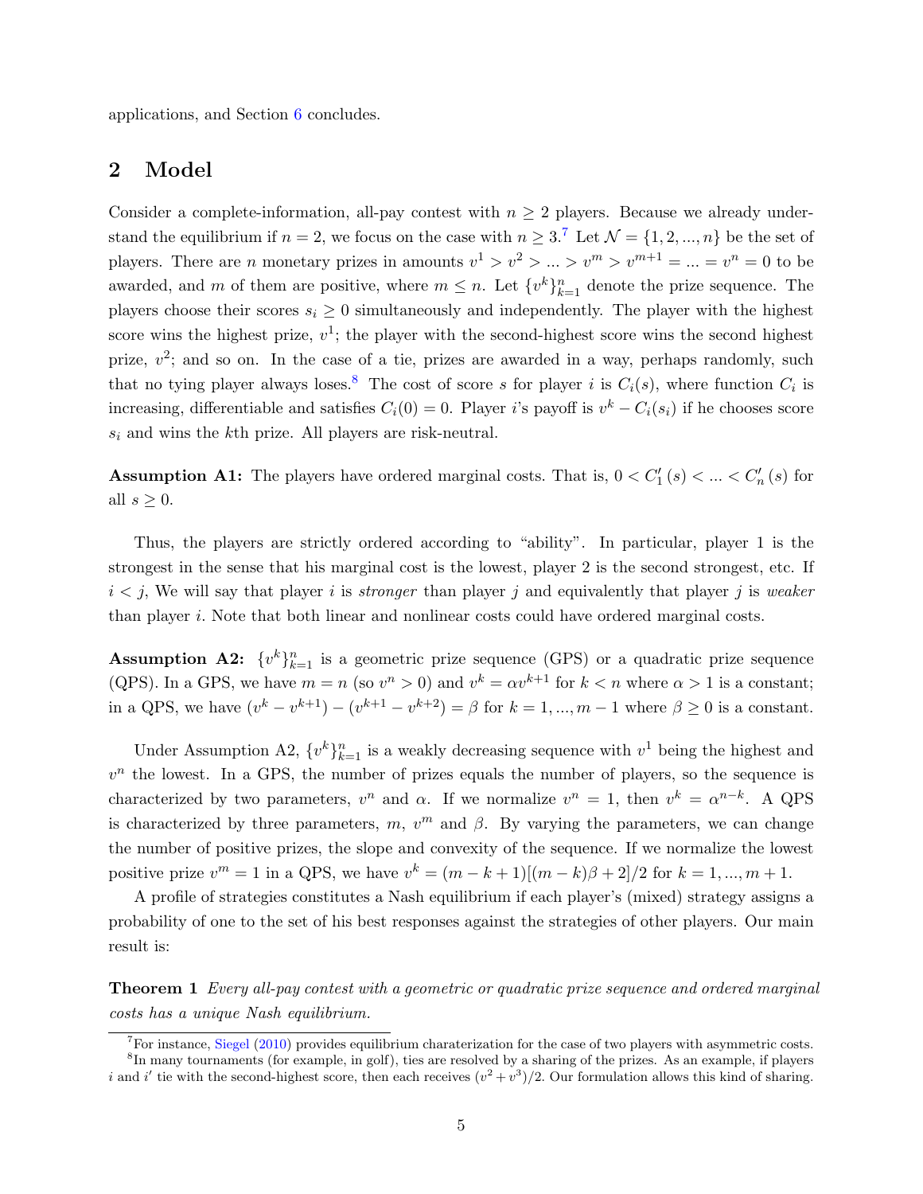applications, and Section 6 concludes.

## 2 Model

Consider a complete-information, all-pay contest with $n \geq 2$ players. Because we already understand the equilibrium if $n = 2$, we focus on the case with $n \geq 3$.[7] Let $\mathcal{N} = \{1, 2, ..., n\}$ be the set of players. There are $n$ monetary prizes in amounts $v^1 > v^2 > ... > v^m > v^{m+1} = ... = v^n = 0$ to be awarded, and $m$ of them are positive, where $m \leq n$. Let $\{v^k\}_{k=1}^n$ denote the prize sequence. The players choose their scores $s_i \geq 0$ simultaneously and independently. The player with the highest score wins the highest prize, $v^1$; the player with the second-highest score wins the second highest prize, $v^2$; and so on. In the case of a tie, prizes are awarded in a way, perhaps randomly, such that no tying player always loses.[8] The cost of score $s$ for player $i$ is $C_i(s)$, where function $C_i$ is increasing, differentiable and satisfies $C_i(0) = 0$. Player $i$'s payoff is $v^k - C_i(s_i)$ if he chooses score $s_i$ and wins the $k$th prize. All players are risk-neutral.

**Assumption A1:** The players have ordered marginal costs. That is, $0 < C_1'(s) < ... < C_n'(s)$ for all $s \geq 0$.

Thus, the players are strictly ordered according to "ability". In particular, player 1 is the strongest in the sense that his marginal cost is the lowest, player 2 is the second strongest, etc. If $i < j$, We will say that player $i$ is *stronger* than player $j$ and equivalently that player $j$ is *weaker* than player $i$. Note that both linear and nonlinear costs could have ordered marginal costs.

**Assumption A2:** $\{v^k\}_{k=1}^n$ is a geometric prize sequence (GPS) or a quadratic prize sequence (QPS). In a GPS, we have $m = n$ (so $v^n > 0$) and $v^k = \alpha v^{k+1}$ for $k < n$ where $\alpha > 1$ is a constant; in a QPS, we have $(v^k - v^{k+1}) - (v^{k+1} - v^{k+2}) = \beta$ for $k = 1, ..., m-1$ where $\beta \geq 0$ is a constant.

Under Assumption A2, $\{v^k\}_{k=1}^n$ is a weakly decreasing sequence with $v^1$ being the highest and $v^n$ the lowest. In a GPS, the number of prizes equals the number of players, so the sequence is characterized by two parameters, $v^n$ and $\alpha$. If we normalize $v^n = 1$, then $v^k = \alpha^{n-k}$. A QPS is characterized by three parameters, $m$, $v^m$ and $\beta$. By varying the parameters, we can change the number of positive prizes, the slope and convexity of the sequence. If we normalize the lowest positive prize $v^m = 1$ in a QPS, we have $v^k = (m - k + 1)[(m - k)\beta + 2]/2$ for $k = 1, ..., m + 1$.

A profile of strategies constitutes a Nash equilibrium if each player's (mixed) strategy assigns a probability of one to the set of his best responses against the strategies of other players. Our main result is:

**Theorem 1** *Every all-pay contest with a geometric or quadratic prize sequence and ordered marginal costs has a unique Nash equilibrium.*

---

[7] For instance, Siegel (2010) provides equilibrium charaterization for the case of two players with asymmetric costs.

[8] In many tournaments (for example, in golf), ties are resolved by a sharing of the prizes. As an example, if players $i$ and $i'$ tie with the second-highest score, then each receives $(v^2 + v^3)/2$. Our formulation allows this kind of sharing.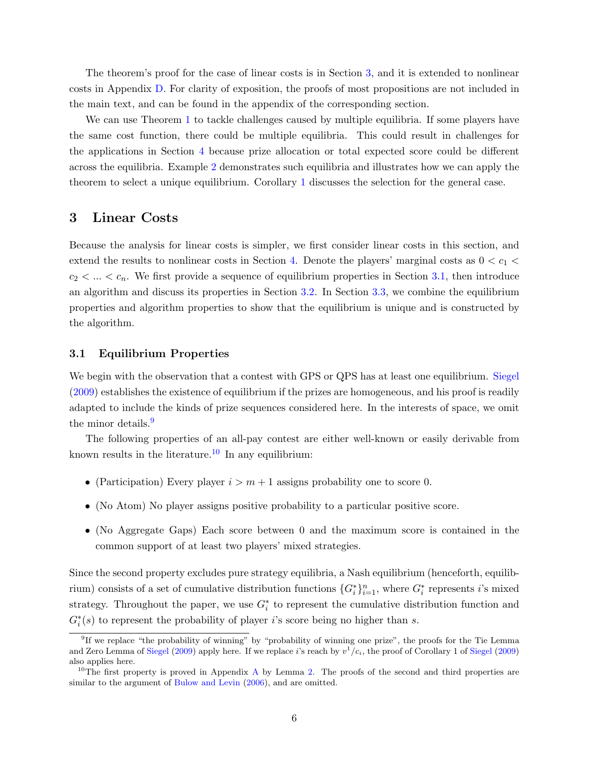The theorem's proof for the case of linear costs is in Section 3, and it is extended to nonlinear costs in Appendix D. For clarity of exposition, the proofs of most propositions are not included in the main text, and can be found in the appendix of the corresponding section.

We can use Theorem 1 to tackle challenges caused by multiple equilibria. If some players have the same cost function, there could be multiple equilibria. This could result in challenges for the applications in Section 4 because prize allocation or total expected score could be different across the equilibria. Example 2 demonstrates such equilibria and illustrates how we can apply the theorem to select a unique equilibrium. Corollary 1 discusses the selection for the general case.

## 3 Linear Costs

Because the analysis for linear costs is simpler, we first consider linear costs in this section, and extend the results to nonlinear costs in Section 4. Denote the players' marginal costs as $0 < c_1 < c_2 < ... < c_n$. We first provide a sequence of equilibrium properties in Section 3.1, then introduce an algorithm and discuss its properties in Section 3.2. In Section 3.3, we combine the equilibrium properties and algorithm properties to show that the equilibrium is unique and is constructed by the algorithm.

### 3.1 Equilibrium Properties

We begin with the observation that a contest with GPS or QPS has at least one equilibrium. Siegel (2009) establishes the existence of equilibrium if the prizes are homogeneous, and his proof is readily adapted to include the kinds of prize sequences considered here. In the interests of space, we omit the minor details.[9]

The following properties of an all-pay contest are either well-known or easily derivable from known results in the literature.[10] In any equilibrium:

- (Participation) Every player $i > m + 1$ assigns probability one to score 0.
- (No Atom) No player assigns positive probability to a particular positive score.
- (No Aggregate Gaps) Each score between 0 and the maximum score is contained in the common support of at least two players' mixed strategies.

Since the second property excludes pure strategy equilibria, a Nash equilibrium (henceforth, equilibrium) consists of a set of cumulative distribution functions $\{G_i^*\}_{i=1}^n$, where $G_i^*$ represents $i$'s mixed strategy. Throughout the paper, we use $G_i^*$ to represent the cumulative distribution function and $G_i^*(s)$ to represent the probability of player $i$'s score being no higher than $s$.

[9] If we replace "the probability of winning" by "probability of winning one prize", the proofs for the Tie Lemma and Zero Lemma of Siegel (2009) apply here. If we replace $i$'s reach by $v^1/c_i$, the proof of Corollary 1 of Siegel (2009) also applies here.

[10] The first property is proved in Appendix A by Lemma 2. The proofs of the second and third properties are similar to the argument of Bulow and Levin (2006), and are omitted.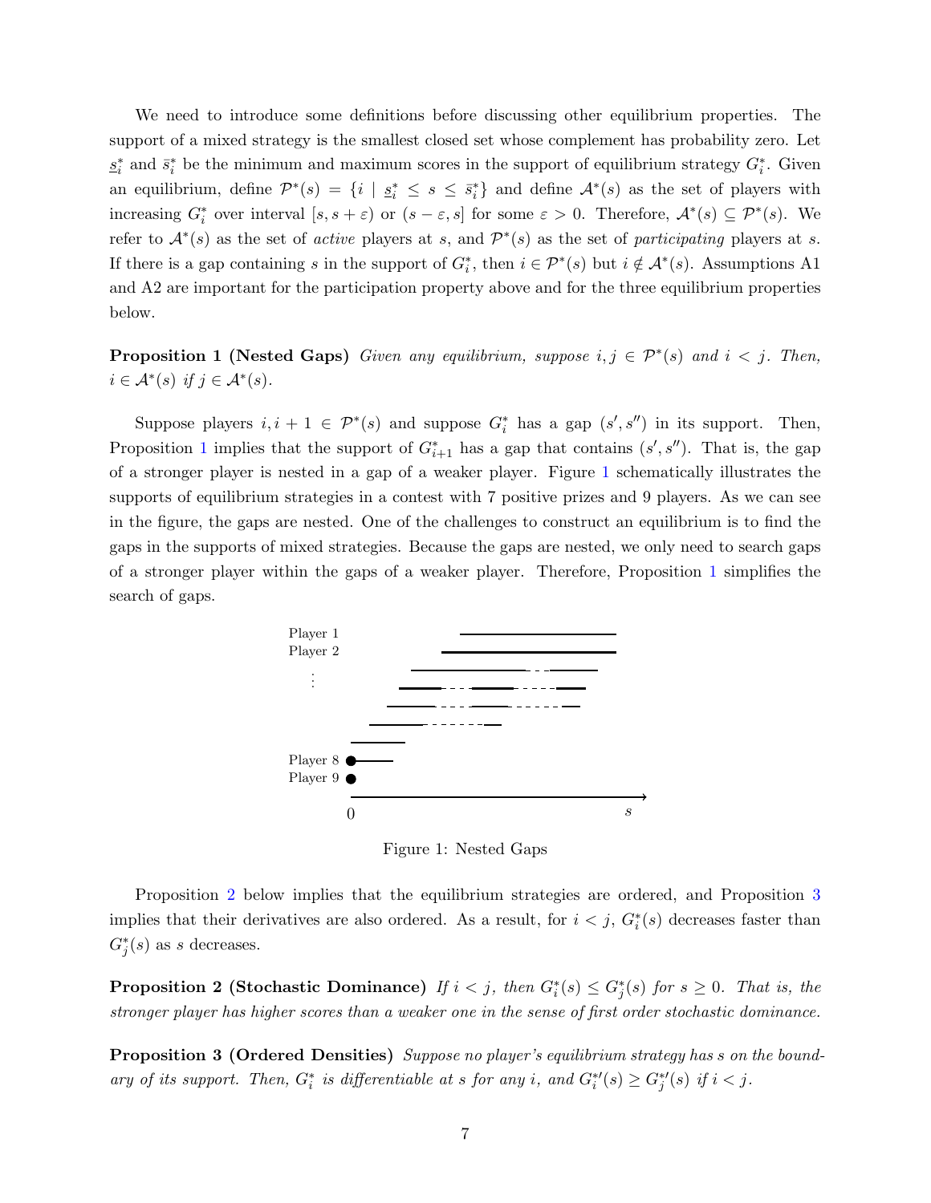We need to introduce some definitions before discussing other equilibrium properties. The support of a mixed strategy is the smallest closed set whose complement has probability zero. Let $\underline{s}_i^*$ and $\bar{s}_i^*$ be the minimum and maximum scores in the support of equilibrium strategy $G_i^*$. Given an equilibrium, define $\mathcal{P}^*(s) = \{i \mid \underline{s}_i^* \leq s \leq \bar{s}_i^*\}$ and define $\mathcal{A}^*(s)$ as the set of players with increasing $G_i^*$ over interval $[s, s+\varepsilon)$ or $(s-\varepsilon, s]$ for some $\varepsilon > 0$. Therefore, $\mathcal{A}^*(s) \subseteq \mathcal{P}^*(s)$. We refer to $\mathcal{A}^*(s)$ as the set of *active* players at $s$, and $\mathcal{P}^*(s)$ as the set of *participating* players at $s$. If there is a gap containing $s$ in the support of $G_i^*$, then $i \in \mathcal{P}^*(s)$ but $i \notin \mathcal{A}^*(s)$. Assumptions A1 and A2 are important for the participation property above and for the three equilibrium properties below.

**Proposition 1 (Nested Gaps)** *Given any equilibrium, suppose $i, j \in \mathcal{P}^*(s)$ and $i < j$. Then, $i \in \mathcal{A}^*(s)$ if $j \in \mathcal{A}^*(s)$.*

Suppose players $i, i+1 \in \mathcal{P}^*(s)$ and suppose $G_i^*$ has a gap $(s', s'')$ in its support. Then, Proposition 1 implies that the support of $G_{i+1}^*$ has a gap that contains $(s', s'')$. That is, the gap of a stronger player is nested in a gap of a weaker player. Figure 1 schematically illustrates the supports of equilibrium strategies in a contest with 7 positive prizes and 9 players. As we can see in the figure, the gaps are nested. One of the challenges to construct an equilibrium is to find the gaps in the supports of mixed strategies. Because the gaps are nested, we only need to search gaps of a stronger player within the gaps of a weaker player. Therefore, Proposition 1 simplifies the search of gaps.

Figure 1: Nested Gaps

Proposition 2 below implies that the equilibrium strategies are ordered, and Proposition 3 implies that their derivatives are also ordered. As a result, for $i < j$, $G_i^*(s)$ decreases faster than $G_j^*(s)$ as $s$ decreases.

**Proposition 2 (Stochastic Dominance)** *If $i < j$, then $G_i^*(s) \leq G_j^*(s)$ for $s \geq 0$. That is, the stronger player has higher scores than a weaker one in the sense of first order stochastic dominance.*

**Proposition 3 (Ordered Densities)** *Suppose no player's equilibrium strategy has $s$ on the boundary of its support. Then, $G_i^*$ is differentiable at $s$ for any $i$, and $G_i^{*\prime}(s) \geq G_j^{*\prime}(s)$ if $i < j$.*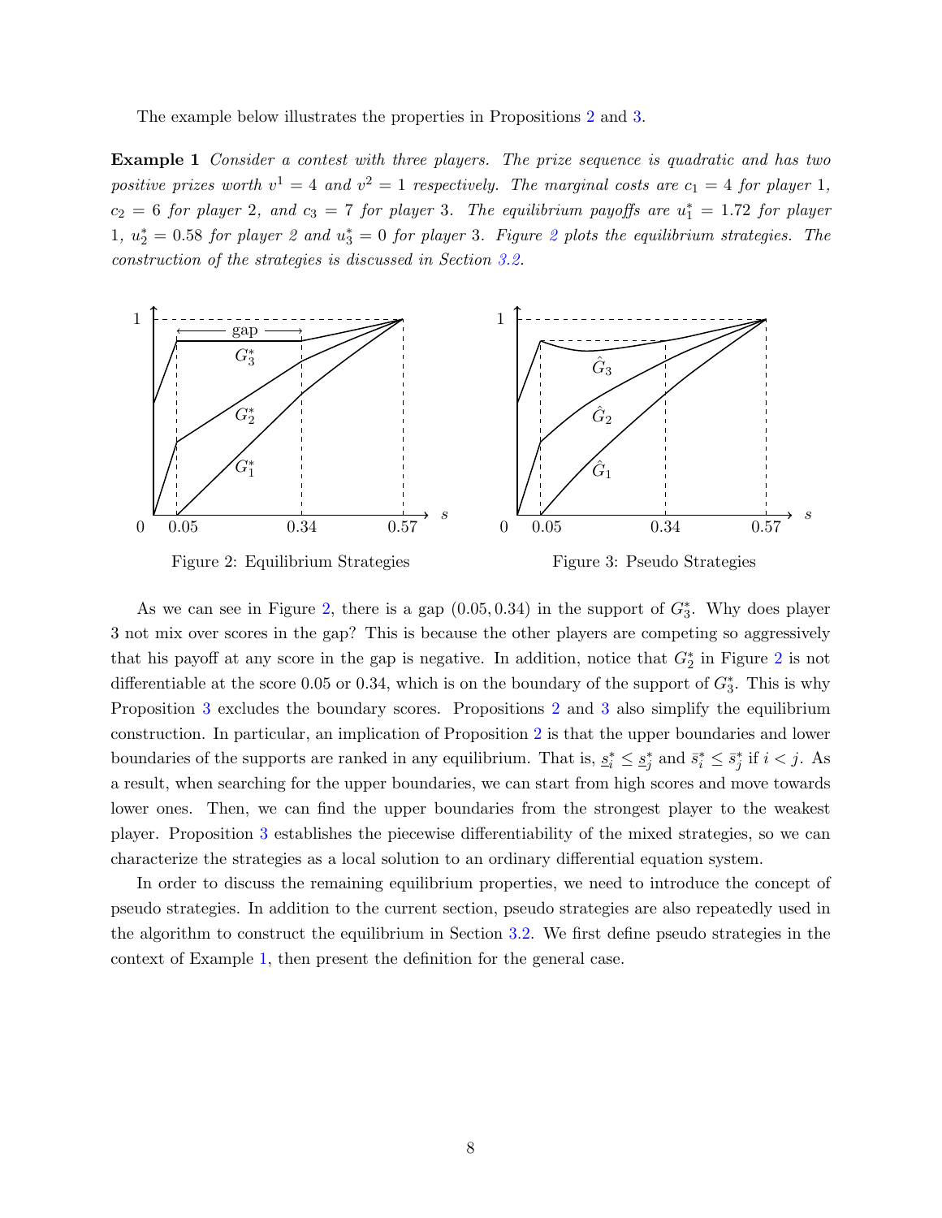The example below illustrates the properties in Propositions 2 and 3.

**Example 1** *Consider a contest with three players. The prize sequence is quadratic and has two positive prizes worth $v^1 = 4$ and $v^2 = 1$ respectively. The marginal costs are $c_1 = 4$ for player 1, $c_2 = 6$ for player 2, and $c_3 = 7$ for player 3. The equilibrium payoffs are $u_1^* = 1.72$ for player 1, $u_2^* = 0.58$ for player 2 and $u_3^* = 0$ for player 3. Figure 2 plots the equilibrium strategies. The construction of the strategies is discussed in Section 3.2.*

Figure 2: Equilibrium Strategies

Figure 3: Pseudo Strategies

As we can see in Figure 2, there is a gap $(0.05, 0.34)$ in the support of $G_3^*$. Why does player 3 not mix over scores in the gap? This is because the other players are competing so aggressively that his payoff at any score in the gap is negative. In addition, notice that $G_2^*$ in Figure 2 is not differentiable at the score 0.05 or 0.34, which is on the boundary of the support of $G_3^*$. This is why Proposition 3 excludes the boundary scores. Propositions 2 and 3 also simplify the equilibrium construction. In particular, an implication of Proposition 2 is that the upper boundaries and lower boundaries of the supports are ranked in any equilibrium. That is, $\underline{s}_i^* \leq \underline{s}_j^*$ and $\bar{s}_i^* \leq \bar{s}_j^*$ if $i < j$. As a result, when searching for the upper boundaries, we can start from high scores and move towards lower ones. Then, we can find the upper boundaries from the strongest player to the weakest player. Proposition 3 establishes the piecewise differentiability of the mixed strategies, so we can characterize the strategies as a local solution to an ordinary differential equation system.

In order to discuss the remaining equilibrium properties, we need to introduce the concept of pseudo strategies. In addition to the current section, pseudo strategies are also repeatedly used in the algorithm to construct the equilibrium in Section 3.2. We first define pseudo strategies in the context of Example 1, then present the definition for the general case.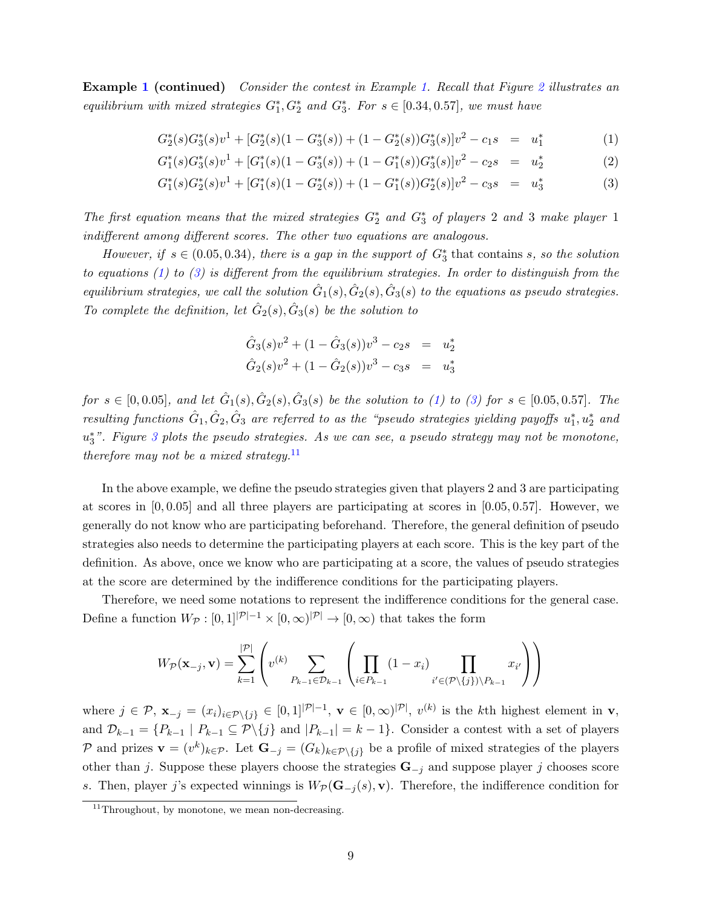**Example 1 (continued)** *Consider the contest in Example 1. Recall that Figure 2 illustrates an equilibrium with mixed strategies $G_1^*, G_2^*$ and $G_3^*$. For $s \in [0.34, 0.57]$, we must have*

$$G_2^*(s)G_3^*(s)v^1 + [G_2^*(s)(1-G_3^*(s)) + (1-G_2^*(s))G_3^*(s)]v^2 - c_1 s = u_1^* \quad (1)$$

$$G_1^*(s)G_3^*(s)v^1 + [G_1^*(s)(1-G_3^*(s)) + (1-G_1^*(s))G_3^*(s)]v^2 - c_2 s = u_2^* \quad (2)$$

$$G_1^*(s)G_2^*(s)v^1 + [G_1^*(s)(1-G_2^*(s)) + (1-G_1^*(s))G_2^*(s)]v^2 - c_3 s = u_3^* \quad (3)$$

*The first equation means that the mixed strategies $G_2^*$ and $G_3^*$ of players 2 and 3 make player 1 indifferent among different scores. The other two equations are analogous.*

*However, if $s \in (0.05, 0.34)$, there is a gap in the support of $G_3^*$ that contains $s$, so the solution to equations (1) to (3) is different from the equilibrium strategies. In order to distinguish from the equilibrium strategies, we call the solution $\hat{G}_1(s), \hat{G}_2(s), \hat{G}_3(s)$ to the equations as pseudo strategies. To complete the definition, let $\hat{G}_2(s), \hat{G}_3(s)$ be the solution to*

$$\hat{G}_3(s)v^2 + (1-\hat{G}_3(s))v^3 - c_2 s = u_2^*$$

$$\hat{G}_2(s)v^2 + (1-\hat{G}_2(s))v^3 - c_3 s = u_3^*$$

*for $s \in [0, 0.05]$, and let $\hat{G}_1(s), \hat{G}_2(s), \hat{G}_3(s)$ be the solution to (1) to (3) for $s \in [0.05, 0.57]$. The resulting functions $\hat{G}_1, \hat{G}_2, \hat{G}_3$ are referred to as the "pseudo strategies yielding payoffs $u_1^*, u_2^*$ and $u_3^*$". Figure 3 plots the pseudo strategies. As we can see, a pseudo strategy may not be monotone, therefore may not be a mixed strategy.*[11]

In the above example, we define the pseudo strategies given that players 2 and 3 are participating at scores in $[0, 0.05]$ and all three players are participating at scores in $[0.05, 0.57]$. However, we generally do not know who are participating beforehand. Therefore, the general definition of pseudo strategies also needs to determine the participating players at each score. This is the key part of the definition. As above, once we know who are participating at a score, the values of pseudo strategies at the score are determined by the indifference conditions for the participating players.

Therefore, we need some notations to represent the indifference conditions for the general case. Define a function $W_{\mathcal{P}} : [0,1]^{|\mathcal{P}|-1} \times [0,\infty)^{|\mathcal{P}|} \to [0,\infty)$ that takes the form

$$W_{\mathcal{P}}(\mathbf{x}_{-j}, \mathbf{v}) = \sum_{k=1}^{|\mathcal{P}|} \left( v^{(k)} \sum_{P_{k-1} \in \mathcal{D}_{k-1}} \left( \prod_{i \in P_{k-1}} (1 - x_i) \prod_{i' \in (\mathcal{P} \setminus \{j\}) \setminus P_{k-1}} x_{i'} \right) \right)$$

where $j \in \mathcal{P}$, $\mathbf{x}_{-j} = (x_i)_{i \in \mathcal{P} \setminus \{j\}} \in [0,1]^{|\mathcal{P}|-1}$, $\mathbf{v} \in [0,\infty)^{|\mathcal{P}|}$, $v^{(k)}$ is the $k$th highest element in $\mathbf{v}$, and $\mathcal{D}_{k-1} = \{P_{k-1} \mid P_{k-1} \subseteq \mathcal{P} \setminus \{j\} \text{ and } |P_{k-1}| = k-1\}$. Consider a contest with a set of players $\mathcal{P}$ and prizes $\mathbf{v} = (v^k)_{k \in \mathcal{P}}$. Let $\mathbf{G}_{-j} = (G_k)_{k \in \mathcal{P} \setminus \{j\}}$ be a profile of mixed strategies of the players other than $j$. Suppose these players choose the strategies $\mathbf{G}_{-j}$ and suppose player $j$ chooses score $s$. Then, player $j$'s expected winnings is $W_{\mathcal{P}}(\mathbf{G}_{-j}(s), \mathbf{v})$. Therefore, the indifference condition for

[11] Throughout, by monotone, we mean non-decreasing.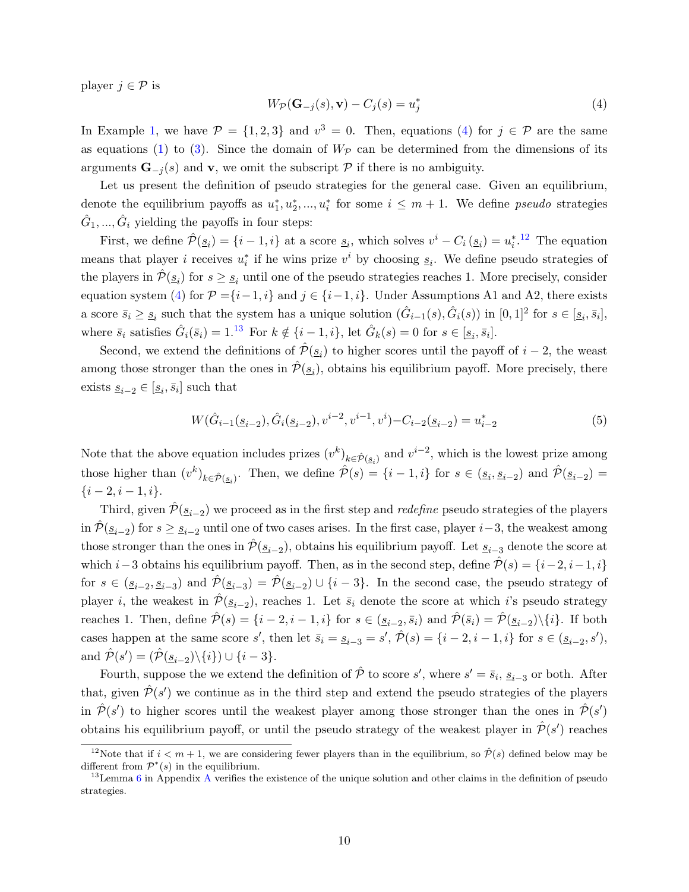player $j \in \mathcal{P}$ is

$$W_{\mathcal{P}}(\mathbf{G}_{-j}(s), \mathbf{v}) - C_j(s) = u_j^* \tag{4}$$

In Example 1, we have $\mathcal{P} = \{1, 2, 3\}$ and $v^3 = 0$. Then, equations (4) for $j \in \mathcal{P}$ are the same as equations (1) to (3). Since the domain of $W_{\mathcal{P}}$ can be determined from the dimensions of its arguments $\mathbf{G}_{-j}(s)$ and $\mathbf{v}$, we omit the subscript $\mathcal{P}$ if there is no ambiguity.

Let us present the definition of pseudo strategies for the general case. Given an equilibrium, denote the equilibrium payoffs as $u_1^*, u_2^*, ..., u_i^*$ for some $i \leq m+1$. We define *pseudo* strategies $\hat{G}_1, ..., \hat{G}_i$ yielding the payoffs in four steps:

First, we define $\hat{\mathcal{P}}(\underline{s}_i) = \{i-1, i\}$ at a score $\underline{s}_i$, which solves $v^i - C_i(\underline{s}_i) = u_i^*$.[12] The equation means that player $i$ receives $u_i^*$ if he wins prize $v^i$ by choosing $\underline{s}_i$. We define pseudo strategies of the players in $\hat{\mathcal{P}}(\underline{s}_i)$ for $s \geq \underline{s}_i$ until one of the pseudo strategies reaches 1. More precisely, consider equation system (4) for $\mathcal{P} = \{i-1, i\}$ and $j \in \{i-1, i\}$. Under Assumptions A1 and A2, there exists a score $\bar{s}_i \geq \underline{s}_i$ such that the system has a unique solution $(\hat{G}_{i-1}(s), \hat{G}_i(s))$ in $[0,1]^2$ for $s \in [\underline{s}_i, \bar{s}_i]$, where $\bar{s}_i$ satisfies $\hat{G}_i(\bar{s}_i) = 1$.[13] For $k \notin \{i-1, i\}$, let $\hat{G}_k(s) = 0$ for $s \in [\underline{s}_i, \bar{s}_i]$.

Second, we extend the definitions of $\hat{\mathcal{P}}(\underline{s}_i)$ to higher scores until the payoff of $i-2$, the weast among those stronger than the ones in $\hat{\mathcal{P}}(\underline{s}_i)$, obtains his equilibrium payoff. More precisely, there exists $\underline{s}_{i-2} \in [\underline{s}_i, \bar{s}_i]$ such that

$$W(\hat{G}_{i-1}(\underline{s}_{i-2}), \hat{G}_i(\underline{s}_{i-2}), v^{i-2}, v^{i-1}, v^i) - C_{i-2}(\underline{s}_{i-2}) = u_{i-2}^* \tag{5}$$

Note that the above equation includes prizes $(v^k)_{k \in \hat{\mathcal{P}}(\underline{s}_i)}$ and $v^{i-2}$, which is the lowest prize among those higher than $(v^k)_{k \in \hat{\mathcal{P}}(\underline{s}_i)}$. Then, we define $\hat{\mathcal{P}}(s) = \{i-1, i\}$ for $s \in (\underline{s}_i, \underline{s}_{i-2})$ and $\hat{\mathcal{P}}(\underline{s}_{i-2}) = \{i-2, i-1, i\}$.

Third, given $\hat{\mathcal{P}}(\underline{s}_{i-2})$ we proceed as in the first step and *redefine* pseudo strategies of the players in $\hat{\mathcal{P}}(\underline{s}_{i-2})$ for $s \geq \underline{s}_{i-2}$ until one of two cases arises. In the first case, player $i-3$, the weakest among those stronger than the ones in $\hat{\mathcal{P}}(\underline{s}_{i-2})$, obtains his equilibrium payoff. Let $\underline{s}_{i-3}$ denote the score at which $i-3$ obtains his equilibrium payoff. Then, as in the second step, define $\hat{\mathcal{P}}(s) = \{i-2, i-1, i\}$ for $s \in (\underline{s}_{i-2}, \underline{s}_{i-3})$ and $\hat{\mathcal{P}}(\underline{s}_{i-3}) = \hat{\mathcal{P}}(\underline{s}_{i-2}) \cup \{i-3\}$. In the second case, the pseudo strategy of player $i$, the weakest in $\hat{\mathcal{P}}(\underline{s}_{i-2})$, reaches 1. Let $\bar{s}_i$ denote the score at which $i$'s pseudo strategy reaches 1. Then, define $\hat{\mathcal{P}}(s) = \{i-2, i-1, i\}$ for $s \in (\underline{s}_{i-2}, \bar{s}_i)$ and $\hat{\mathcal{P}}(\bar{s}_i) = \hat{\mathcal{P}}(\underline{s}_{i-2}) \backslash \{i\}$. If both cases happen at the same score $s'$, then let $\bar{s}_i = \underline{s}_{i-3} = s'$, $\hat{\mathcal{P}}(s) = \{i-2, i-1, i\}$ for $s \in (\underline{s}_{i-2}, s')$, and $\hat{\mathcal{P}}(s') = (\hat{\mathcal{P}}(\underline{s}_{i-2}) \backslash \{i\}) \cup \{i-3\}$.

Fourth, suppose the we extend the definition of $\hat{\mathcal{P}}$ to score $s'$, where $s' = \bar{s}_i$, $\underline{s}_{i-3}$ or both. After that, given $\hat{\mathcal{P}}(s')$ we continue as in the third step and extend the pseudo strategies of the players in $\hat{\mathcal{P}}(s')$ to higher scores until the weakest player among those stronger than the ones in $\hat{\mathcal{P}}(s')$ obtains his equilibrium payoff, or until the pseudo strategy of the weakest player in $\hat{\mathcal{P}}(s')$ reaches

[12] Note that if $i < m+1$, we are considering fewer players than in the equilibrium, so $\hat{\mathcal{P}}(s)$ defined below may be different from $\mathcal{P}^*(s)$ in the equilibrium.

[13] Lemma 6 in Appendix A verifies the existence of the unique solution and other claims in the definition of pseudo strategies.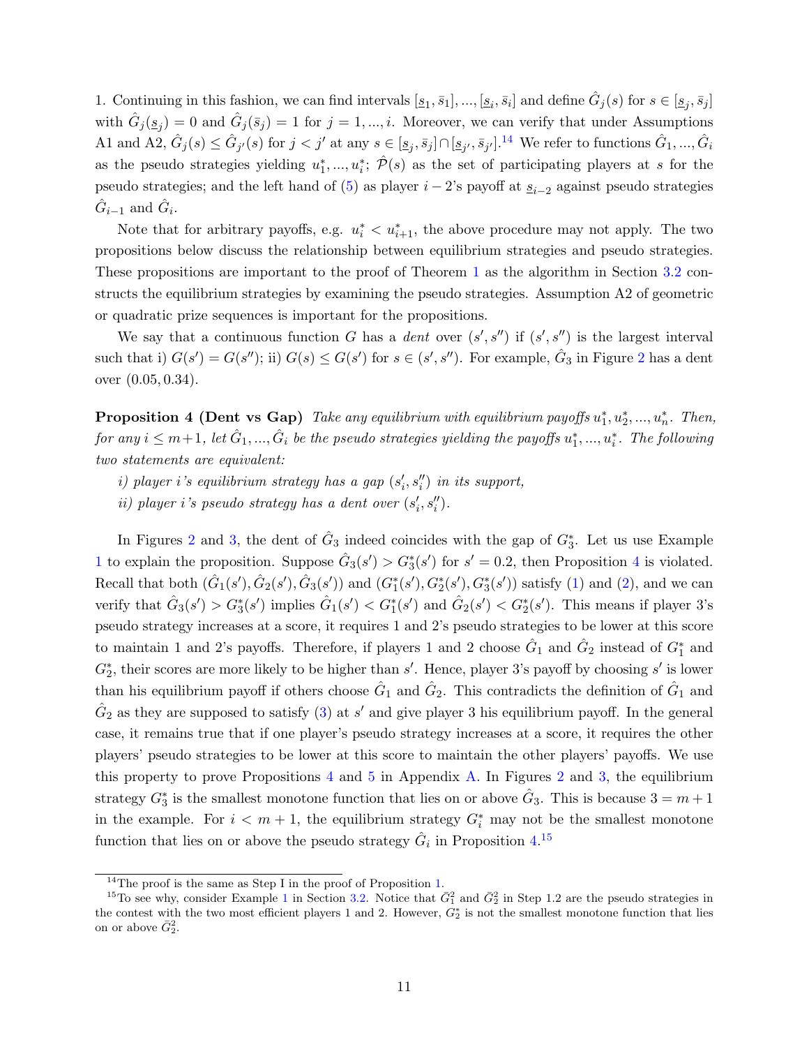1. Continuing in this fashion, we can find intervals $[\underline{s}_1, \bar{s}_1], ..., [\underline{s}_i, \bar{s}_i]$ and define $\hat{G}_j(s)$ for $s \in [\underline{s}_j, \bar{s}_j]$ with $\hat{G}_j(\underline{s}_j) = 0$ and $\hat{G}_j(\bar{s}_j) = 1$ for $j = 1, ..., i$. Moreover, we can verify that under Assumptions A1 and A2, $\hat{G}_j(s) \le \hat{G}_{j'}(s)$ for $j < j'$ at any $s \in [\underline{s}_j, \bar{s}_j] \cap [\underline{s}_{j'}, \bar{s}_{j'}]$.[14] We refer to functions $\hat{G}_1, ..., \hat{G}_i$ as the pseudo strategies yielding $u_1^*, ..., u_i^*$; $\hat{\mathcal{P}}(s)$ as the set of participating players at $s$ for the pseudo strategies; and the left hand of (5) as player $i-2$'s payoff at $\underline{s}_{i-2}$ against pseudo strategies $\hat{G}_{i-1}$ and $\hat{G}_i$.

Note that for arbitrary payoffs, e.g. $u_i^* < u_{i+1}^*$, the above procedure may not apply. The two propositions below discuss the relationship between equilibrium strategies and pseudo strategies. These propositions are important to the proof of Theorem 1 as the algorithm in Section 3.2 constructs the equilibrium strategies by examining the pseudo strategies. Assumption A2 of geometric or quadratic prize sequences is important for the propositions.

We say that a continuous function $G$ has a *dent* over $(s', s'')$ if $(s', s'')$ is the largest interval such that i) $G(s') = G(s'')$; ii) $G(s) \le G(s')$ for $s \in (s', s'')$. For example, $\hat{G}_3$ in Figure 2 has a dent over $(0.05, 0.34)$.

**Proposition 4 (Dent vs Gap)** *Take any equilibrium with equilibrium payoffs $u_1^*, u_2^*, ..., u_n^*$. Then, for any $i \le m+1$, let $\hat{G}_1, ..., \hat{G}_i$ be the pseudo strategies yielding the payoffs $u_1^*, ..., u_i^*$. The following two statements are equivalent:*

*i) player $i$'s equilibrium strategy has a gap $(s_i', s_i'')$ in its support,*

*ii) player $i$'s pseudo strategy has a dent over $(s_i', s_i'')$.*

In Figures 2 and 3, the dent of $\hat{G}_3$ indeed coincides with the gap of $G_3^*$. Let us use Example 1 to explain the proposition. Suppose $\hat{G}_3(s') > G_3^*(s')$ for $s' = 0.2$, then Proposition 4 is violated. Recall that both $(\hat{G}_1(s'), \hat{G}_2(s'), \hat{G}_3(s'))$ and $(G_1^*(s'), G_2^*(s'), G_3^*(s'))$ satisfy (1) and (2), and we can verify that $\hat{G}_3(s') > G_3^*(s')$ implies $\hat{G}_1(s') < G_1^*(s')$ and $\hat{G}_2(s') < G_2^*(s')$. This means if player 3's pseudo strategy increases at a score, it requires 1 and 2's pseudo strategies to be lower at this score to maintain 1 and 2's payoffs. Therefore, if players 1 and 2 choose $\hat{G}_1$ and $\hat{G}_2$ instead of $G_1^*$ and $G_2^*$, their scores are more likely to be higher than $s'$. Hence, player 3's payoff by choosing $s'$ is lower than his equilibrium payoff if others choose $\hat{G}_1$ and $\hat{G}_2$. This contradicts the definition of $\hat{G}_1$ and $\hat{G}_2$ as they are supposed to satisfy (3) at $s'$ and give player 3 his equilibrium payoff. In the general case, it remains true that if one player's pseudo strategy increases at a score, it requires the other players' pseudo strategies to be lower at this score to maintain the other players' payoffs. We use this property to prove Propositions 4 and 5 in Appendix A. In Figures 2 and 3, the equilibrium strategy $G_3^*$ is the smallest monotone function that lies on or above $\hat{G}_3$. This is because $3 = m+1$ in the example. For $i < m+1$, the equilibrium strategy $G_i^*$ may not be the smallest monotone function that lies on or above the pseudo strategy $\hat{G}_i$ in Proposition 4.[15]

---

[14] The proof is the same as Step I in the proof of Proposition 1.

[15] To see why, consider Example 1 in Section 3.2. Notice that $\bar{G}_1^2$ and $\bar{G}_2^2$ in Step 1.2 are the pseudo strategies in the contest with the two most efficient players 1 and 2. However, $G_2^*$ is not the smallest monotone function that lies on or above $\bar{G}_2^2$.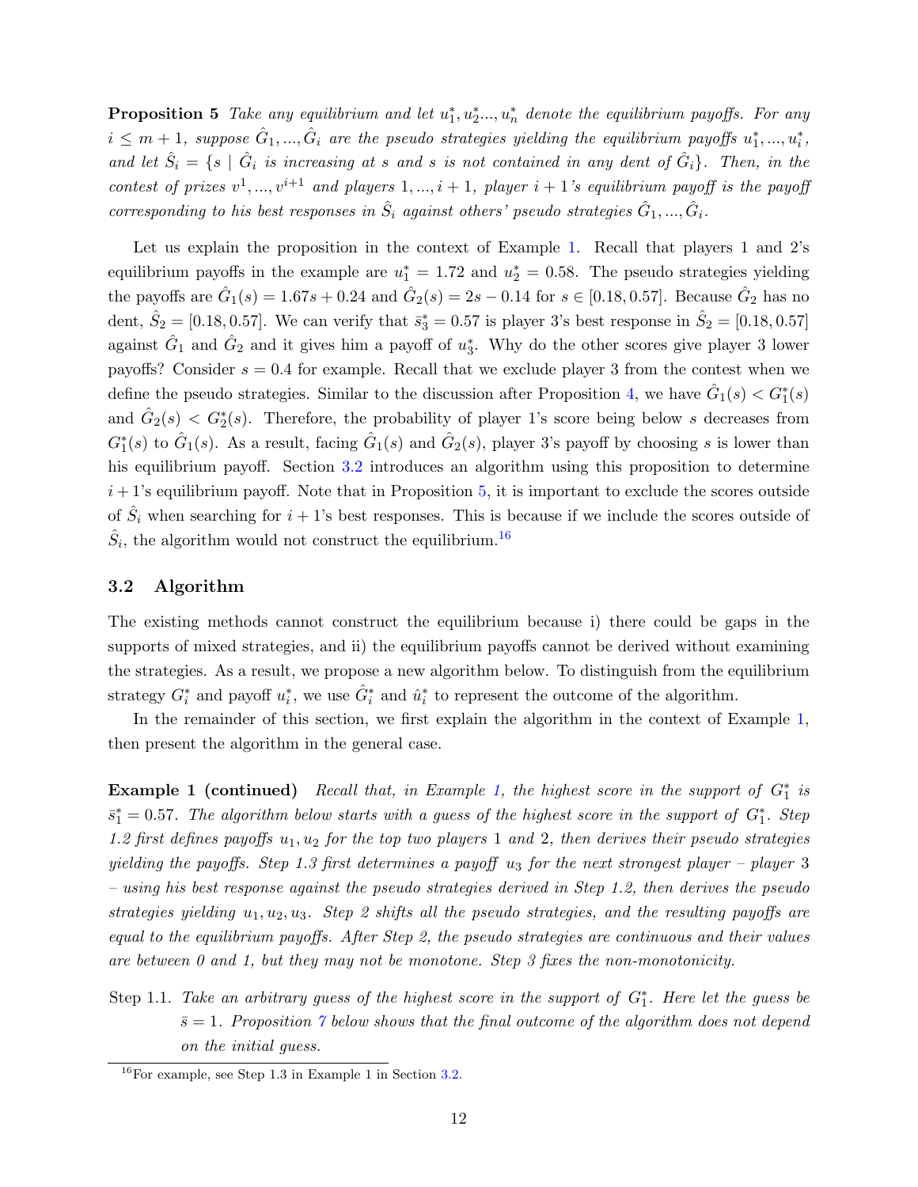**Proposition 5** *Take any equilibrium and let $u_1^*, u_2^*..., u_n^*$ denote the equilibrium payoffs. For any $i \leq m+1$, suppose $\hat{G}_1, ..., \hat{G}_i$ are the pseudo strategies yielding the equilibrium payoffs $u_1^*, ..., u_i^*$, and let $\hat{S}_i = \{s \mid \hat{G}_i$ is increasing at $s$ and $s$ is not contained in any dent of $\hat{G}_i\}$. Then, in the contest of prizes $v^1, ..., v^{i+1}$ and players $1, ..., i+1$, player $i+1$'s equilibrium payoff is the payoff corresponding to his best responses in $\hat{S}_i$ against others' pseudo strategies $\hat{G}_1, ..., \hat{G}_i$.*

Let us explain the proposition in the context of Example 1. Recall that players 1 and 2's equilibrium payoffs in the example are $u_1^* = 1.72$ and $u_2^* = 0.58$. The pseudo strategies yielding the payoffs are $\hat{G}_1(s) = 1.67s + 0.24$ and $\hat{G}_2(s) = 2s - 0.14$ for $s \in [0.18, 0.57]$. Because $\hat{G}_2$ has no dent, $\hat{S}_2 = [0.18, 0.57]$. We can verify that $\bar{s}_3^* = 0.57$ is player 3's best response in $\hat{S}_2 = [0.18, 0.57]$ against $\hat{G}_1$ and $\hat{G}_2$ and it gives him a payoff of $u_3^*$. Why do the other scores give player 3 lower payoffs? Consider $s = 0.4$ for example. Recall that we exclude player 3 from the contest when we define the pseudo strategies. Similar to the discussion after Proposition 4, we have $\hat{G}_1(s) < G_1^*(s)$ and $\hat{G}_2(s) < G_2^*(s)$. Therefore, the probability of player 1's score being below $s$ decreases from $G_1^*(s)$ to $\hat{G}_1(s)$. As a result, facing $\hat{G}_1(s)$ and $\hat{G}_2(s)$, player 3's payoff by choosing $s$ is lower than his equilibrium payoff. Section 3.2 introduces an algorithm using this proposition to determine $i+1$'s equilibrium payoff. Note that in Proposition 5, it is important to exclude the scores outside of $\hat{S}_i$ when searching for $i+1$'s best responses. This is because if we include the scores outside of $\hat{S}_i$, the algorithm would not construct the equilibrium.[16]

### 3.2 Algorithm

The existing methods cannot construct the equilibrium because i) there could be gaps in the supports of mixed strategies, and ii) the equilibrium payoffs cannot be derived without examining the strategies. As a result, we propose a new algorithm below. To distinguish from the equilibrium strategy $G_i^*$ and payoff $u_i^*$, we use $\hat{G}_i^*$ and $\hat{u}_i^*$ to represent the outcome of the algorithm.

In the remainder of this section, we first explain the algorithm in the context of Example 1, then present the algorithm in the general case.

**Example 1 (continued)** *Recall that, in Example 1, the highest score in the support of $G_1^*$ is $\bar{s}_1^* = 0.57$. The algorithm below starts with a guess of the highest score in the support of $G_1^*$. Step 1.2 first defines payoffs $u_1, u_2$ for the top two players 1 and 2, then derives their pseudo strategies yielding the payoffs. Step 1.3 first determines a payoff $u_3$ for the next strongest player – player 3 – using his best response against the pseudo strategies derived in Step 1.2, then derives the pseudo strategies yielding $u_1, u_2, u_3$. Step 2 shifts all the pseudo strategies, and the resulting payoffs are equal to the equilibrium payoffs. After Step 2, the pseudo strategies are continuous and their values are between 0 and 1, but they may not be monotone. Step 3 fixes the non-monotonicity.*

Step 1.1. *Take an arbitrary guess of the highest score in the support of $G_1^*$. Here let the guess be $\bar{s} = 1$. Proposition 7 below shows that the final outcome of the algorithm does not depend on the initial guess.*

[16] For example, see Step 1.3 in Example 1 in Section 3.2.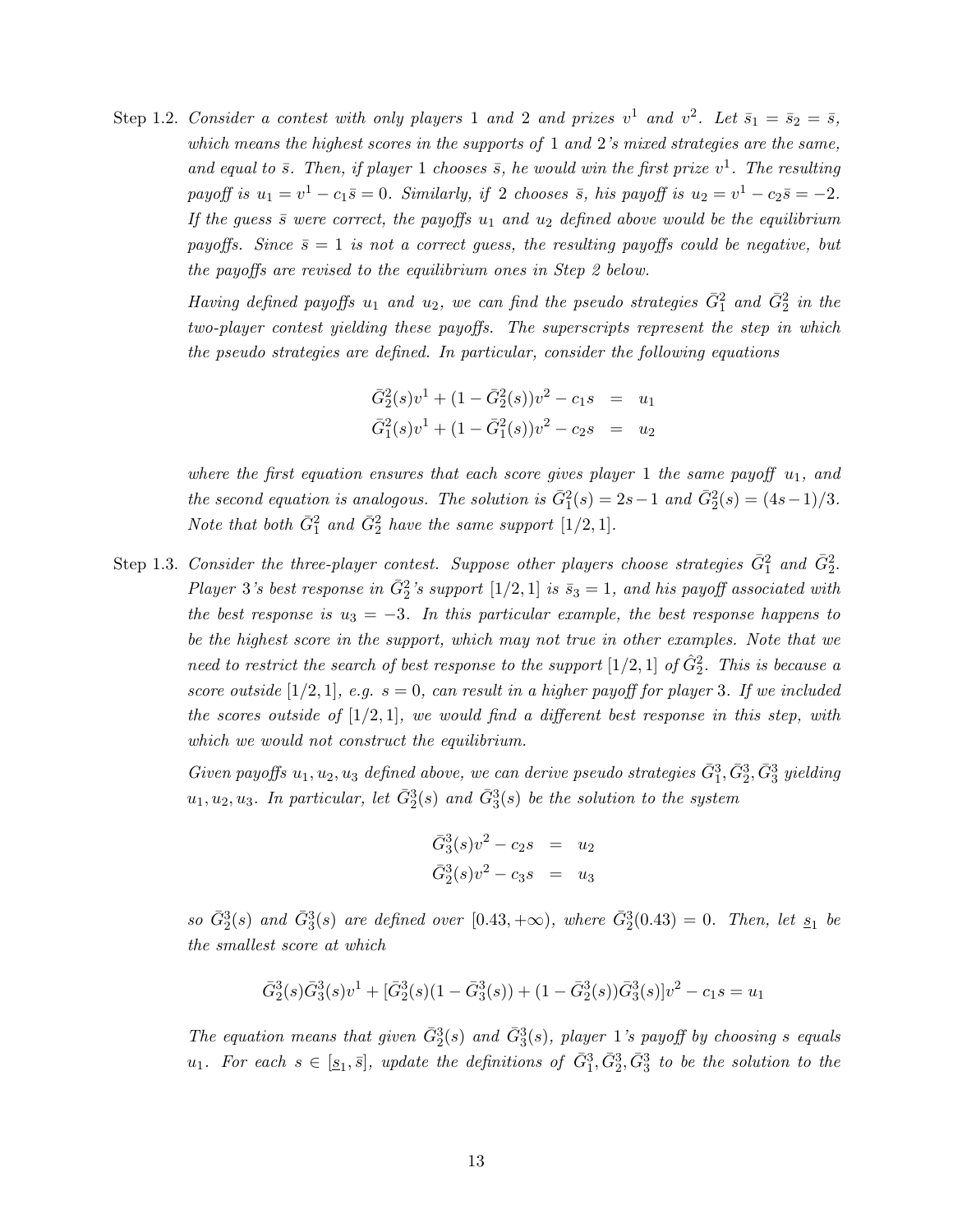Step 1.2. *Consider a contest with only players 1 and 2 and prizes $v^1$ and $v^2$. Let $\bar{s}_1 = \bar{s}_2 = \bar{s}$, which means the highest scores in the supports of 1 and 2's mixed strategies are the same, and equal to $\bar{s}$. Then, if player 1 chooses $\bar{s}$, he would win the first prize $v^1$. The resulting payoff is $u_1 = v^1 - c_1\bar{s} = 0$. Similarly, if 2 chooses $\bar{s}$, his payoff is $u_2 = v^1 - c_2\bar{s} = -2$. If the guess $\bar{s}$ were correct, the payoffs $u_1$ and $u_2$ defined above would be the equilibrium payoffs. Since $\bar{s} = 1$ is not a correct guess, the resulting payoffs could be negative, but the payoffs are revised to the equilibrium ones in Step 2 below.*

*Having defined payoffs $u_1$ and $u_2$, we can find the pseudo strategies $\bar{G}_1^2$ and $\bar{G}_2^2$ in the two-player contest yielding these payoffs. The superscripts represent the step in which the pseudo strategies are defined. In particular, consider the following equations*

$$\begin{aligned}
\bar{G}_2^2(s)v^1 + (1 - \bar{G}_2^2(s))v^2 - c_1 s &= u_1 \\
\bar{G}_1^2(s)v^1 + (1 - \bar{G}_1^2(s))v^2 - c_2 s &= u_2
\end{aligned}$$

*where the first equation ensures that each score gives player 1 the same payoff $u_1$, and the second equation is analogous. The solution is $\bar{G}_1^2(s) = 2s - 1$ and $\bar{G}_2^2(s) = (4s-1)/3$. Note that both $\bar{G}_1^2$ and $\bar{G}_2^2$ have the same support $[1/2, 1]$.*

Step 1.3. *Consider the three-player contest. Suppose other players choose strategies $\bar{G}_1^2$ and $\bar{G}_2^2$. Player 3's best response in $\bar{G}_2^2$'s support $[1/2, 1]$ is $\bar{s}_3 = 1$, and his payoff associated with the best response is $u_3 = -3$. In this particular example, the best response happens to be the highest score in the support, which may not true in other examples. Note that we need to restrict the search of best response to the support $[1/2, 1]$ of $\hat{G}_2^2$. This is because a score outside $[1/2, 1]$, e.g. $s = 0$, can result in a higher payoff for player 3. If we included the scores outside of $[1/2, 1]$, we would find a different best response in this step, with which we would not construct the equilibrium.*

*Given payoffs $u_1, u_2, u_3$ defined above, we can derive pseudo strategies $\bar{G}_1^3, \bar{G}_2^3, \bar{G}_3^3$ yielding $u_1, u_2, u_3$. In particular, let $\bar{G}_2^3(s)$ and $\bar{G}_3^3(s)$ be the solution to the system*

$$\begin{aligned}
\bar{G}_3^3(s)v^2 - c_2 s &= u_2 \\
\bar{G}_2^3(s)v^2 - c_3 s &= u_3
\end{aligned}$$

*so $\bar{G}_2^3(s)$ and $\bar{G}_3^3(s)$ are defined over $[0.43, +\infty)$, where $\bar{G}_2^3(0.43) = 0$. Then, let $\underline{s}_1$ be the smallest score at which*

$$\bar{G}_2^3(s)\bar{G}_3^3(s)v^1 + [\bar{G}_2^3(s)(1 - \bar{G}_3^3(s)) + (1 - \bar{G}_2^3(s))\bar{G}_3^3(s)]v^2 - c_1 s = u_1$$

*The equation means that given $\bar{G}_2^3(s)$ and $\bar{G}_3^3(s)$, player 1's payoff by choosing $s$ equals $u_1$. For each $s \in [\underline{s}_1, \bar{s}]$, update the definitions of $\bar{G}_1^3, \bar{G}_2^3, \bar{G}_3^3$ to be the solution to the*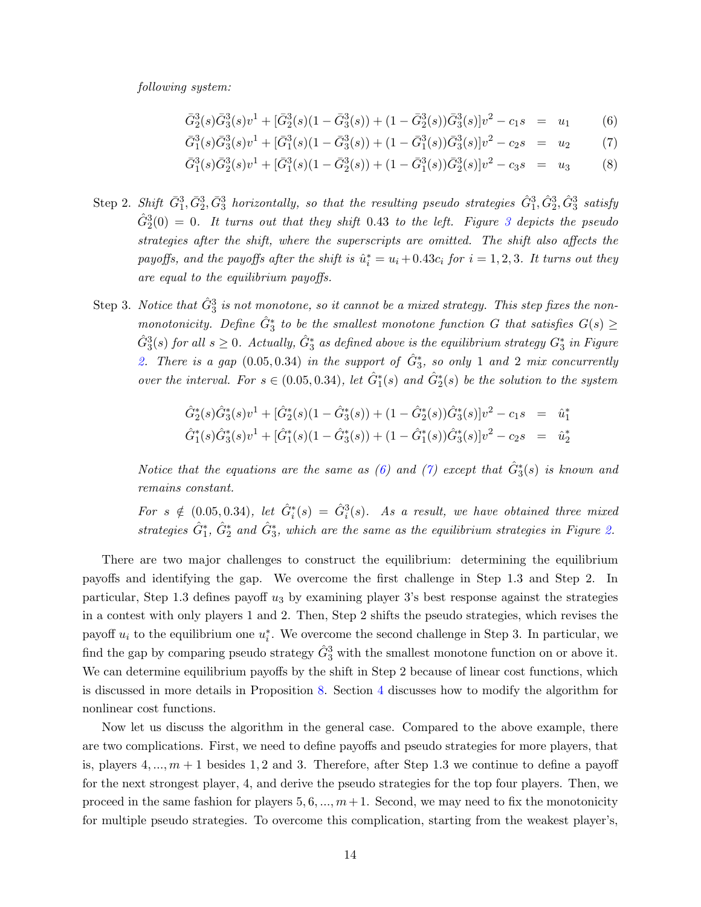*following system:*

$$\bar{G}_2^3(s)\bar{G}_3^3(s)v^1 + [\bar{G}_2^3(s)(1-\bar{G}_3^3(s)) + (1-\bar{G}_2^3(s))\bar{G}_3^3(s)]v^2 - c_1 s \;=\; u_1 \tag{6}$$

$$\bar{G}_1^3(s)\bar{G}_3^3(s)v^1 + [\bar{G}_1^3(s)(1-\bar{G}_3^3(s)) + (1-\bar{G}_1^3(s))\bar{G}_3^3(s)]v^2 - c_2 s \;=\; u_2 \tag{7}$$

$$\bar{G}_1^3(s)\bar{G}_2^3(s)v^1 + [\bar{G}_1^3(s)(1-\bar{G}_2^3(s)) + (1-\bar{G}_1^3(s))\bar{G}_2^3(s)]v^2 - c_3 s \;=\; u_3 \tag{8}$$

Step 2. *Shift $\bar{G}_1^3, \bar{G}_2^3, \bar{G}_3^3$ horizontally, so that the resulting pseudo strategies $\hat{G}_1^3, \hat{G}_2^3, \hat{G}_3^3$ satisfy $\hat{G}_2^3(0) = 0$. It turns out that they shift 0.43 to the left. Figure 3 depicts the pseudo strategies after the shift, where the superscripts are omitted. The shift also affects the payoffs, and the payoffs after the shift is $\hat{u}_i^* = u_i + 0.43c_i$ for $i = 1, 2, 3$. It turns out they are equal to the equilibrium payoffs.*

Step 3. *Notice that $\hat{G}_3^3$ is not monotone, so it cannot be a mixed strategy. This step fixes the non-monotonicity. Define $\hat{G}_3^*$ to be the smallest monotone function $G$ that satisfies $G(s) \geq \hat{G}_3^3(s)$ for all $s \geq 0$. Actually, $\hat{G}_3^*$ as defined above is the equilibrium strategy $G_3^*$ in Figure 2. There is a gap $(0.05, 0.34)$ in the support of $\hat{G}_3^*$, so only 1 and 2 mix concurrently over the interval. For $s \in (0.05, 0.34)$, let $\hat{G}_1^*(s)$ and $\hat{G}_2^*(s)$ be the solution to the system*

$$\hat{G}_2^*(s)\hat{G}_3^*(s)v^1 + [\hat{G}_2^*(s)(1-\hat{G}_3^*(s)) + (1-\hat{G}_2^*(s))\hat{G}_3^*(s)]v^2 - c_1 s \;=\; \hat{u}_1^*$$

$$\hat{G}_1^*(s)\hat{G}_3^*(s)v^1 + [\hat{G}_1^*(s)(1-\hat{G}_3^*(s)) + (1-\hat{G}_1^*(s))\hat{G}_3^*(s)]v^2 - c_2 s \;=\; \hat{u}_2^*$$

*Notice that the equations are the same as (6) and (7) except that $\hat{G}_3^*(s)$ is known and remains constant.*

*For $s \notin (0.05, 0.34)$, let $\hat{G}_i^*(s) = \hat{G}_i^3(s)$. As a result, we have obtained three mixed strategies $\hat{G}_1^*$, $\hat{G}_2^*$ and $\hat{G}_3^*$, which are the same as the equilibrium strategies in Figure 2.*

There are two major challenges to construct the equilibrium: determining the equilibrium payoffs and identifying the gap. We overcome the first challenge in Step 1.3 and Step 2. In particular, Step 1.3 defines payoff $u_3$ by examining player 3's best response against the strategies in a contest with only players 1 and 2. Then, Step 2 shifts the pseudo strategies, which revises the payoff $u_i$ to the equilibrium one $u_i^*$. We overcome the second challenge in Step 3. In particular, we find the gap by comparing pseudo strategy $\hat{G}_3^3$ with the smallest monotone function on or above it. We can determine equilibrium payoffs by the shift in Step 2 because of linear cost functions, which is discussed in more details in Proposition 8. Section 4 discusses how to modify the algorithm for nonlinear cost functions.

Now let us discuss the algorithm in the general case. Compared to the above example, there are two complications. First, we need to define payoffs and pseudo strategies for more players, that is, players $4, ..., m+1$ besides 1, 2 and 3. Therefore, after Step 1.3 we continue to define a payoff for the next strongest player, 4, and derive the pseudo strategies for the top four players. Then, we proceed in the same fashion for players $5, 6, ..., m+1$. Second, we may need to fix the monotonicity for multiple pseudo strategies. To overcome this complication, starting from the weakest player's,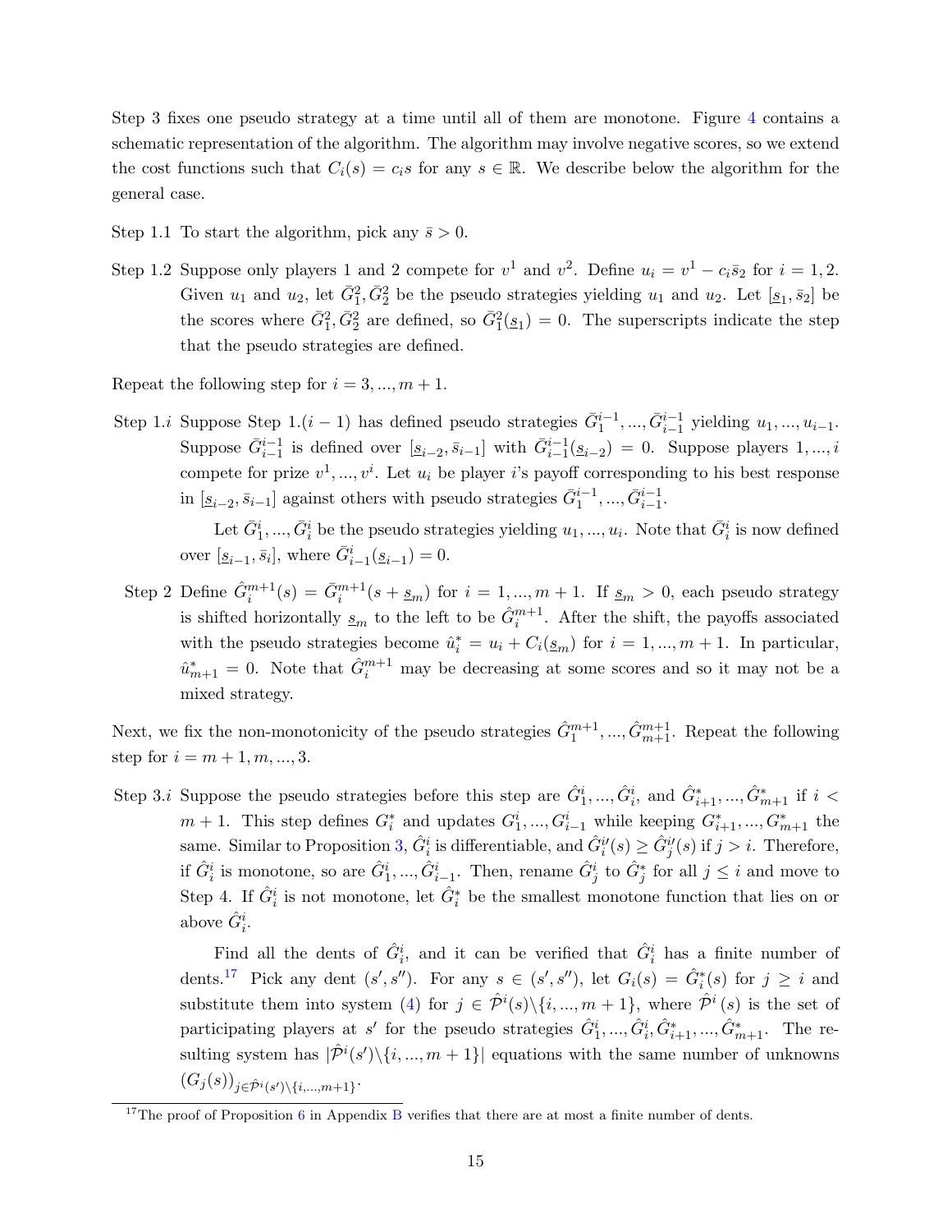Step 3 fixes one pseudo strategy at a time until all of them are monotone. Figure 4 contains a schematic representation of the algorithm. The algorithm may involve negative scores, so we extend the cost functions such that $C_i(s) = c_i s$ for any $s \in \mathbb{R}$. We describe below the algorithm for the general case.

Step 1.1 To start the algorithm, pick any $\bar{s} > 0$.

Step 1.2 Suppose only players 1 and 2 compete for $v^1$ and $v^2$. Define $u_i = v^1 - c_i \bar{s}_2$ for $i = 1, 2$. Given $u_1$ and $u_2$, let $\bar{G}_1^2, \bar{G}_2^2$ be the pseudo strategies yielding $u_1$ and $u_2$. Let $[\underline{s}_1, \bar{s}_2]$ be the scores where $\bar{G}_1^2, \bar{G}_2^2$ are defined, so $\bar{G}_1^2(\underline{s}_1) = 0$. The superscripts indicate the step that the pseudo strategies are defined.

Repeat the following step for $i = 3, ..., m+1$.

Step 1.$i$ Suppose Step 1.$(i-1)$ has defined pseudo strategies $\bar{G}_1^{i-1}, ..., \bar{G}_{i-1}^{i-1}$ yielding $u_1, ..., u_{i-1}$. Suppose $\bar{G}_{i-1}^{i-1}$ is defined over $[\underline{s}_{i-2}, \bar{s}_{i-1}]$ with $\bar{G}_{i-1}^{i-1}(\underline{s}_{i-2}) = 0$. Suppose players $1, ..., i$ compete for prize $v^1, ..., v^i$. Let $u_i$ be player $i$'s payoff corresponding to his best response in $[\underline{s}_{i-2}, \bar{s}_{i-1}]$ against others with pseudo strategies $\bar{G}_1^{i-1}, ..., \bar{G}_{i-1}^{i-1}$.

Let $\bar{G}_1^i, ..., \bar{G}_i^i$ be the pseudo strategies yielding $u_1, ..., u_i$. Note that $\bar{G}_i^i$ is now defined over $[\underline{s}_{i-1}, \bar{s}_i]$, where $\bar{G}_{i-1}^i(\underline{s}_{i-1}) = 0$.

Step 2 Define $\hat{G}_i^{m+1}(s) = \bar{G}_i^{m+1}(s + \underline{s}_m)$ for $i = 1, ..., m+1$. If $\underline{s}_m > 0$, each pseudo strategy is shifted horizontally $\underline{s}_m$ to the left to be $\hat{G}_i^{m+1}$. After the shift, the payoffs associated with the pseudo strategies become $\hat{u}_i^* = u_i + C_i(\underline{s}_m)$ for $i = 1, ..., m+1$. In particular, $\hat{u}_{m+1}^* = 0$. Note that $\hat{G}_i^{m+1}$ may be decreasing at some scores and so it may not be a mixed strategy.

Next, we fix the non-monotonicity of the pseudo strategies $\hat{G}_1^{m+1}, ..., \hat{G}_{m+1}^{m+1}$. Repeat the following step for $i = m+1, m, ..., 3$.

Step 3.$i$ Suppose the pseudo strategies before this step are $\hat{G}_1^i, ..., \hat{G}_i^i$, and $\hat{G}_{i+1}^*, ..., \hat{G}_{m+1}^*$ if $i < m+1$. This step defines $G_i^*$ and updates $G_1^i, ..., G_{i-1}^i$ while keeping $G_{i+1}^*, ..., G_{m+1}^*$ the same. Similar to Proposition 3, $\hat{G}_i^i$ is differentiable, and $\hat{G}_i^{i\prime}(s) \geq \hat{G}_j^{i\prime}(s)$ if $j > i$. Therefore, if $\hat{G}_i^i$ is monotone, so are $\hat{G}_1^i, ..., \hat{G}_{i-1}^i$. Then, rename $\hat{G}_j^i$ to $\hat{G}_j^*$ for all $j \leq i$ and move to Step 4. If $\hat{G}_i^i$ is not monotone, let $\hat{G}_i^*$ be the smallest monotone function that lies on or above $\hat{G}_i^i$.

Find all the dents of $\hat{G}_i^i$, and it can be verified that $\hat{G}_i^i$ has a finite number of dents.[17] Pick any dent $(s', s'')$. For any $s \in (s', s'')$, let $G_i(s) = \hat{G}_i^*(s)$ for $j \geq i$ and substitute them into system (4) for $j \in \hat{\mathcal{P}}^i(s) \backslash \{i, ..., m+1\}$, where $\hat{\mathcal{P}}^i(s)$ is the set of participating players at $s'$ for the pseudo strategies $\hat{G}_1^i, ..., \hat{G}_i^i, \hat{G}_{i+1}^*, ..., \hat{G}_{m+1}^*$. The resulting system has $|\hat{\mathcal{P}}^i(s') \backslash \{i, ..., m+1\}|$ equations with the same number of unknowns $(G_j(s))_{j \in \hat{\mathcal{P}}^i(s') \backslash \{i, ..., m+1\}}$.

[17] The proof of Proposition 6 in Appendix B verifies that there are at most a finite number of dents.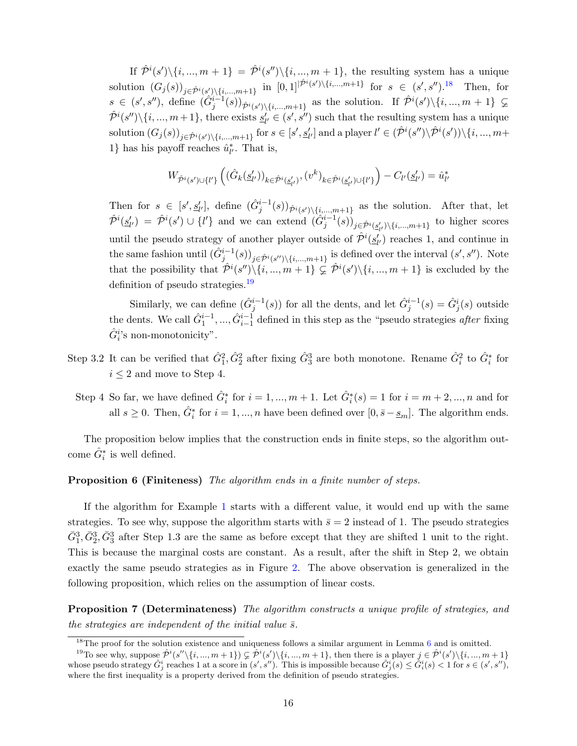If $\hat{\mathcal{P}}^i(s')\backslash\{i,...,m+1\} = \hat{\mathcal{P}}^i(s'')\backslash\{i,...,m+1\}$, the resulting system has a unique solution $(G_j(s))_{j\in\hat{\mathcal{P}}^i(s')\backslash\{i,...,m+1\}}$ in $[0,1]^{|\hat{\mathcal{P}}^i(s')\backslash\{i,...,m+1\}|}$ for $s \in (s', s'')$.[18] Then, for $s \in (s', s'')$, define $(\hat{G}_j^{i-1}(s))_{\hat{\mathcal{P}}^i(s')\backslash\{i,...,m+1\}}$ as the solution. If $\hat{\mathcal{P}}^i(s')\backslash\{i,...,m+1\} \subsetneq \hat{\mathcal{P}}^i(s'')\backslash\{i,...,m+1\}$, there exists $\underline{s}'_{l'} \in (s', s'')$ such that the resulting system has a unique solution $(G_j(s))_{j\in\hat{\mathcal{P}}^i(s')\backslash\{i,...,m+1\}}$ for $s \in [s', \underline{s}'_{l'}]$ and a player $l' \in (\hat{\mathcal{P}}^i(s'')\backslash\hat{\mathcal{P}}^i(s'))\backslash\{i,...,m+1\}$ has his payoff reaches $\hat{u}^*_{l'}$. That is,

$$W_{\hat{\mathcal{P}}^i(s')\cup\{l'\}}\left((\hat{G}_k(\underline{s}'_{l'}))_{k\in\hat{\mathcal{P}}^i(\underline{s}'_{l'})}, (v^k)_{k\in\hat{\mathcal{P}}^i(\underline{s}'_{l'})\cup\{l'\}}\right) - C_{l'}(\underline{s}'_{l'}) = \hat{u}^*_{l'}$$

Then for $s \in [s', \underline{s}'_{l'}]$, define $(\hat{G}_j^{i-1}(s))_{\hat{\mathcal{P}}^i(s')\backslash\{i,...,m+1\}}$ as the solution. After that, let $\hat{\mathcal{P}}^i(\underline{s}'_{l'}) = \hat{\mathcal{P}}^i(s') \cup \{l'\}$ and we can extend $(\hat{G}_j^{i-1}(s))_{j\in\hat{\mathcal{P}}^i(\underline{s}'_{l'})\backslash\{i,...,m+1\}}$ to higher scores until the pseudo strategy of another player outside of $\hat{\mathcal{P}}^i(\underline{s}'_{l'})$ reaches 1, and continue in the same fashion until $(\hat{G}_j^{i-1}(s))_{j\in\hat{\mathcal{P}}^i(s'')\backslash\{i,...,m+1\}}$ is defined over the interval $(s', s'')$. Note that the possibility that $\hat{\mathcal{P}}^i(s'')\backslash\{i,...,m+1\} \subsetneq \hat{\mathcal{P}}^i(s')\backslash\{i,...,m+1\}$ is excluded by the definition of pseudo strategies.[19]

Similarly, we can define $(\hat{G}_j^{i-1}(s))$ for all the dents, and let $\hat{G}_j^{i-1}(s) = \hat{G}_j^i(s)$ outside the dents. We call $\hat{G}_1^{i-1}, ..., \hat{G}_{i-1}^{i-1}$ defined in this step as the "pseudo strategies *after* fixing $\hat{G}_i^i$'s non-monotonicity".

Step 3.2 It can be verified that $\hat{G}_1^2, \hat{G}_2^2$ after fixing $\hat{G}_3^3$ are both monotone. Rename $\hat{G}_i^2$ to $\hat{G}_i^*$ for $i \leq 2$ and move to Step 4.

Step 4 So far, we have defined $\hat{G}_i^*$ for $i = 1, ..., m+1$. Let $\hat{G}_i^*(s) = 1$ for $i = m+2, ..., n$ and for all $s \geq 0$. Then, $\hat{G}_i^*$ for $i = 1, ..., n$ have been defined over $[0, \bar{s} - \underline{s}_m]$. The algorithm ends.

The proposition below implies that the construction ends in finite steps, so the algorithm outcome $\hat{G}_i^*$ is well defined.

**Proposition 6 (Finiteness)** *The algorithm ends in a finite number of steps.*

If the algorithm for Example 1 starts with a different value, it would end up with the same strategies. To see why, suppose the algorithm starts with $\bar{s} = 2$ instead of 1. The pseudo strategies $\bar{G}_1^3, \bar{G}_2^3, \bar{G}_3^3$ after Step 1.3 are the same as before except that they are shifted 1 unit to the right. This is because the marginal costs are constant. As a result, after the shift in Step 2, we obtain exactly the same pseudo strategies as in Figure 2. The above observation is generalized in the following proposition, which relies on the assumption of linear costs.

**Proposition 7 (Determinateness)** *The algorithm constructs a unique profile of strategies, and the strategies are independent of the initial value $\bar{s}$.*

[18] The proof for the solution existence and uniqueness follows a similar argument in Lemma 6 and is omitted.

[19] To see why, suppose $\hat{\mathcal{P}}^i(s''\backslash\{i,...,m+1\}) \subsetneq \hat{\mathcal{P}}^i(s')\backslash\{i,...,m+1\}$, then there is a player $j \in \hat{\mathcal{P}}^i(s')\backslash\{i,...,m+1\}$ whose pseudo strategy $\hat{G}_j^i$ reaches 1 at a score in $(s', s'')$. This is impossible because $\hat{G}_j^i(s) \leq \hat{G}_i^i(s) < 1$ for $s \in (s', s'')$, where the first inequality is a property derived from the definition of pseudo strategies.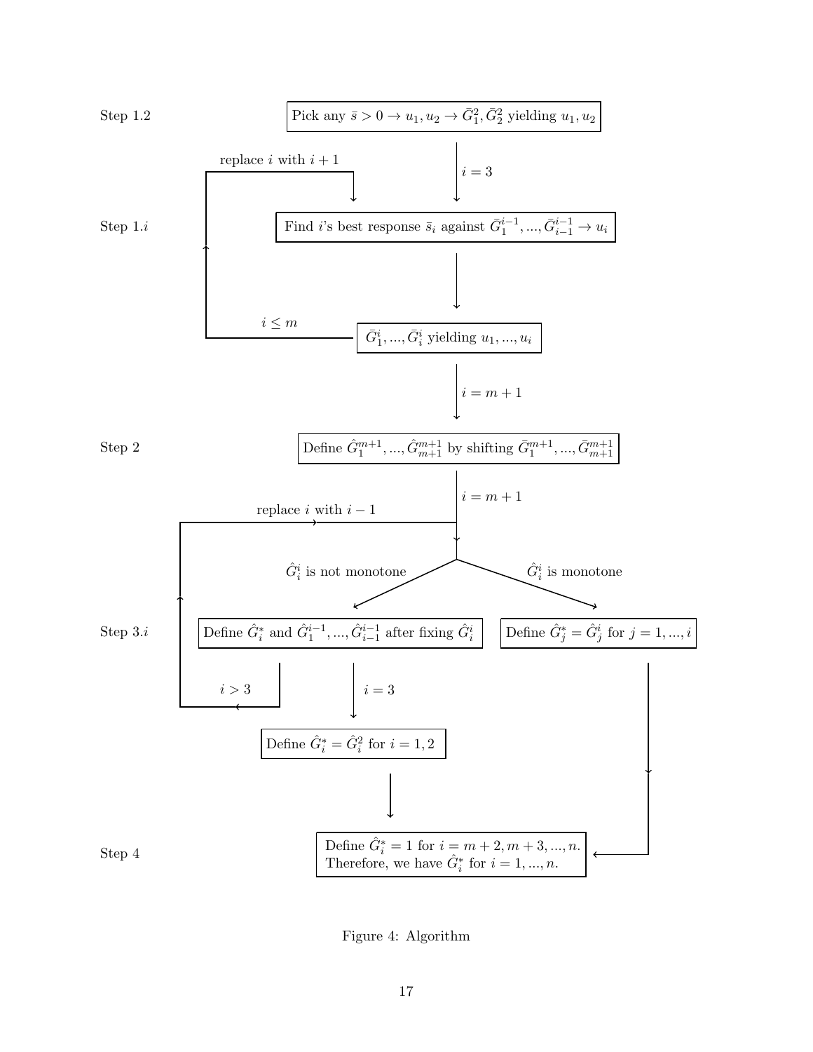Step 1.2 — Pick any $\bar{s} > 0 \rightarrow u_1, u_2 \rightarrow \bar{G}_1^2, \bar{G}_2^2$ yielding $u_1, u_2$

$i = 3$

Step 1.$i$ — Find $i$'s best response $\bar{s}_i$ against $\bar{G}_1^{i-1}, ..., \bar{G}_{i-1}^{i-1} \rightarrow u_i$

$\bar{G}_1^i, ..., \bar{G}_i^i$ yielding $u_1, ..., u_i$

$i \leq m$: replace $i$ with $i+1$

$i = m+1$

Step 2 — Define $\hat{G}_1^{m+1}, ..., \hat{G}_{m+1}^{m+1}$ by shifting $\bar{G}_1^{m+1}, ..., \bar{G}_{m+1}^{m+1}$

$i = m+1$

Step 3.$i$

- $\hat{G}_i^i$ is not monotone: Define $\hat{G}_i^*$ and $\hat{G}_1^{i-1}, ..., \hat{G}_{i-1}^{i-1}$ after fixing $\hat{G}_i^i$
  - $i > 3$: replace $i$ with $i-1$
  - $i = 3$: Define $\hat{G}_i^* = \hat{G}_i^2$ for $i = 1, 2$
- $\hat{G}_i^i$ is monotone: Define $\hat{G}_j^* = \hat{G}_j^i$ for $j = 1, ..., i$

Step 4 — Define $\hat{G}_i^* = 1$ for $i = m+2, m+3, ..., n$. Therefore, we have $\hat{G}_i^*$ for $i = 1, ..., n$.

Figure 4: Algorithm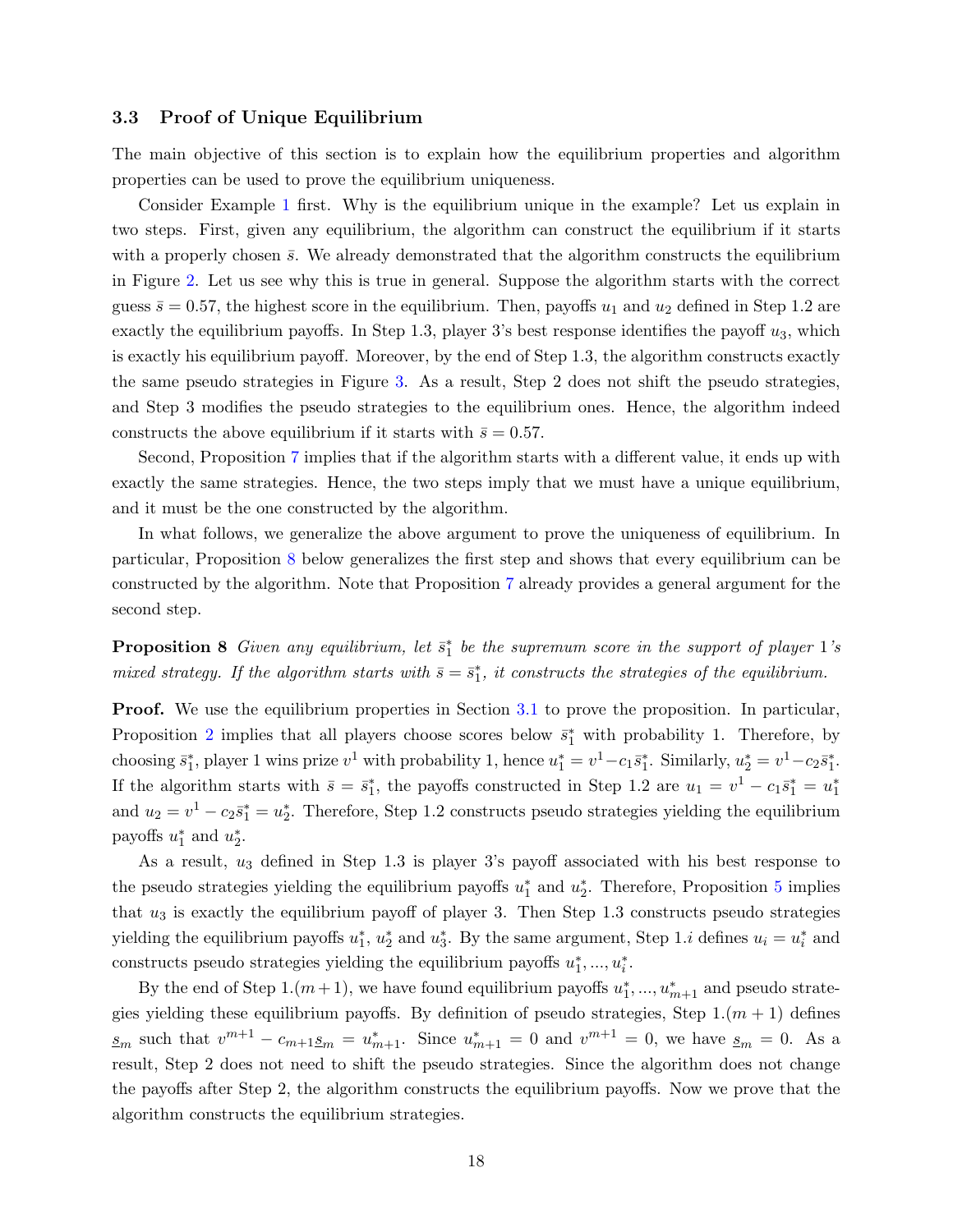### 3.3 Proof of Unique Equilibrium

The main objective of this section is to explain how the equilibrium properties and algorithm properties can be used to prove the equilibrium uniqueness.

Consider Example 1 first. Why is the equilibrium unique in the example? Let us explain in two steps. First, given any equilibrium, the algorithm can construct the equilibrium if it starts with a properly chosen $\bar{s}$. We already demonstrated that the algorithm constructs the equilibrium in Figure 2. Let us see why this is true in general. Suppose the algorithm starts with the correct guess $\bar{s} = 0.57$, the highest score in the equilibrium. Then, payoffs $u_1$ and $u_2$ defined in Step 1.2 are exactly the equilibrium payoffs. In Step 1.3, player 3's best response identifies the payoff $u_3$, which is exactly his equilibrium payoff. Moreover, by the end of Step 1.3, the algorithm constructs exactly the same pseudo strategies in Figure 3. As a result, Step 2 does not shift the pseudo strategies, and Step 3 modifies the pseudo strategies to the equilibrium ones. Hence, the algorithm indeed constructs the above equilibrium if it starts with $\bar{s} = 0.57$.

Second, Proposition 7 implies that if the algorithm starts with a different value, it ends up with exactly the same strategies. Hence, the two steps imply that we must have a unique equilibrium, and it must be the one constructed by the algorithm.

In what follows, we generalize the above argument to prove the uniqueness of equilibrium. In particular, Proposition 8 below generalizes the first step and shows that every equilibrium can be constructed by the algorithm. Note that Proposition 7 already provides a general argument for the second step.

**Proposition 8** *Given any equilibrium, let $\bar{s}_1^*$ be the supremum score in the support of player 1's mixed strategy. If the algorithm starts with $\bar{s} = \bar{s}_1^*$, it constructs the strategies of the equilibrium.*

**Proof.** We use the equilibrium properties in Section 3.1 to prove the proposition. In particular, Proposition 2 implies that all players choose scores below $\bar{s}_1^*$ with probability 1. Therefore, by choosing $\bar{s}_1^*$, player 1 wins prize $v^1$ with probability 1, hence $u_1^* = v^1 - c_1\bar{s}_1^*$. Similarly, $u_2^* = v^1 - c_2\bar{s}_1^*$. If the algorithm starts with $\bar{s} = \bar{s}_1^*$, the payoffs constructed in Step 1.2 are $u_1 = v^1 - c_1\bar{s}_1^* = u_1^*$ and $u_2 = v^1 - c_2\bar{s}_1^* = u_2^*$. Therefore, Step 1.2 constructs pseudo strategies yielding the equilibrium payoffs $u_1^*$ and $u_2^*$.

As a result, $u_3$ defined in Step 1.3 is player 3's payoff associated with his best response to the pseudo strategies yielding the equilibrium payoffs $u_1^*$ and $u_2^*$. Therefore, Proposition 5 implies that $u_3$ is exactly the equilibrium payoff of player 3. Then Step 1.3 constructs pseudo strategies yielding the equilibrium payoffs $u_1^*$, $u_2^*$ and $u_3^*$. By the same argument, Step 1.$i$ defines $u_i = u_i^*$ and constructs pseudo strategies yielding the equilibrium payoffs $u_1^*, ..., u_i^*$.

By the end of Step 1.$(m+1)$, we have found equilibrium payoffs $u_1^*, ..., u_{m+1}^*$ and pseudo strategies yielding these equilibrium payoffs. By definition of pseudo strategies, Step 1.$(m+1)$ defines $\underline{s}_m$ such that $v^{m+1} - c_{m+1}\underline{s}_m = u_{m+1}^*$. Since $u_{m+1}^* = 0$ and $v^{m+1} = 0$, we have $\underline{s}_m = 0$. As a result, Step 2 does not need to shift the pseudo strategies. Since the algorithm does not change the payoffs after Step 2, the algorithm constructs the equilibrium payoffs. Now we prove that the algorithm constructs the equilibrium strategies.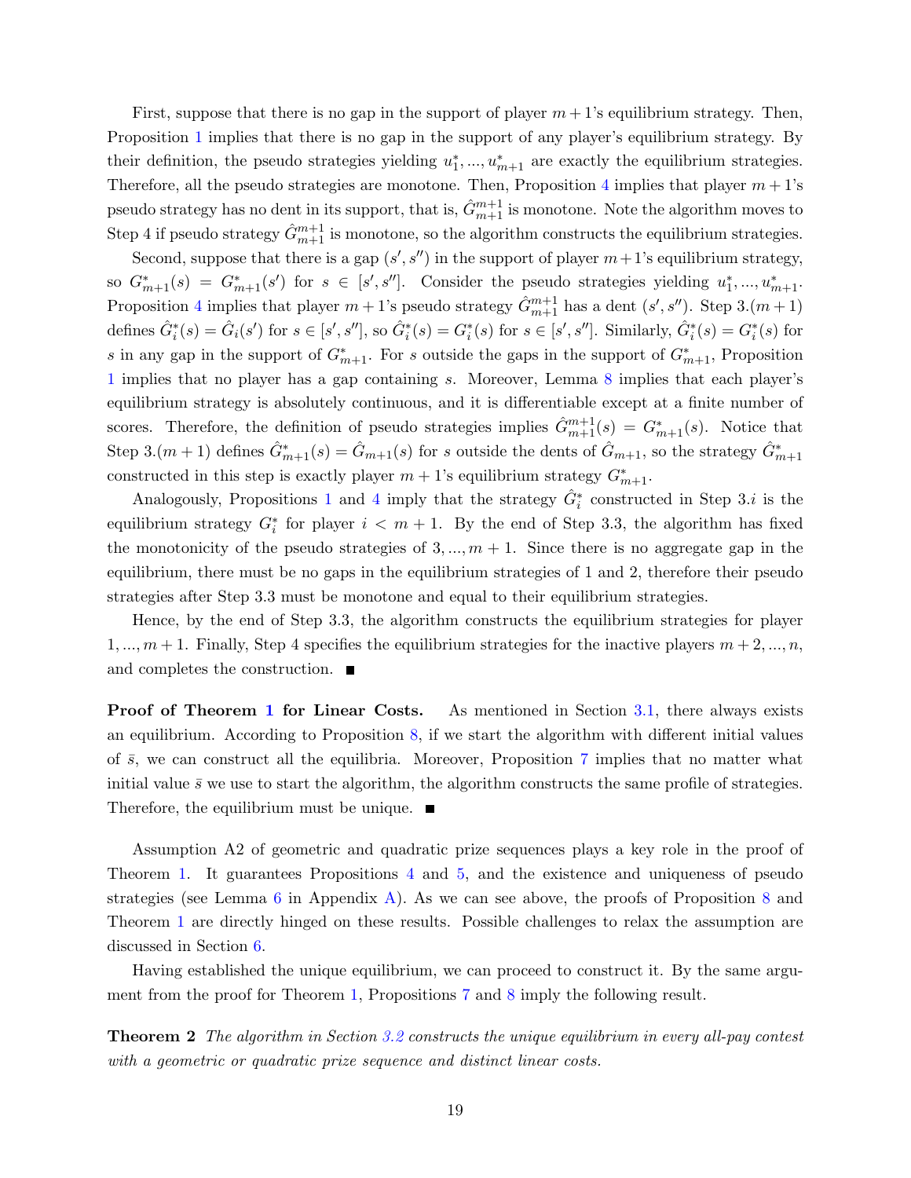First, suppose that there is no gap in the support of player $m+1$'s equilibrium strategy. Then, Proposition 1 implies that there is no gap in the support of any player's equilibrium strategy. By their definition, the pseudo strategies yielding $u_1^*, ..., u_{m+1}^*$ are exactly the equilibrium strategies. Therefore, all the pseudo strategies are monotone. Then, Proposition 4 implies that player $m+1$'s pseudo strategy has no dent in its support, that is, $\hat{G}_{m+1}^{m+1}$ is monotone. Note the algorithm moves to Step 4 if pseudo strategy $\hat{G}_{m+1}^{m+1}$ is monotone, so the algorithm constructs the equilibrium strategies.

Second, suppose that there is a gap $(s', s'')$ in the support of player $m+1$'s equilibrium strategy, so $G_{m+1}^*(s) = G_{m+1}^*(s')$ for $s \in [s', s'']$. Consider the pseudo strategies yielding $u_1^*, ..., u_{m+1}^*$. Proposition 4 implies that player $m+1$'s pseudo strategy $\hat{G}_{m+1}^{m+1}$ has a dent $(s', s'')$. Step 3.$(m+1)$ defines $\hat{G}_i^*(s) = \hat{G}_i(s')$ for $s \in [s', s'']$, so $\hat{G}_i^*(s) = G_i^*(s)$ for $s \in [s', s'']$. Similarly, $\hat{G}_i^*(s) = G_i^*(s)$ for $s$ in any gap in the support of $G_{m+1}^*$. For $s$ outside the gaps in the support of $G_{m+1}^*$, Proposition 1 implies that no player has a gap containing $s$. Moreover, Lemma 8 implies that each player's equilibrium strategy is absolutely continuous, and it is differentiable except at a finite number of scores. Therefore, the definition of pseudo strategies implies $\hat{G}_{m+1}^{m+1}(s) = G_{m+1}^*(s)$. Notice that Step 3.$(m+1)$ defines $\hat{G}_{m+1}^*(s) = \hat{G}_{m+1}(s)$ for $s$ outside the dents of $\hat{G}_{m+1}$, so the strategy $\hat{G}_{m+1}^*$ constructed in this step is exactly player $m+1$'s equilibrium strategy $G_{m+1}^*$.

Analogously, Propositions 1 and 4 imply that the strategy $\hat{G}_i^*$ constructed in Step 3.$i$ is the equilibrium strategy $G_i^*$ for player $i < m+1$. By the end of Step 3.3, the algorithm has fixed the monotonicity of the pseudo strategies of $3, ..., m+1$. Since there is no aggregate gap in the equilibrium, there must be no gaps in the equilibrium strategies of 1 and 2, therefore their pseudo strategies after Step 3.3 must be monotone and equal to their equilibrium strategies.

Hence, by the end of Step 3.3, the algorithm constructs the equilibrium strategies for player $1, ..., m+1$. Finally, Step 4 specifies the equilibrium strategies for the inactive players $m+2, ..., n$, and completes the construction. ∎

**Proof of Theorem 1 for Linear Costs.** As mentioned in Section 3.1, there always exists an equilibrium. According to Proposition 8, if we start the algorithm with different initial values of $\bar{s}$, we can construct all the equilibria. Moreover, Proposition 7 implies that no matter what initial value $\bar{s}$ we use to start the algorithm, the algorithm constructs the same profile of strategies. Therefore, the equilibrium must be unique. ∎

Assumption A2 of geometric and quadratic prize sequences plays a key role in the proof of Theorem 1. It guarantees Propositions 4 and 5, and the existence and uniqueness of pseudo strategies (see Lemma 6 in Appendix A). As we can see above, the proofs of Proposition 8 and Theorem 1 are directly hinged on these results. Possible challenges to relax the assumption are discussed in Section 6.

Having established the unique equilibrium, we can proceed to construct it. By the same argument from the proof for Theorem 1, Propositions 7 and 8 imply the following result.

**Theorem 2** *The algorithm in Section 3.2 constructs the unique equilibrium in every all-pay contest with a geometric or quadratic prize sequence and distinct linear costs.*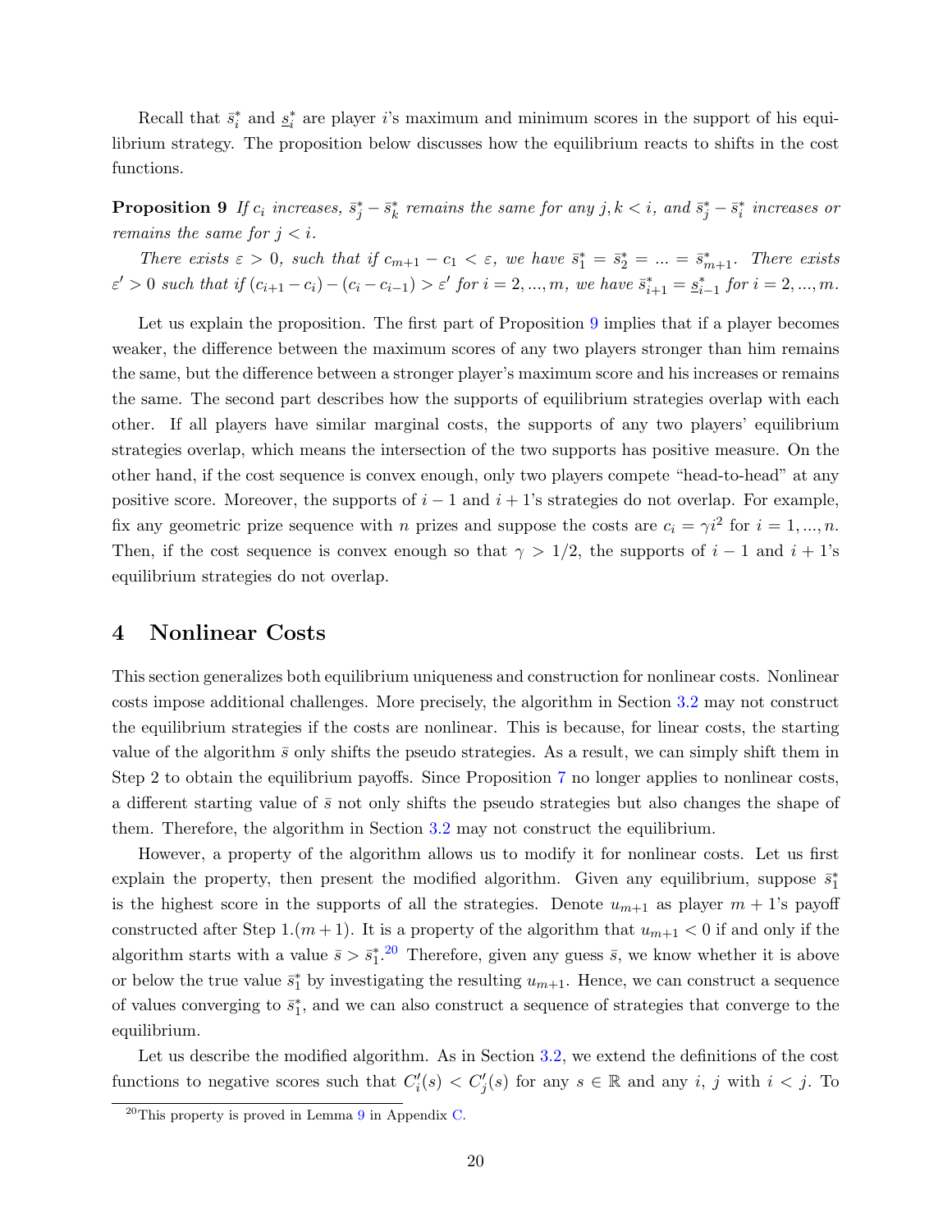Recall that $\bar{s}_i^*$ and $\underline{s}_i^*$ are player $i$'s maximum and minimum scores in the support of his equilibrium strategy. The proposition below discusses how the equilibrium reacts to shifts in the cost functions.

**Proposition 9** *If $c_i$ increases, $\bar{s}_j^* - \bar{s}_k^*$ remains the same for any $j, k < i$, and $\bar{s}_j^* - \bar{s}_i^*$ increases or remains the same for $j < i$.*

*There exists $\varepsilon > 0$, such that if $c_{m+1} - c_1 < \varepsilon$, we have $\bar{s}_1^* = \bar{s}_2^* = ... = \bar{s}_{m+1}^*$. There exists $\varepsilon' > 0$ such that if $(c_{i+1} - c_i) - (c_i - c_{i-1}) > \varepsilon'$ for $i = 2, ..., m$, we have $\bar{s}_{i+1}^* = \underline{s}_{i-1}^*$ for $i = 2, ..., m$.*

Let us explain the proposition. The first part of Proposition 9 implies that if a player becomes weaker, the difference between the maximum scores of any two players stronger than him remains the same, but the difference between a stronger player's maximum score and his increases or remains the same. The second part describes how the supports of equilibrium strategies overlap with each other. If all players have similar marginal costs, the supports of any two players' equilibrium strategies overlap, which means the intersection of the two supports has positive measure. On the other hand, if the cost sequence is convex enough, only two players compete "head-to-head" at any positive score. Moreover, the supports of $i - 1$ and $i + 1$'s strategies do not overlap. For example, fix any geometric prize sequence with $n$ prizes and suppose the costs are $c_i = \gamma i^2$ for $i = 1, ..., n$. Then, if the cost sequence is convex enough so that $\gamma > 1/2$, the supports of $i - 1$ and $i + 1$'s equilibrium strategies do not overlap.

# 4 Nonlinear Costs

This section generalizes both equilibrium uniqueness and construction for nonlinear costs. Nonlinear costs impose additional challenges. More precisely, the algorithm in Section 3.2 may not construct the equilibrium strategies if the costs are nonlinear. This is because, for linear costs, the starting value of the algorithm $\bar{s}$ only shifts the pseudo strategies. As a result, we can simply shift them in Step 2 to obtain the equilibrium payoffs. Since Proposition 7 no longer applies to nonlinear costs, a different starting value of $\bar{s}$ not only shifts the pseudo strategies but also changes the shape of them. Therefore, the algorithm in Section 3.2 may not construct the equilibrium.

However, a property of the algorithm allows us to modify it for nonlinear costs. Let us first explain the property, then present the modified algorithm. Given any equilibrium, suppose $\bar{s}_1^*$ is the highest score in the supports of all the strategies. Denote $u_{m+1}$ as player $m + 1$'s payoff constructed after Step 1.$(m + 1)$. It is a property of the algorithm that $u_{m+1} < 0$ if and only if the algorithm starts with a value $\bar{s} > \bar{s}_1^*$.[20] Therefore, given any guess $\bar{s}$, we know whether it is above or below the true value $\bar{s}_1^*$ by investigating the resulting $u_{m+1}$. Hence, we can construct a sequence of values converging to $\bar{s}_1^*$, and we can also construct a sequence of strategies that converge to the equilibrium.

Let us describe the modified algorithm. As in Section 3.2, we extend the definitions of the cost functions to negative scores such that $C_i'(s) < C_j'(s)$ for any $s \in \mathbb{R}$ and any $i$, $j$ with $i < j$. To

[20] This property is proved in Lemma 9 in Appendix C.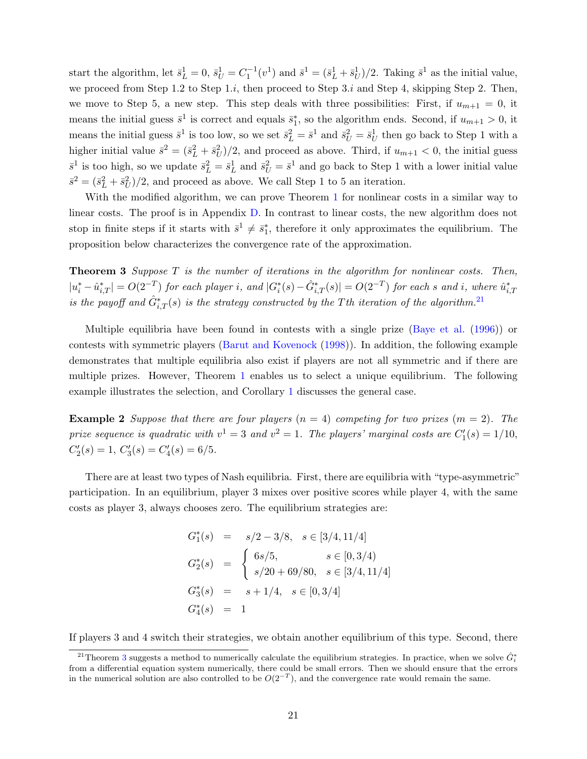start the algorithm, let $\bar{s}^1_L = 0$, $\bar{s}^1_U = C_1^{-1}(v^1)$ and $\bar{s}^1 = (\bar{s}^1_L + \bar{s}^1_U)/2$. Taking $\bar{s}^1$ as the initial value, we proceed from Step 1.2 to Step 1.$i$, then proceed to Step 3.$i$ and Step 4, skipping Step 2. Then, we move to Step 5, a new step. This step deals with three possibilities: First, if $u_{m+1} = 0$, it means the initial guess $\bar{s}^1$ is correct and equals $\bar{s}^*_1$, so the algorithm ends. Second, if $u_{m+1} > 0$, it means the initial guess $\bar{s}^1$ is too low, so we set $\bar{s}^2_L = \bar{s}^1$ and $\bar{s}^2_U = \bar{s}^1_U$ then go back to Step 1 with a higher initial value $\bar{s}^2 = (\bar{s}^2_L + \bar{s}^2_U)/2$, and proceed as above. Third, if $u_{m+1} < 0$, the initial guess $\bar{s}^1$ is too high, so we update $\bar{s}^2_L = \bar{s}^1_L$ and $\bar{s}^2_U = \bar{s}^1$ and go back to Step 1 with a lower initial value $\bar{s}^2 = (\bar{s}^2_L + \bar{s}^2_U)/2$, and proceed as above. We call Step 1 to 5 an iteration.

With the modified algorithm, we can prove Theorem 1 for nonlinear costs in a similar way to linear costs. The proof is in Appendix D. In contrast to linear costs, the new algorithm does not stop in finite steps if it starts with $\bar{s}^1 \neq \bar{s}^*_1$, therefore it only approximates the equilibrium. The proposition below characterizes the convergence rate of the approximation.

**Theorem 3** *Suppose $T$ is the number of iterations in the algorithm for nonlinear costs. Then, $|u^*_i - \hat{u}^*_{i,T}| = O(2^{-T})$ for each player $i$, and $|G^*_i(s) - \hat{G}^*_{i,T}(s)| = O(2^{-T})$ for each $s$ and $i$, where $\hat{u}^*_{i,T}$ is the payoff and $\hat{G}^*_{i,T}(s)$ is the strategy constructed by the $T$th iteration of the algorithm.*[21]

Multiple equilibria have been found in contests with a single prize (Baye et al. (1996)) or contests with symmetric players (Barut and Kovenock (1998)). In addition, the following example demonstrates that multiple equilibria also exist if players are not all symmetric and if there are multiple prizes. However, Theorem 1 enables us to select a unique equilibrium. The following example illustrates the selection, and Corollary 1 discusses the general case.

**Example 2** *Suppose that there are four players ($n = 4$) competing for two prizes ($m = 2$). The prize sequence is quadratic with $v^1 = 3$ and $v^2 = 1$. The players' marginal costs are $C'_1(s) = 1/10$, $C'_2(s) = 1$, $C'_3(s) = C'_4(s) = 6/5$.*

There are at least two types of Nash equilibria. First, there are equilibria with "type-asymmetric" participation. In an equilibrium, player 3 mixes over positive scores while player 4, with the same costs as player 3, always chooses zero. The equilibrium strategies are:

$$
\begin{aligned}
G^*_1(s) &= s/2 - 3/8, \quad s \in [3/4, 11/4] \\
G^*_2(s) &= \begin{cases} 6s/5, & s \in [0, 3/4) \\ s/20 + 69/80, & s \in [3/4, 11/4] \end{cases} \\
G^*_3(s) &= s + 1/4, \quad s \in [0, 3/4] \\
G^*_4(s) &= 1
\end{aligned}
$$

If players 3 and 4 switch their strategies, we obtain another equilibrium of this type. Second, there

[21] Theorem 3 suggests a method to numerically calculate the equilibrium strategies. In practice, when we solve $\hat{G}^*_i$ from a differential equation system numerically, there could be small errors. Then we should ensure that the errors in the numerical solution are also controlled to be $O(2^{-T})$, and the convergence rate would remain the same.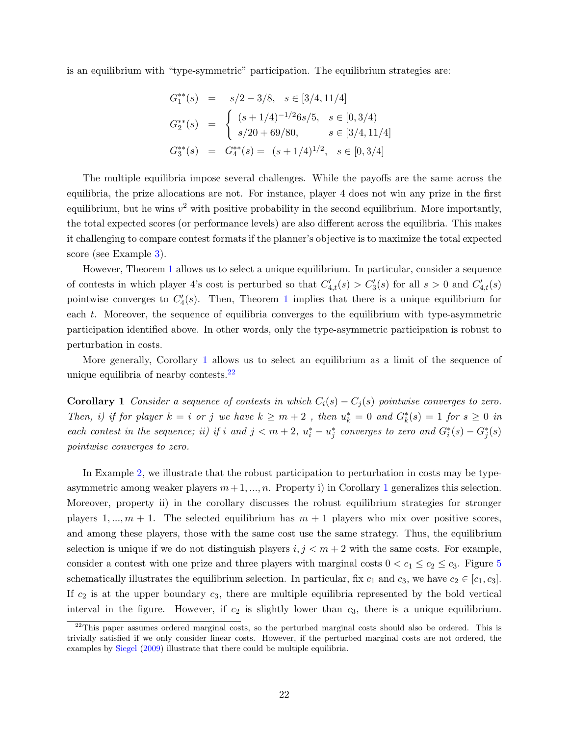is an equilibrium with "type-symmetric" participation. The equilibrium strategies are:

$$
\begin{aligned}
G_1^{**}(s) &= s/2 - 3/8, \quad s \in [3/4, 11/4] \\
G_2^{**}(s) &= \begin{cases} (s+1/4)^{-1/2} 6s/5, & s \in [0, 3/4) \\ s/20 + 69/80, & s \in [3/4, 11/4] \end{cases} \\
G_3^{**}(s) &= G_4^{**}(s) = (s+1/4)^{1/2}, \quad s \in [0, 3/4]
\end{aligned}
$$

The multiple equilibria impose several challenges. While the payoffs are the same across the equilibria, the prize allocations are not. For instance, player 4 does not win any prize in the first equilibrium, but he wins $v^2$ with positive probability in the second equilibrium. More importantly, the total expected scores (or performance levels) are also different across the equilibria. This makes it challenging to compare contest formats if the planner's objective is to maximize the total expected score (see Example 3).

However, Theorem 1 allows us to select a unique equilibrium. In particular, consider a sequence of contests in which player 4's cost is perturbed so that $C'_{4,t}(s) > C'_3(s)$ for all $s > 0$ and $C'_{4,t}(s)$ pointwise converges to $C'_4(s)$. Then, Theorem 1 implies that there is a unique equilibrium for each $t$. Moreover, the sequence of equilibria converges to the equilibrium with type-asymmetric participation identified above. In other words, only the type-asymmetric participation is robust to perturbation in costs.

More generally, Corollary 1 allows us to select an equilibrium as a limit of the sequence of unique equilibria of nearby contests.[22]

**Corollary 1** *Consider a sequence of contests in which $C_i(s) - C_j(s)$ pointwise converges to zero. Then, i) if for player $k = i$ or $j$ we have $k \geq m+2$ , then $u_k^* = 0$ and $G_k^*(s) = 1$ for $s \geq 0$ in each contest in the sequence; ii) if $i$ and $j < m+2$, $u_i^* - u_j^*$ converges to zero and $G_i^*(s) - G_j^*(s)$ pointwise converges to zero.*

In Example 2, we illustrate that the robust participation to perturbation in costs may be type-asymmetric among weaker players $m+1, ..., n$. Property i) in Corollary 1 generalizes this selection. Moreover, property ii) in the corollary discusses the robust equilibrium strategies for stronger players $1, ..., m+1$. The selected equilibrium has $m+1$ players who mix over positive scores, and among these players, those with the same cost use the same strategy. Thus, the equilibrium selection is unique if we do not distinguish players $i, j < m+2$ with the same costs. For example, consider a contest with one prize and three players with marginal costs $0 < c_1 \leq c_2 \leq c_3$. Figure 5 schematically illustrates the equilibrium selection. In particular, fix $c_1$ and $c_3$, we have $c_2 \in [c_1, c_3]$. If $c_2$ is at the upper boundary $c_3$, there are multiple equilibria represented by the bold vertical interval in the figure. However, if $c_2$ is slightly lower than $c_3$, there is a unique equilibrium.

[22] This paper assumes ordered marginal costs, so the perturbed marginal costs should also be ordered. This is trivially satisfied if we only consider linear costs. However, if the perturbed marginal costs are not ordered, the examples by Siegel (2009) illustrate that there could be multiple equilibria.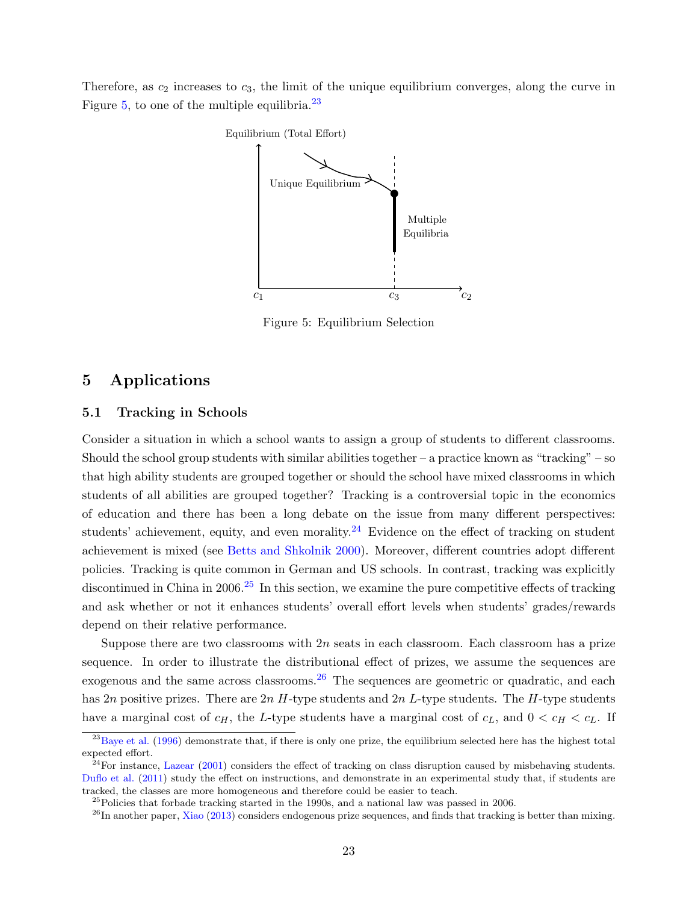Therefore, as $c_2$ increases to $c_3$, the limit of the unique equilibrium converges, along the curve in Figure 5, to one of the multiple equilibria.[23]

Figure 5: Equilibrium Selection

## 5 Applications

### 5.1 Tracking in Schools

Consider a situation in which a school wants to assign a group of students to different classrooms. Should the school group students with similar abilities together – a practice known as "tracking" – so that high ability students are grouped together or should the school have mixed classrooms in which students of all abilities are grouped together? Tracking is a controversial topic in the economics of education and there has been a long debate on the issue from many different perspectives: students' achievement, equity, and even morality.[24] Evidence on the effect of tracking on student achievement is mixed (see Betts and Shkolnik 2000). Moreover, different countries adopt different policies. Tracking is quite common in German and US schools. In contrast, tracking was explicitly discontinued in China in 2006.[25] In this section, we examine the pure competitive effects of tracking and ask whether or not it enhances students' overall effort levels when students' grades/rewards depend on their relative performance.

Suppose there are two classrooms with $2n$ seats in each classroom. Each classroom has a prize sequence. In order to illustrate the distributional effect of prizes, we assume the sequences are exogenous and the same across classrooms.[26] The sequences are geometric or quadratic, and each has $2n$ positive prizes. There are $2n$ $H$-type students and $2n$ $L$-type students. The $H$-type students have a marginal cost of $c_H$, the $L$-type students have a marginal cost of $c_L$, and $0 < c_H < c_L$. If

[23] Baye et al. (1996) demonstrate that, if there is only one prize, the equilibrium selected here has the highest total expected effort.

[24] For instance, Lazear (2001) considers the effect of tracking on class disruption caused by misbehaving students. Duflo et al. (2011) study the effect on instructions, and demonstrate in an experimental study that, if students are tracked, the classes are more homogeneous and therefore could be easier to teach.

[25] Policies that forbade tracking started in the 1990s, and a national law was passed in 2006.

[26] In another paper, Xiao (2013) considers endogenous prize sequences, and finds that tracking is better than mixing.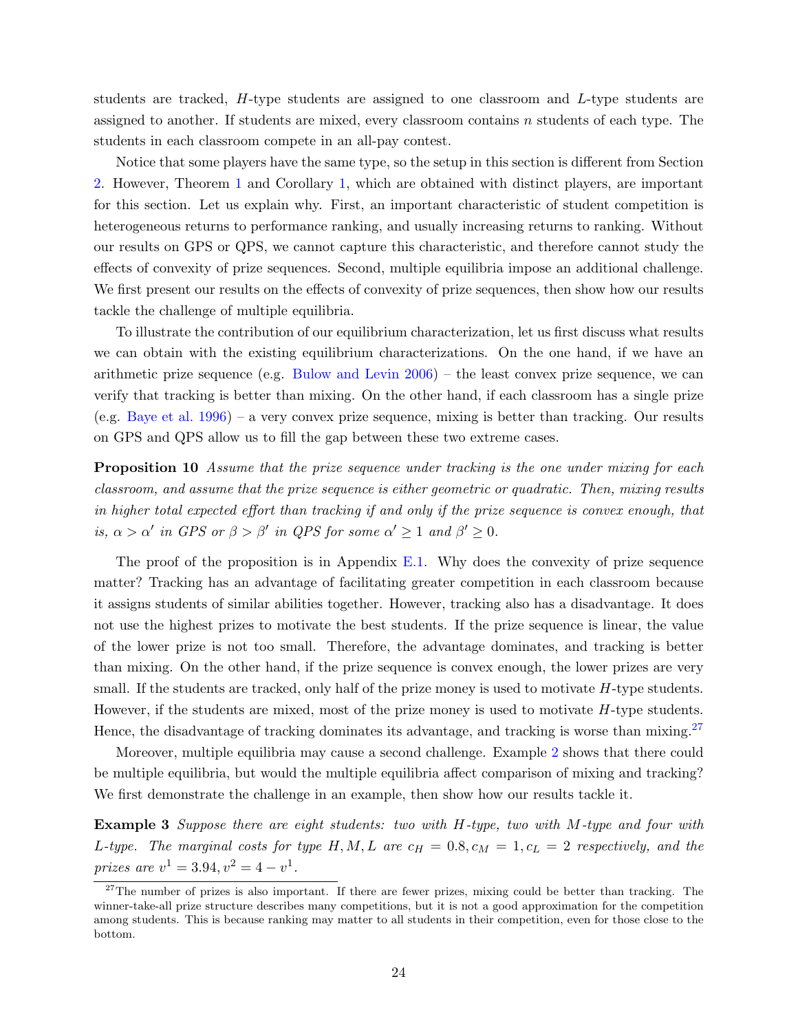students are tracked, $H$-type students are assigned to one classroom and $L$-type students are assigned to another. If students are mixed, every classroom contains $n$ students of each type. The students in each classroom compete in an all-pay contest.

Notice that some players have the same type, so the setup in this section is different from Section 2. However, Theorem 1 and Corollary 1, which are obtained with distinct players, are important for this section. Let us explain why. First, an important characteristic of student competition is heterogeneous returns to performance ranking, and usually increasing returns to ranking. Without our results on GPS or QPS, we cannot capture this characteristic, and therefore cannot study the effects of convexity of prize sequences. Second, multiple equilibria impose an additional challenge. We first present our results on the effects of convexity of prize sequences, then show how our results tackle the challenge of multiple equilibria.

To illustrate the contribution of our equilibrium characterization, let us first discuss what results we can obtain with the existing equilibrium characterizations. On the one hand, if we have an arithmetic prize sequence (e.g. Bulow and Levin 2006) – the least convex prize sequence, we can verify that tracking is better than mixing. On the other hand, if each classroom has a single prize (e.g. Baye et al. 1996) – a very convex prize sequence, mixing is better than tracking. Our results on GPS and QPS allow us to fill the gap between these two extreme cases.

**Proposition 10** *Assume that the prize sequence under tracking is the one under mixing for each classroom, and assume that the prize sequence is either geometric or quadratic. Then, mixing results in higher total expected effort than tracking if and only if the prize sequence is convex enough, that is, $\alpha > \alpha'$ in GPS or $\beta > \beta'$ in QPS for some $\alpha' \geq 1$ and $\beta' \geq 0$.*

The proof of the proposition is in Appendix E.1. Why does the convexity of prize sequence matter? Tracking has an advantage of facilitating greater competition in each classroom because it assigns students of similar abilities together. However, tracking also has a disadvantage. It does not use the highest prizes to motivate the best students. If the prize sequence is linear, the value of the lower prize is not too small. Therefore, the advantage dominates, and tracking is better than mixing. On the other hand, if the prize sequence is convex enough, the lower prizes are very small. If the students are tracked, only half of the prize money is used to motivate $H$-type students. However, if the students are mixed, most of the prize money is used to motivate $H$-type students. Hence, the disadvantage of tracking dominates its advantage, and tracking is worse than mixing.[27]

Moreover, multiple equilibria may cause a second challenge. Example 2 shows that there could be multiple equilibria, but would the multiple equilibria affect comparison of mixing and tracking? We first demonstrate the challenge in an example, then show how our results tackle it.

**Example 3** *Suppose there are eight students: two with $H$-type, two with $M$-type and four with $L$-type. The marginal costs for type $H, M, L$ are $c_H = 0.8, c_M = 1, c_L = 2$ respectively, and the prizes are $v^1 = 3.94, v^2 = 4 - v^1$.*

[27] The number of prizes is also important. If there are fewer prizes, mixing could be better than tracking. The winner-take-all prize structure describes many competitions, but it is not a good approximation for the competition among students. This is because ranking may matter to all students in their competition, even for those close to the bottom.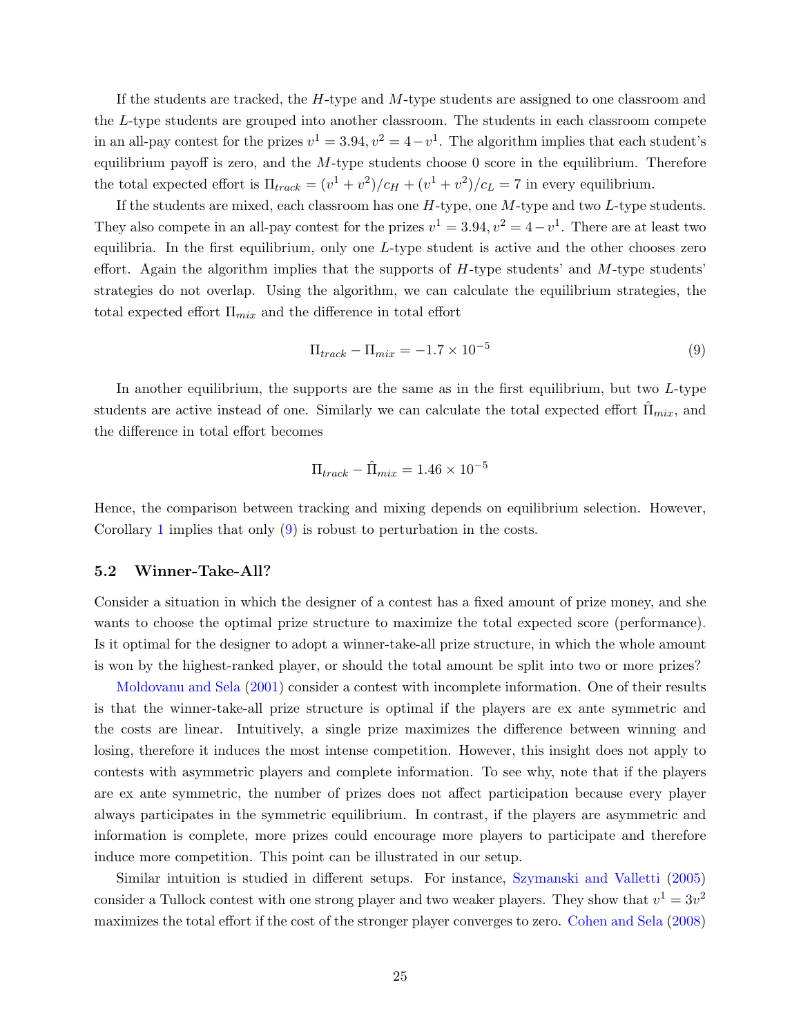If the students are tracked, the $H$-type and $M$-type students are assigned to one classroom and the $L$-type students are grouped into another classroom. The students in each classroom compete in an all-pay contest for the prizes $v^1 = 3.94, v^2 = 4 - v^1$. The algorithm implies that each student's equilibrium payoff is zero, and the $M$-type students choose 0 score in the equilibrium. Therefore the total expected effort is $\Pi_{track} = (v^1 + v^2)/c_H + (v^1 + v^2)/c_L = 7$ in every equilibrium.

If the students are mixed, each classroom has one $H$-type, one $M$-type and two $L$-type students. They also compete in an all-pay contest for the prizes $v^1 = 3.94, v^2 = 4 - v^1$. There are at least two equilibria. In the first equilibrium, only one $L$-type student is active and the other chooses zero effort. Again the algorithm implies that the supports of $H$-type students' and $M$-type students' strategies do not overlap. Using the algorithm, we can calculate the equilibrium strategies, the total expected effort $\Pi_{mix}$ and the difference in total effort

$$\Pi_{track} - \Pi_{mix} = -1.7 \times 10^{-5} \tag{9}$$

In another equilibrium, the supports are the same as in the first equilibrium, but two $L$-type students are active instead of one. Similarly we can calculate the total expected effort $\hat{\Pi}_{mix}$, and the difference in total effort becomes

$$\Pi_{track} - \hat{\Pi}_{mix} = 1.46 \times 10^{-5}$$

Hence, the comparison between tracking and mixing depends on equilibrium selection. However, Corollary 1 implies that only (9) is robust to perturbation in the costs.

### 5.2 Winner-Take-All?

Consider a situation in which the designer of a contest has a fixed amount of prize money, and she wants to choose the optimal prize structure to maximize the total expected score (performance). Is it optimal for the designer to adopt a winner-take-all prize structure, in which the whole amount is won by the highest-ranked player, or should the total amount be split into two or more prizes?

Moldovanu and Sela (2001) consider a contest with incomplete information. One of their results is that the winner-take-all prize structure is optimal if the players are ex ante symmetric and the costs are linear. Intuitively, a single prize maximizes the difference between winning and losing, therefore it induces the most intense competition. However, this insight does not apply to contests with asymmetric players and complete information. To see why, note that if the players are ex ante symmetric, the number of prizes does not affect participation because every player always participates in the symmetric equilibrium. In contrast, if the players are asymmetric and information is complete, more prizes could encourage more players to participate and therefore induce more competition. This point can be illustrated in our setup.

Similar intuition is studied in different setups. For instance, Szymanski and Valletti (2005) consider a Tullock contest with one strong player and two weaker players. They show that $v^1 = 3v^2$ maximizes the total effort if the cost of the stronger player converges to zero. Cohen and Sela (2008)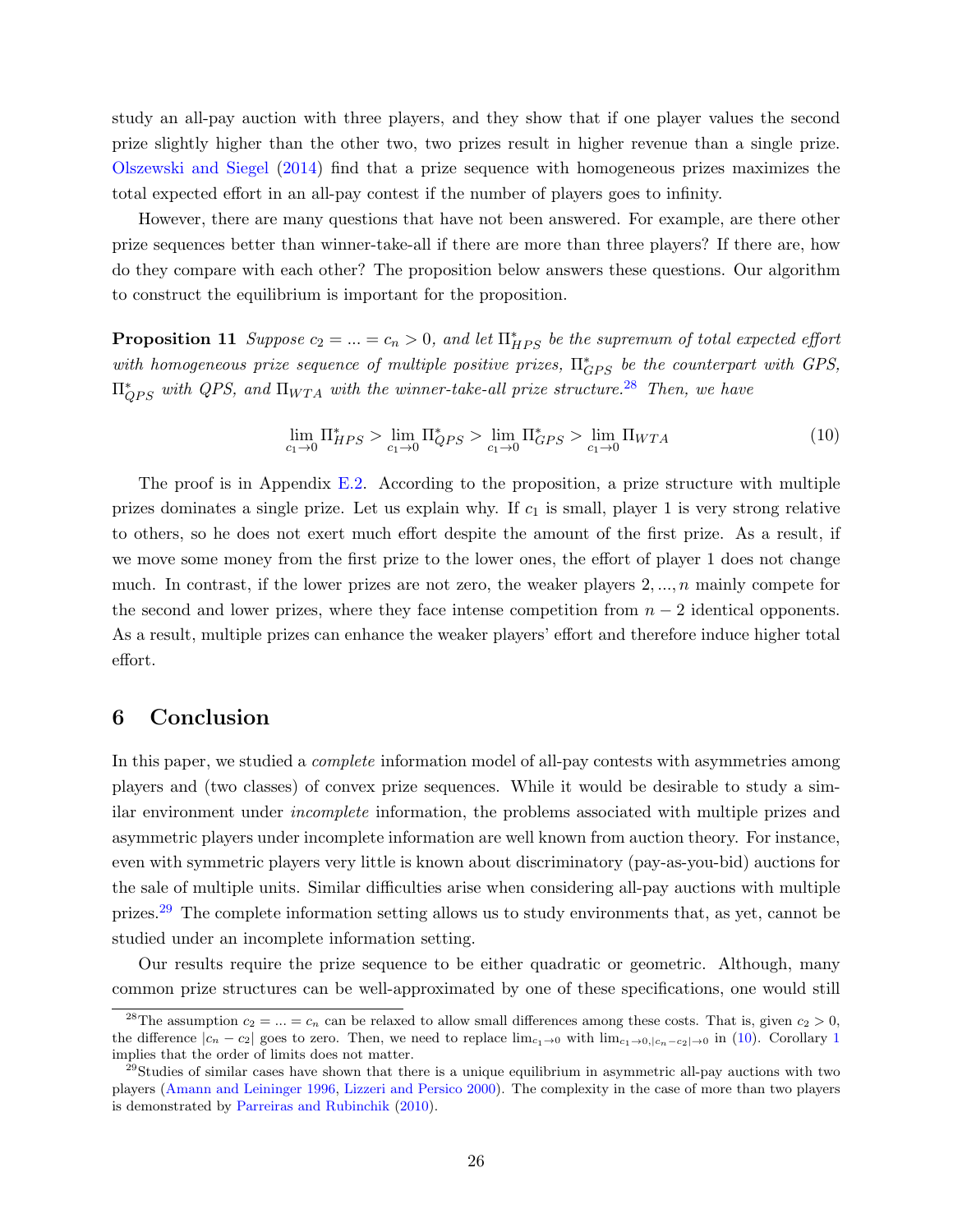study an all-pay auction with three players, and they show that if one player values the second prize slightly higher than the other two, two prizes result in higher revenue than a single prize. Olszewski and Siegel (2014) find that a prize sequence with homogeneous prizes maximizes the total expected effort in an all-pay contest if the number of players goes to infinity.

However, there are many questions that have not been answered. For example, are there other prize sequences better than winner-take-all if there are more than three players? If there are, how do they compare with each other? The proposition below answers these questions. Our algorithm to construct the equilibrium is important for the proposition.

**Proposition 11** *Suppose $c_2 = ... = c_n > 0$, and let $\Pi^*_{HPS}$ be the supremum of total expected effort with homogeneous prize sequence of multiple positive prizes, $\Pi^*_{GPS}$ be the counterpart with GPS, $\Pi^*_{QPS}$ with QPS, and $\Pi_{WTA}$ with the winner-take-all prize structure.*[28] *Then, we have*

$$\lim_{c_1 \to 0} \Pi^*_{HPS} > \lim_{c_1 \to 0} \Pi^*_{QPS} > \lim_{c_1 \to 0} \Pi^*_{GPS} > \lim_{c_1 \to 0} \Pi_{WTA} \tag{10}$$

The proof is in Appendix E.2. According to the proposition, a prize structure with multiple prizes dominates a single prize. Let us explain why. If $c_1$ is small, player 1 is very strong relative to others, so he does not exert much effort despite the amount of the first prize. As a result, if we move some money from the first prize to the lower ones, the effort of player 1 does not change much. In contrast, if the lower prizes are not zero, the weaker players $2, ..., n$ mainly compete for the second and lower prizes, where they face intense competition from $n - 2$ identical opponents. As a result, multiple prizes can enhance the weaker players' effort and therefore induce higher total effort.

# 6 Conclusion

In this paper, we studied a *complete* information model of all-pay contests with asymmetries among players and (two classes) of convex prize sequences. While it would be desirable to study a similar environment under *incomplete* information, the problems associated with multiple prizes and asymmetric players under incomplete information are well known from auction theory. For instance, even with symmetric players very little is known about discriminatory (pay-as-you-bid) auctions for the sale of multiple units. Similar difficulties arise when considering all-pay auctions with multiple prizes.[29] The complete information setting allows us to study environments that, as yet, cannot be studied under an incomplete information setting.

Our results require the prize sequence to be either quadratic or geometric. Although, many common prize structures can be well-approximated by one of these specifications, one would still

---

[28] The assumption $c_2 = ... = c_n$ can be relaxed to allow small differences among these costs. That is, given $c_2 > 0$, the difference $|c_n - c_2|$ goes to zero. Then, we need to replace $\lim_{c_1 \to 0}$ with $\lim_{c_1 \to 0, |c_n - c_2| \to 0}$ in (10). Corollary 1 implies that the order of limits does not matter.

[29] Studies of similar cases have shown that there is a unique equilibrium in asymmetric all-pay auctions with two players (Amann and Leininger 1996, Lizzeri and Persico 2000). The complexity in the case of more than two players is demonstrated by Parreiras and Rubinchik (2010).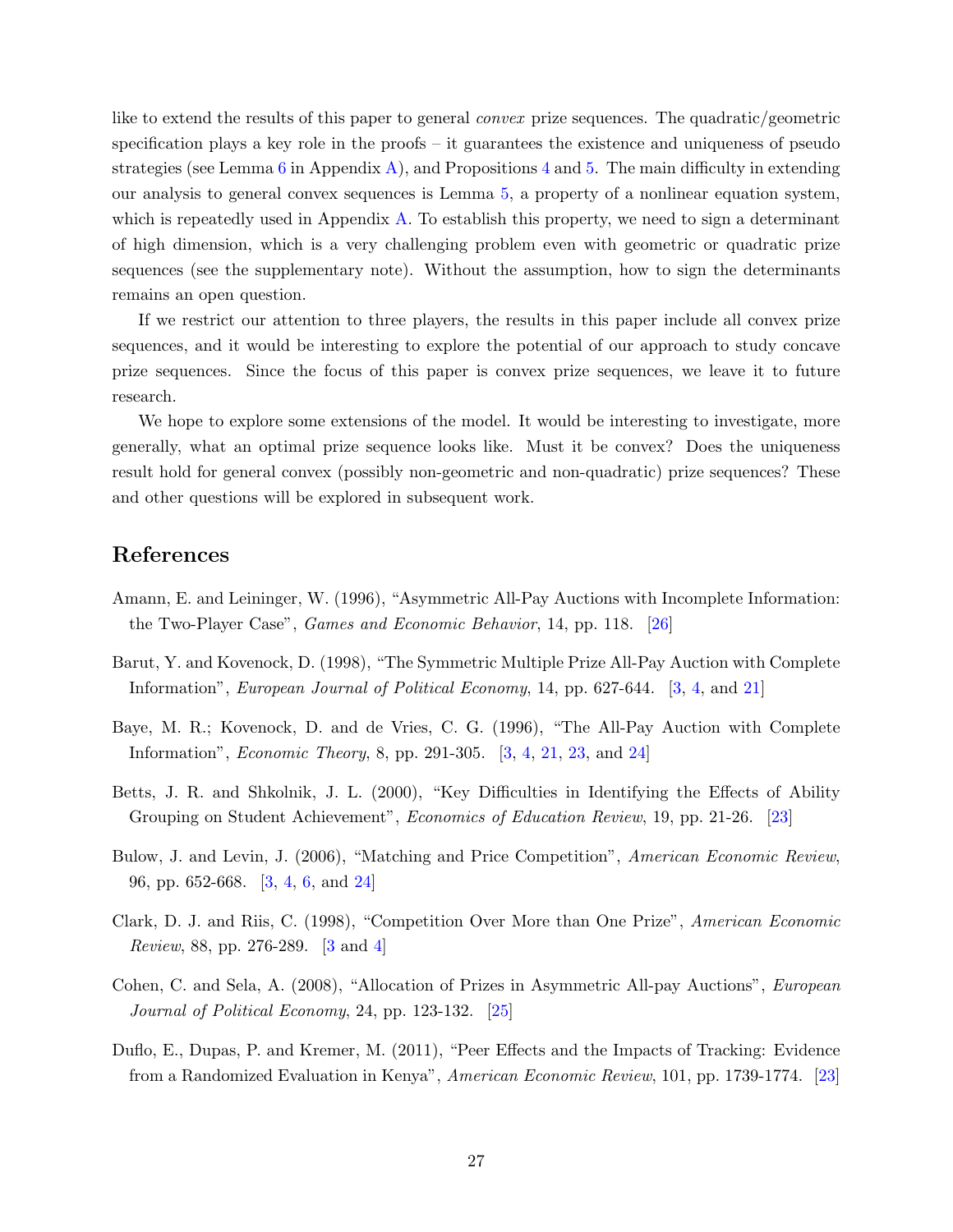like to extend the results of this paper to general *convex* prize sequences. The quadratic/geometric specification plays a key role in the proofs – it guarantees the existence and uniqueness of pseudo strategies (see Lemma 6 in Appendix A), and Propositions 4 and 5. The main difficulty in extending our analysis to general convex sequences is Lemma 5, a property of a nonlinear equation system, which is repeatedly used in Appendix A. To establish this property, we need to sign a determinant of high dimension, which is a very challenging problem even with geometric or quadratic prize sequences (see the supplementary note). Without the assumption, how to sign the determinants remains an open question.

If we restrict our attention to three players, the results in this paper include all convex prize sequences, and it would be interesting to explore the potential of our approach to study concave prize sequences. Since the focus of this paper is convex prize sequences, we leave it to future research.

We hope to explore some extensions of the model. It would be interesting to investigate, more generally, what an optimal prize sequence looks like. Must it be convex? Does the uniqueness result hold for general convex (possibly non-geometric and non-quadratic) prize sequences? These and other questions will be explored in subsequent work.

# References

Amann, E. and Leininger, W. (1996), "Asymmetric All-Pay Auctions with Incomplete Information: the Two-Player Case", *Games and Economic Behavior*, 14, pp. 118. [26]

Barut, Y. and Kovenock, D. (1998), "The Symmetric Multiple Prize All-Pay Auction with Complete Information", *European Journal of Political Economy*, 14, pp. 627-644. [3, 4, and 21]

Baye, M. R.; Kovenock, D. and de Vries, C. G. (1996), "The All-Pay Auction with Complete Information", *Economic Theory*, 8, pp. 291-305. [3, 4, 21, 23, and 24]

Betts, J. R. and Shkolnik, J. L. (2000), "Key Difficulties in Identifying the Effects of Ability Grouping on Student Achievement", *Economics of Education Review*, 19, pp. 21-26. [23]

Bulow, J. and Levin, J. (2006), "Matching and Price Competition", *American Economic Review*, 96, pp. 652-668. [3, 4, 6, and 24]

Clark, D. J. and Riis, C. (1998), "Competition Over More than One Prize", *American Economic Review*, 88, pp. 276-289. [3 and 4]

Cohen, C. and Sela, A. (2008), "Allocation of Prizes in Asymmetric All-pay Auctions", *European Journal of Political Economy*, 24, pp. 123-132. [25]

Duflo, E., Dupas, P. and Kremer, M. (2011), "Peer Effects and the Impacts of Tracking: Evidence from a Randomized Evaluation in Kenya", *American Economic Review*, 101, pp. 1739-1774. [23]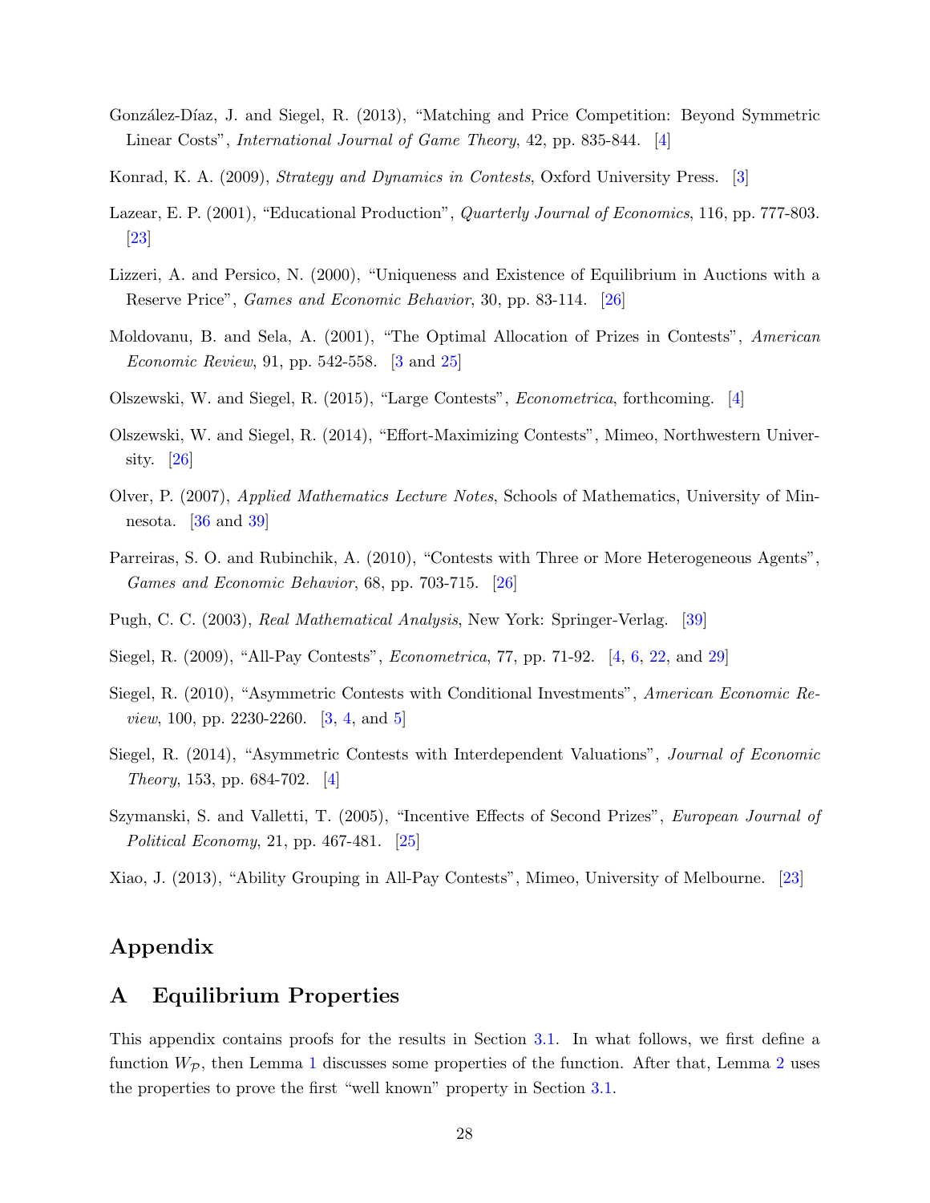González-Díaz, J. and Siegel, R. (2013), "Matching and Price Competition: Beyond Symmetric Linear Costs", *International Journal of Game Theory*, 42, pp. 835-844. [4]

Konrad, K. A. (2009), *Strategy and Dynamics in Contests*, Oxford University Press. [3]

Lazear, E. P. (2001), "Educational Production", *Quarterly Journal of Economics*, 116, pp. 777-803. [23]

Lizzeri, A. and Persico, N. (2000), "Uniqueness and Existence of Equilibrium in Auctions with a Reserve Price", *Games and Economic Behavior*, 30, pp. 83-114. [26]

Moldovanu, B. and Sela, A. (2001), "The Optimal Allocation of Prizes in Contests", *American Economic Review*, 91, pp. 542-558. [3 and 25]

Olszewski, W. and Siegel, R. (2015), "Large Contests", *Econometrica*, forthcoming. [4]

Olszewski, W. and Siegel, R. (2014), "Effort-Maximizing Contests", Mimeo, Northwestern University. [26]

Olver, P. (2007), *Applied Mathematics Lecture Notes*, Schools of Mathematics, University of Minnesota. [36 and 39]

Parreiras, S. O. and Rubinchik, A. (2010), "Contests with Three or More Heterogeneous Agents", *Games and Economic Behavior*, 68, pp. 703-715. [26]

Pugh, C. C. (2003), *Real Mathematical Analysis*, New York: Springer-Verlag. [39]

Siegel, R. (2009), "All-Pay Contests", *Econometrica*, 77, pp. 71-92. [4, 6, 22, and 29]

Siegel, R. (2010), "Asymmetric Contests with Conditional Investments", *American Economic Review*, 100, pp. 2230-2260. [3, 4, and 5]

Siegel, R. (2014), "Asymmetric Contests with Interdependent Valuations", *Journal of Economic Theory*, 153, pp. 684-702. [4]

Szymanski, S. and Valletti, T. (2005), "Incentive Effects of Second Prizes", *European Journal of Political Economy*, 21, pp. 467-481. [25]

Xiao, J. (2013), "Ability Grouping in All-Pay Contests", Mimeo, University of Melbourne. [23]

# Appendix

## A Equilibrium Properties

This appendix contains proofs for the results in Section 3.1. In what follows, we first define a function $W_{\mathcal{P}}$, then Lemma 1 discusses some properties of the function. After that, Lemma 2 uses the properties to prove the first "well known" property in Section 3.1.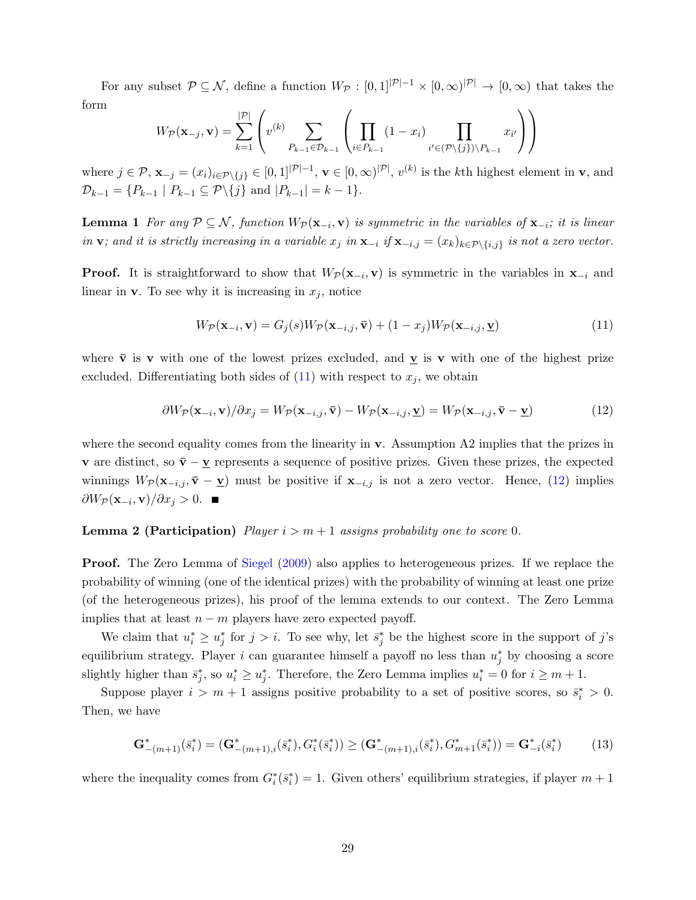For any subset $\mathcal{P} \subseteq \mathcal{N}$, define a function $W_{\mathcal{P}} : [0,1]^{|\mathcal{P}|-1} \times [0,\infty)^{|\mathcal{P}|} \to [0,\infty)$ that takes the form

$$W_{\mathcal{P}}(\mathbf{x}_{-j}, \mathbf{v}) = \sum_{k=1}^{|\mathcal{P}|} \left( v^{(k)} \sum_{P_{k-1} \in \mathcal{D}_{k-1}} \left( \prod_{i \in P_{k-1}} (1 - x_i) \prod_{i' \in (\mathcal{P} \backslash \{j\}) \backslash P_{k-1}} x_{i'} \right) \right)$$

where $j \in \mathcal{P}$, $\mathbf{x}_{-j} = (x_i)_{i \in \mathcal{P} \backslash \{j\}} \in [0,1]^{|\mathcal{P}|-1}$, $\mathbf{v} \in [0,\infty)^{|\mathcal{P}|}$, $v^{(k)}$ is the $k$th highest element in $\mathbf{v}$, and $\mathcal{D}_{k-1} = \{P_{k-1} \mid P_{k-1} \subseteq \mathcal{P} \backslash \{j\} \text{ and } |P_{k-1}| = k-1\}$.

**Lemma 1** *For any $\mathcal{P} \subseteq \mathcal{N}$, function $W_{\mathcal{P}}(\mathbf{x}_{-i}, \mathbf{v})$ is symmetric in the variables of $\mathbf{x}_{-i}$; it is linear in $\mathbf{v}$; and it is strictly increasing in a variable $x_j$ in $\mathbf{x}_{-i}$ if $\mathbf{x}_{-i,j} = (x_k)_{k \in \mathcal{P} \backslash \{i,j\}}$ is not a zero vector.*

**Proof.** It is straightforward to show that $W_{\mathcal{P}}(\mathbf{x}_{-i}, \mathbf{v})$ is symmetric in the variables in $\mathbf{x}_{-i}$ and linear in $\mathbf{v}$. To see why it is increasing in $x_j$, notice

$$W_{\mathcal{P}}(\mathbf{x}_{-i}, \mathbf{v}) = G_j(s) W_{\mathcal{P}}(\mathbf{x}_{-i,j}, \bar{\mathbf{v}}) + (1 - x_j) W_{\mathcal{P}}(\mathbf{x}_{-i,j}, \underline{\mathbf{v}}) \tag{11}$$

where $\bar{\mathbf{v}}$ is $\mathbf{v}$ with one of the lowest prizes excluded, and $\underline{\mathbf{v}}$ is $\mathbf{v}$ with one of the highest prize excluded. Differentiating both sides of (11) with respect to $x_j$, we obtain

$$\partial W_{\mathcal{P}}(\mathbf{x}_{-i}, \mathbf{v}) / \partial x_j = W_{\mathcal{P}}(\mathbf{x}_{-i,j}, \bar{\mathbf{v}}) - W_{\mathcal{P}}(\mathbf{x}_{-i,j}, \underline{\mathbf{v}}) = W_{\mathcal{P}}(\mathbf{x}_{-i,j}, \bar{\mathbf{v}} - \underline{\mathbf{v}}) \tag{12}$$

where the second equality comes from the linearity in $\mathbf{v}$. Assumption A2 implies that the prizes in $\mathbf{v}$ are distinct, so $\bar{\mathbf{v}} - \underline{\mathbf{v}}$ represents a sequence of positive prizes. Given these prizes, the expected winnings $W_{\mathcal{P}}(\mathbf{x}_{-i,j}, \bar{\mathbf{v}} - \underline{\mathbf{v}})$ must be positive if $\mathbf{x}_{-i,j}$ is not a zero vector. Hence, (12) implies $\partial W_{\mathcal{P}}(\mathbf{x}_{-i}, \mathbf{v}) / \partial x_j > 0$. ■

**Lemma 2 (Participation)** *Player $i > m+1$ assigns probability one to score 0.*

**Proof.** The Zero Lemma of Siegel (2009) also applies to heterogeneous prizes. If we replace the probability of winning (one of the identical prizes) with the probability of winning at least one prize (of the heterogeneous prizes), his proof of the lemma extends to our context. The Zero Lemma implies that at least $n - m$ players have zero expected payoff.

We claim that $u_i^* \geq u_j^*$ for $j > i$. To see why, let $\bar{s}_j^*$ be the highest score in the support of $j$'s equilibrium strategy. Player $i$ can guarantee himself a payoff no less than $u_j^*$ by choosing a score slightly higher than $\bar{s}_j^*$, so $u_i^* \geq u_j^*$. Therefore, the Zero Lemma implies $u_i^* = 0$ for $i \geq m+1$.

Suppose player $i > m+1$ assigns positive probability to a set of positive scores, so $\bar{s}_i^* > 0$. Then, we have

$$\mathbf{G}^*_{-(m+1)}(\bar{s}_i^*) = (\mathbf{G}^*_{-(m+1),i}(\bar{s}_i^*), G_i^*(\bar{s}_i^*)) \geq (\mathbf{G}^*_{-(m+1),i}(\bar{s}_i^*), G_{m+1}^*(\bar{s}_i^*)) = \mathbf{G}^*_{-i}(\bar{s}_i^*) \tag{13}$$

where the inequality comes from $G_i^*(\bar{s}_i^*) = 1$. Given others' equilibrium strategies, if player $m+1$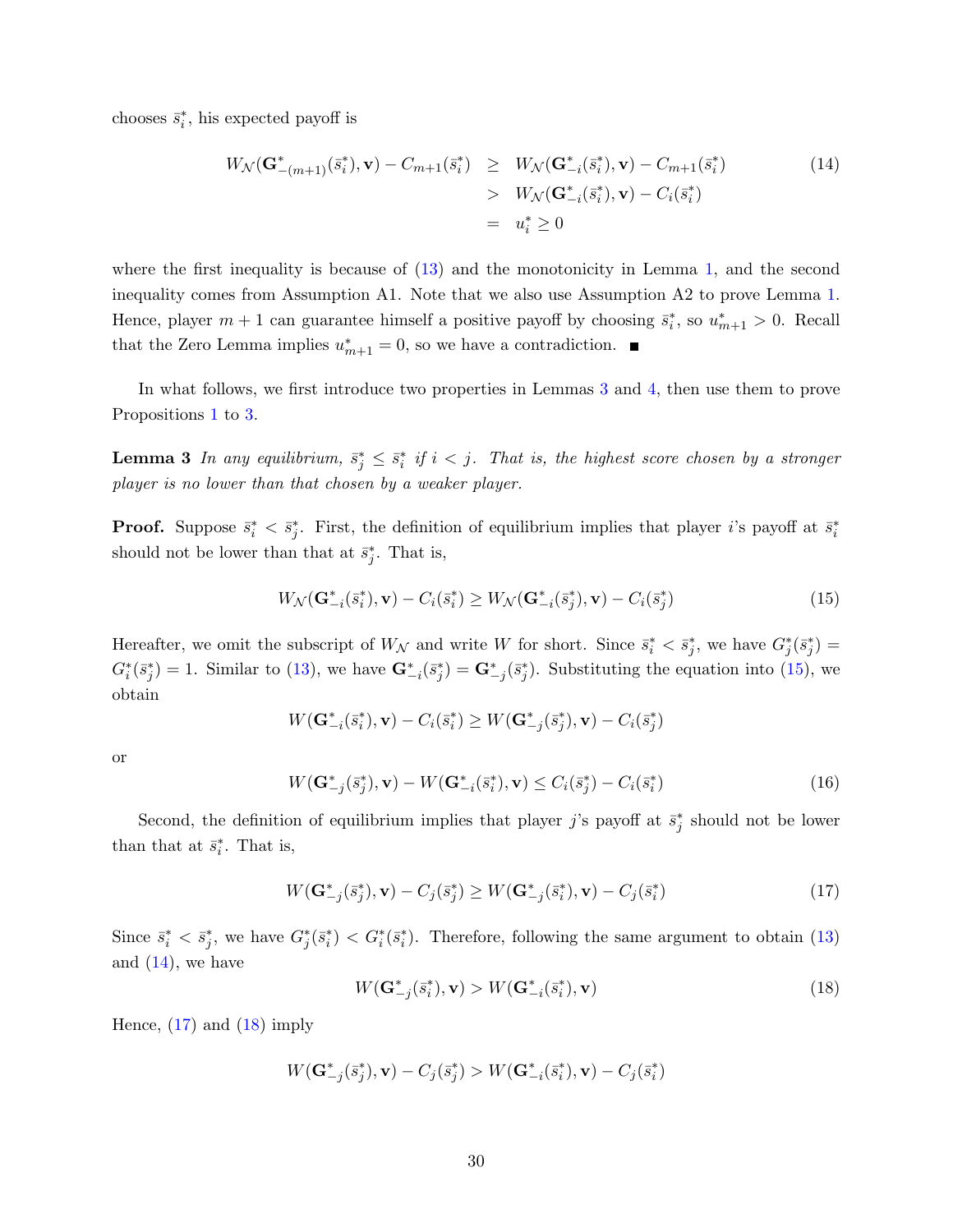chooses $\bar{s}_i^*$, his expected payoff is

$$
\begin{aligned}
W_{\mathcal{N}}(\mathbf{G}^*_{-(m+1)}(\bar{s}_i^*), \mathbf{v}) - C_{m+1}(\bar{s}_i^*) &\geq W_{\mathcal{N}}(\mathbf{G}^*_{-i}(\bar{s}_i^*), \mathbf{v}) - C_{m+1}(\bar{s}_i^*) \\
&> W_{\mathcal{N}}(\mathbf{G}^*_{-i}(\bar{s}_i^*), \mathbf{v}) - C_i(\bar{s}_i^*) \\
&= u_i^* \geq 0
\end{aligned} \tag{14}
$$

where the first inequality is because of (13) and the monotonicity in Lemma 1, and the second inequality comes from Assumption A1. Note that we also use Assumption A2 to prove Lemma 1. Hence, player $m+1$ can guarantee himself a positive payoff by choosing $\bar{s}_i^*$, so $u_{m+1}^* > 0$. Recall that the Zero Lemma implies $u_{m+1}^* = 0$, so we have a contradiction. ■

In what follows, we first introduce two properties in Lemmas 3 and 4, then use them to prove Propositions 1 to 3.

**Lemma 3** *In any equilibrium, $\bar{s}_j^* \leq \bar{s}_i^*$ if $i < j$. That is, the highest score chosen by a stronger player is no lower than that chosen by a weaker player.*

**Proof.** Suppose $\bar{s}_i^* < \bar{s}_j^*$. First, the definition of equilibrium implies that player $i$'s payoff at $\bar{s}_i^*$ should not be lower than that at $\bar{s}_j^*$. That is,

$$
W_{\mathcal{N}}(\mathbf{G}^*_{-i}(\bar{s}_i^*), \mathbf{v}) - C_i(\bar{s}_i^*) \geq W_{\mathcal{N}}(\mathbf{G}^*_{-i}(\bar{s}_j^*), \mathbf{v}) - C_i(\bar{s}_j^*) \tag{15}
$$

Hereafter, we omit the subscript of $W_{\mathcal{N}}$ and write $W$ for short. Since $\bar{s}_i^* < \bar{s}_j^*$, we have $G_j^*(\bar{s}_j^*) = G_i^*(\bar{s}_j^*) = 1$. Similar to (13), we have $\mathbf{G}^*_{-i}(\bar{s}_j^*) = \mathbf{G}^*_{-j}(\bar{s}_j^*)$. Substituting the equation into (15), we obtain

$$
W(\mathbf{G}^*_{-i}(\bar{s}_i^*), \mathbf{v}) - C_i(\bar{s}_i^*) \geq W(\mathbf{G}^*_{-j}(\bar{s}_j^*), \mathbf{v}) - C_i(\bar{s}_j^*)
$$

or

$$
W(\mathbf{G}^*_{-j}(\bar{s}_j^*), \mathbf{v}) - W(\mathbf{G}^*_{-i}(\bar{s}_i^*), \mathbf{v}) \leq C_i(\bar{s}_j^*) - C_i(\bar{s}_i^*) \tag{16}
$$

Second, the definition of equilibrium implies that player $j$'s payoff at $\bar{s}_j^*$ should not be lower than that at $\bar{s}_i^*$. That is,

$$
W(\mathbf{G}^*_{-j}(\bar{s}_j^*), \mathbf{v}) - C_j(\bar{s}_j^*) \geq W(\mathbf{G}^*_{-j}(\bar{s}_i^*), \mathbf{v}) - C_j(\bar{s}_i^*) \tag{17}
$$

Since $\bar{s}_i^* < \bar{s}_j^*$, we have $G_j^*(\bar{s}_i^*) < G_i^*(\bar{s}_i^*)$. Therefore, following the same argument to obtain (13) and (14), we have

$$
W(\mathbf{G}^*_{-j}(\bar{s}_i^*), \mathbf{v}) > W(\mathbf{G}^*_{-i}(\bar{s}_i^*), \mathbf{v}) \tag{18}
$$

Hence, (17) and (18) imply

$$
W(\mathbf{G}^*_{-j}(\bar{s}_j^*), \mathbf{v}) - C_j(\bar{s}_j^*) > W(\mathbf{G}^*_{-i}(\bar{s}_i^*), \mathbf{v}) - C_j(\bar{s}_i^*)
$$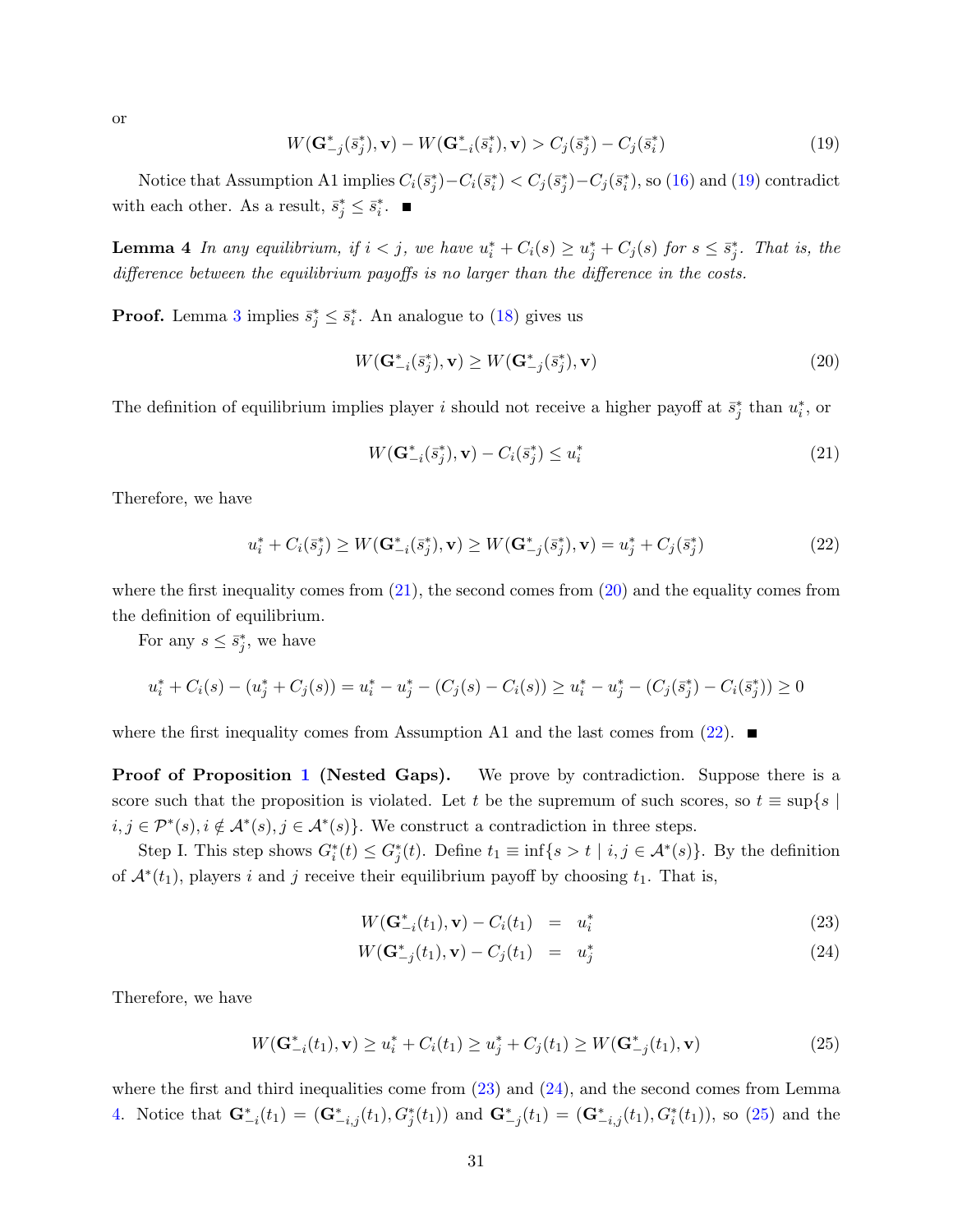or

$$W(\mathbf{G}^*_{-j}(\bar{s}^*_j), \mathbf{v}) - W(\mathbf{G}^*_{-i}(\bar{s}^*_i), \mathbf{v}) > C_j(\bar{s}^*_j) - C_j(\bar{s}^*_i) \tag{19}$$

Notice that Assumption A1 implies $C_i(\bar{s}^*_j) - C_i(\bar{s}^*_i) < C_j(\bar{s}^*_j) - C_j(\bar{s}^*_i)$, so (16) and (19) contradict with each other. As a result, $\bar{s}^*_j \leq \bar{s}^*_i$. ■

**Lemma 4** *In any equilibrium, if $i < j$, we have $u^*_i + C_i(s) \geq u^*_j + C_j(s)$ for $s \leq \bar{s}^*_j$. That is, the difference between the equilibrium payoffs is no larger than the difference in the costs.*

**Proof.** Lemma 3 implies $\bar{s}^*_j \leq \bar{s}^*_i$. An analogue to (18) gives us

$$W(\mathbf{G}^*_{-i}(\bar{s}^*_j), \mathbf{v}) \geq W(\mathbf{G}^*_{-j}(\bar{s}^*_j), \mathbf{v}) \tag{20}$$

The definition of equilibrium implies player $i$ should not receive a higher payoff at $\bar{s}^*_j$ than $u^*_i$, or

$$W(\mathbf{G}^*_{-i}(\bar{s}^*_j), \mathbf{v}) - C_i(\bar{s}^*_j) \leq u^*_i \tag{21}$$

Therefore, we have

$$u^*_i + C_i(\bar{s}^*_j) \geq W(\mathbf{G}^*_{-i}(\bar{s}^*_j), \mathbf{v}) \geq W(\mathbf{G}^*_{-j}(\bar{s}^*_j), \mathbf{v}) = u^*_j + C_j(\bar{s}^*_j) \tag{22}$$

where the first inequality comes from (21), the second comes from (20) and the equality comes from the definition of equilibrium.

For any $s \leq \bar{s}^*_j$, we have

$$u^*_i + C_i(s) - (u^*_j + C_j(s)) = u^*_i - u^*_j - (C_j(s) - C_i(s)) \geq u^*_i - u^*_j - (C_j(\bar{s}^*_j) - C_i(\bar{s}^*_j)) \geq 0$$

where the first inequality comes from Assumption A1 and the last comes from (22). ■

**Proof of Proposition 1 (Nested Gaps).** We prove by contradiction. Suppose there is a score such that the proposition is violated. Let $t$ be the supremum of such scores, so $t \equiv \sup\{s \mid i, j \in \mathcal{P}^*(s), i \notin \mathcal{A}^*(s), j \in \mathcal{A}^*(s)\}$. We construct a contradiction in three steps.

Step I. This step shows $G^*_i(t) \leq G^*_j(t)$. Define $t_1 \equiv \inf\{s > t \mid i, j \in \mathcal{A}^*(s)\}$. By the definition of $\mathcal{A}^*(t_1)$, players $i$ and $j$ receive their equilibrium payoff by choosing $t_1$. That is,

$$\begin{aligned} W(\mathbf{G}^*_{-i}(t_1), \mathbf{v}) - C_i(t_1) &= u^*_i \quad (23) \\ W(\mathbf{G}^*_{-j}(t_1), \mathbf{v}) - C_j(t_1) &= u^*_j \quad (24) \end{aligned}$$

Therefore, we have

$$W(\mathbf{G}^*_{-i}(t_1), \mathbf{v}) \geq u^*_i + C_i(t_1) \geq u^*_j + C_j(t_1) \geq W(\mathbf{G}^*_{-j}(t_1), \mathbf{v}) \tag{25}$$

where the first and third inequalities come from (23) and (24), and the second comes from Lemma 4. Notice that $\mathbf{G}^*_{-i}(t_1) = (\mathbf{G}^*_{-i,j}(t_1), G^*_j(t_1))$ and $\mathbf{G}^*_{-j}(t_1) = (\mathbf{G}^*_{-i,j}(t_1), G^*_i(t_1))$, so (25) and the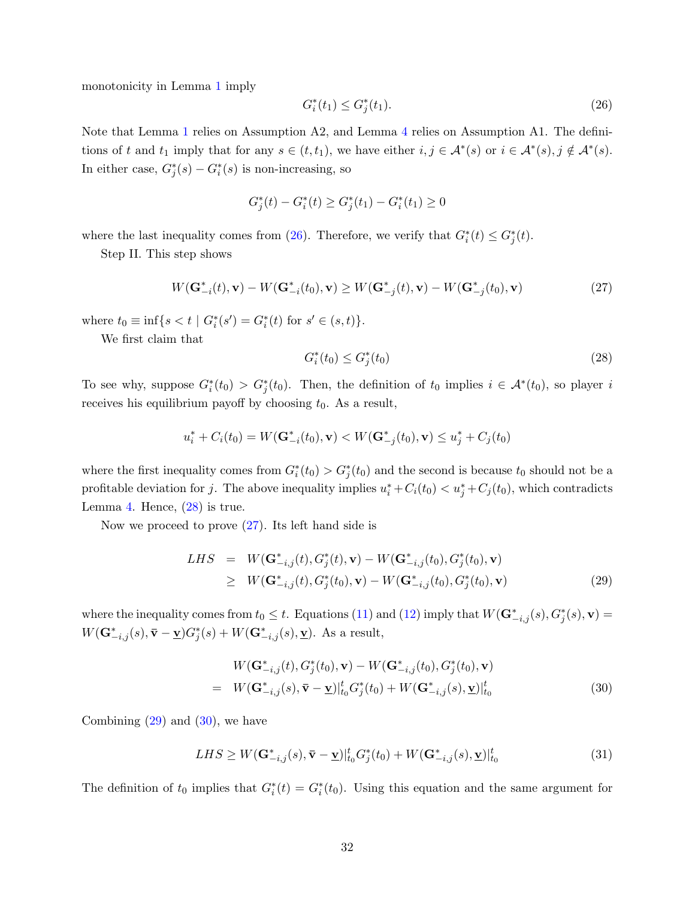monotonicity in Lemma 1 imply

$$G_i^*(t_1) \leq G_j^*(t_1). \tag{26}$$

Note that Lemma 1 relies on Assumption A2, and Lemma 4 relies on Assumption A1. The definitions of $t$ and $t_1$ imply that for any $s \in (t, t_1)$, we have either $i, j \in \mathcal{A}^*(s)$ or $i \in \mathcal{A}^*(s), j \notin \mathcal{A}^*(s)$. In either case, $G_j^*(s) - G_i^*(s)$ is non-increasing, so

$$G_j^*(t) - G_i^*(t) \geq G_j^*(t_1) - G_i^*(t_1) \geq 0$$

where the last inequality comes from (26). Therefore, we verify that $G_i^*(t) \leq G_j^*(t)$.

Step II. This step shows

$$W(\mathbf{G}_{-i}^*(t), \mathbf{v}) - W(\mathbf{G}_{-i}^*(t_0), \mathbf{v}) \geq W(\mathbf{G}_{-j}^*(t), \mathbf{v}) - W(\mathbf{G}_{-j}^*(t_0), \mathbf{v}) \tag{27}$$

where $t_0 \equiv \inf\{s < t \mid G_i^*(s') = G_i^*(t) \text{ for } s' \in (s, t)\}$.

We first claim that

$$G_i^*(t_0) \leq G_j^*(t_0) \tag{28}$$

To see why, suppose $G_i^*(t_0) > G_j^*(t_0)$. Then, the definition of $t_0$ implies $i \in \mathcal{A}^*(t_0)$, so player $i$ receives his equilibrium payoff by choosing $t_0$. As a result,

$$u_i^* + C_i(t_0) = W(\mathbf{G}_{-i}^*(t_0), \mathbf{v}) < W(\mathbf{G}_{-j}^*(t_0), \mathbf{v}) \leq u_j^* + C_j(t_0)$$

where the first inequality comes from $G_i^*(t_0) > G_j^*(t_0)$ and the second is because $t_0$ should not be a profitable deviation for $j$. The above inequality implies $u_i^* + C_i(t_0) < u_j^* + C_j(t_0)$, which contradicts Lemma 4. Hence, (28) is true.

Now we proceed to prove (27). Its left hand side is

$$\begin{aligned} LHS &= W(\mathbf{G}_{-i,j}^*(t), G_j^*(t), \mathbf{v}) - W(\mathbf{G}_{-i,j}^*(t_0), G_j^*(t_0), \mathbf{v}) \\ &\geq W(\mathbf{G}_{-i,j}^*(t), G_j^*(t_0), \mathbf{v}) - W(\mathbf{G}_{-i,j}^*(t_0), G_j^*(t_0), \mathbf{v}) \end{aligned} \tag{29}$$

where the inequality comes from $t_0 \leq t$. Equations (11) and (12) imply that $W(\mathbf{G}_{-i,j}^*(s), G_j^*(s), \mathbf{v}) = W(\mathbf{G}_{-i,j}^*(s), \bar{\mathbf{v}} - \underline{\mathbf{v}})G_j^*(s) + W(\mathbf{G}_{-i,j}^*(s), \underline{\mathbf{v}})$. As a result,

$$\begin{aligned} &W(\mathbf{G}_{-i,j}^*(t), G_j^*(t_0), \mathbf{v}) - W(\mathbf{G}_{-i,j}^*(t_0), G_j^*(t_0), \mathbf{v}) \\ = \;&W(\mathbf{G}_{-i,j}^*(s), \bar{\mathbf{v}} - \underline{\mathbf{v}})|_{t_0}^t G_j^*(t_0) + W(\mathbf{G}_{-i,j}^*(s), \underline{\mathbf{v}})|_{t_0}^t \end{aligned} \tag{30}$$

Combining (29) and (30), we have

$$LHS \geq W(\mathbf{G}_{-i,j}^*(s), \bar{\mathbf{v}} - \underline{\mathbf{v}})|_{t_0}^t G_j^*(t_0) + W(\mathbf{G}_{-i,j}^*(s), \underline{\mathbf{v}})|_{t_0}^t \tag{31}$$

The definition of $t_0$ implies that $G_i^*(t) = G_i^*(t_0)$. Using this equation and the same argument for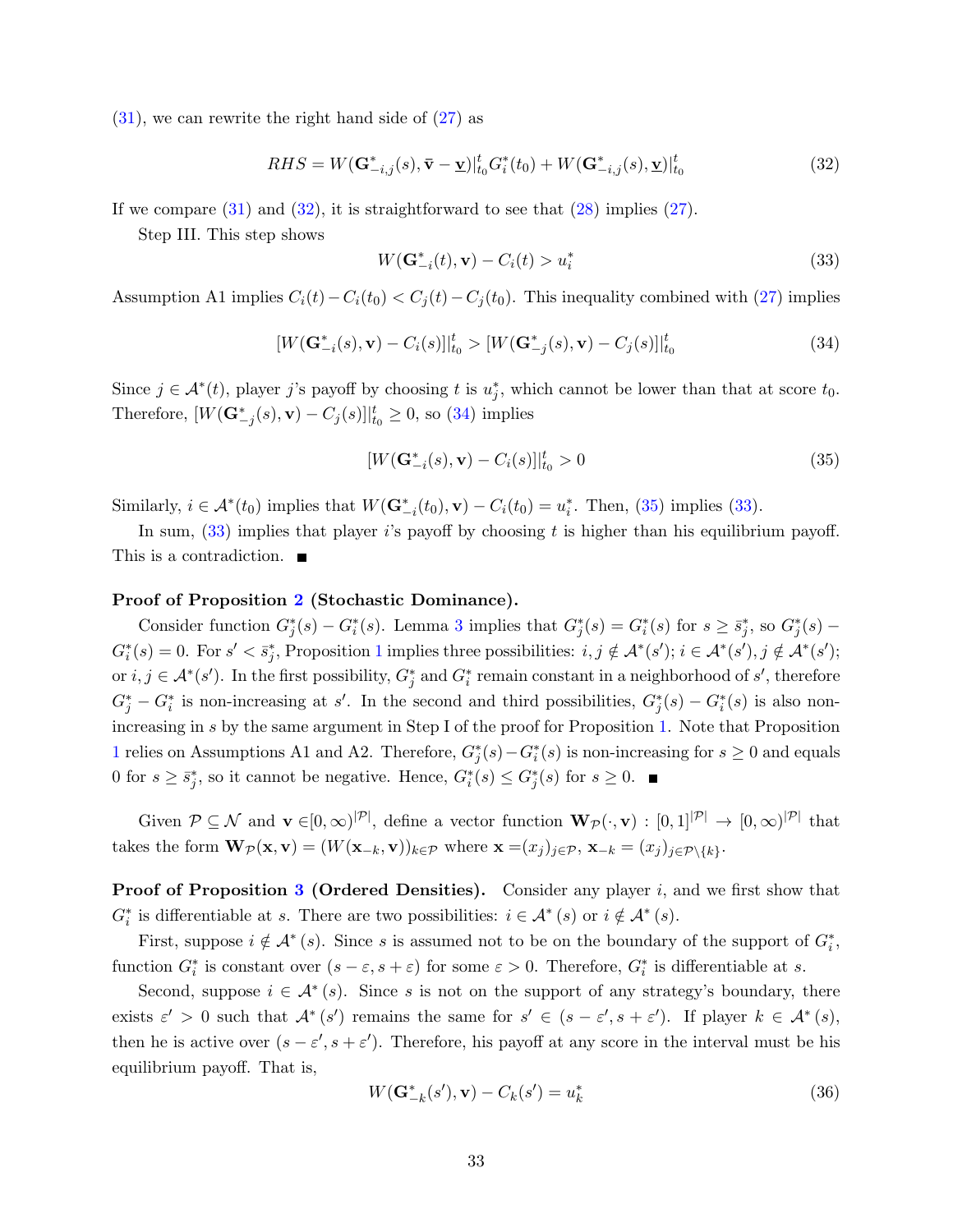(31), we can rewrite the right hand side of (27) as

$$RHS = W(\mathbf{G}^*_{-i,j}(s), \bar{\mathbf{v}} - \underline{\mathbf{v}})|^t_{t_0} G^*_i(t_0) + W(\mathbf{G}^*_{-i,j}(s), \underline{\mathbf{v}})|^t_{t_0} \tag{32}$$

If we compare (31) and (32), it is straightforward to see that (28) implies (27).

Step III. This step shows

$$W(\mathbf{G}^*_{-i}(t), \mathbf{v}) - C_i(t) > u^*_i \tag{33}$$

Assumption A1 implies $C_i(t) - C_i(t_0) < C_j(t) - C_j(t_0)$. This inequality combined with (27) implies

$$[W(\mathbf{G}^*_{-i}(s), \mathbf{v}) - C_i(s)]|^t_{t_0} > [W(\mathbf{G}^*_{-j}(s), \mathbf{v}) - C_j(s)]|^t_{t_0} \tag{34}$$

Since $j \in \mathcal{A}^*(t)$, player $j$'s payoff by choosing $t$ is $u^*_j$, which cannot be lower than that at score $t_0$. Therefore, $[W(\mathbf{G}^*_{-j}(s), \mathbf{v}) - C_j(s)]|^t_{t_0} \geq 0$, so (34) implies

$$[W(\mathbf{G}^*_{-i}(s), \mathbf{v}) - C_i(s)]|^t_{t_0} > 0 \tag{35}$$

Similarly, $i \in \mathcal{A}^*(t_0)$ implies that $W(\mathbf{G}^*_{-i}(t_0), \mathbf{v}) - C_i(t_0) = u^*_i$. Then, (35) implies (33).

In sum, (33) implies that player $i$'s payoff by choosing $t$ is higher than his equilibrium payoff. This is a contradiction. ∎

**Proof of Proposition 2 (Stochastic Dominance).**

Consider function $G^*_j(s) - G^*_i(s)$. Lemma 3 implies that $G^*_j(s) = G^*_i(s)$ for $s \geq \bar{s}^*_j$, so $G^*_j(s) - G^*_i(s) = 0$. For $s' < \bar{s}^*_j$, Proposition 1 implies three possibilities: $i, j \notin \mathcal{A}^*(s')$; $i \in \mathcal{A}^*(s'), j \notin \mathcal{A}^*(s')$; or $i, j \in \mathcal{A}^*(s')$. In the first possibility, $G^*_j$ and $G^*_i$ remain constant in a neighborhood of $s'$, therefore $G^*_j - G^*_i$ is non-increasing at $s'$. In the second and third possibilities, $G^*_j(s) - G^*_i(s)$ is also non-increasing in $s$ by the same argument in Step I of the proof for Proposition 1. Note that Proposition 1 relies on Assumptions A1 and A2. Therefore, $G^*_j(s) - G^*_i(s)$ is non-increasing for $s \geq 0$ and equals 0 for $s \geq \bar{s}^*_j$, so it cannot be negative. Hence, $G^*_i(s) \leq G^*_j(s)$ for $s \geq 0$. ∎

Given $\mathcal{P} \subseteq \mathcal{N}$ and $\mathbf{v} \in [0, \infty)^{|\mathcal{P}|}$, define a vector function $\mathbf{W}_{\mathcal{P}}(\cdot, \mathbf{v}) : [0,1]^{|\mathcal{P}|} \to [0, \infty)^{|\mathcal{P}|}$ that takes the form $\mathbf{W}_{\mathcal{P}}(\mathbf{x}, \mathbf{v}) = (W(\mathbf{x}_{-k}, \mathbf{v}))_{k \in \mathcal{P}}$ where $\mathbf{x} = (x_j)_{j \in \mathcal{P}}$, $\mathbf{x}_{-k} = (x_j)_{j \in \mathcal{P} \setminus \{k\}}$.

**Proof of Proposition 3 (Ordered Densities).** Consider any player $i$, and we first show that $G^*_i$ is differentiable at $s$. There are two possibilities: $i \in \mathcal{A}^*(s)$ or $i \notin \mathcal{A}^*(s)$.

First, suppose $i \notin \mathcal{A}^*(s)$. Since $s$ is assumed not to be on the boundary of the support of $G^*_i$, function $G^*_i$ is constant over $(s - \varepsilon, s + \varepsilon)$ for some $\varepsilon > 0$. Therefore, $G^*_i$ is differentiable at $s$.

Second, suppose $i \in \mathcal{A}^*(s)$. Since $s$ is not on the support of any strategy's boundary, there exists $\varepsilon' > 0$ such that $\mathcal{A}^*(s')$ remains the same for $s' \in (s - \varepsilon', s + \varepsilon')$. If player $k \in \mathcal{A}^*(s)$, then he is active over $(s - \varepsilon', s + \varepsilon')$. Therefore, his payoff at any score in the interval must be his equilibrium payoff. That is,

$$W(\mathbf{G}^*_{-k}(s'), \mathbf{v}) - C_k(s') = u^*_k \tag{36}$$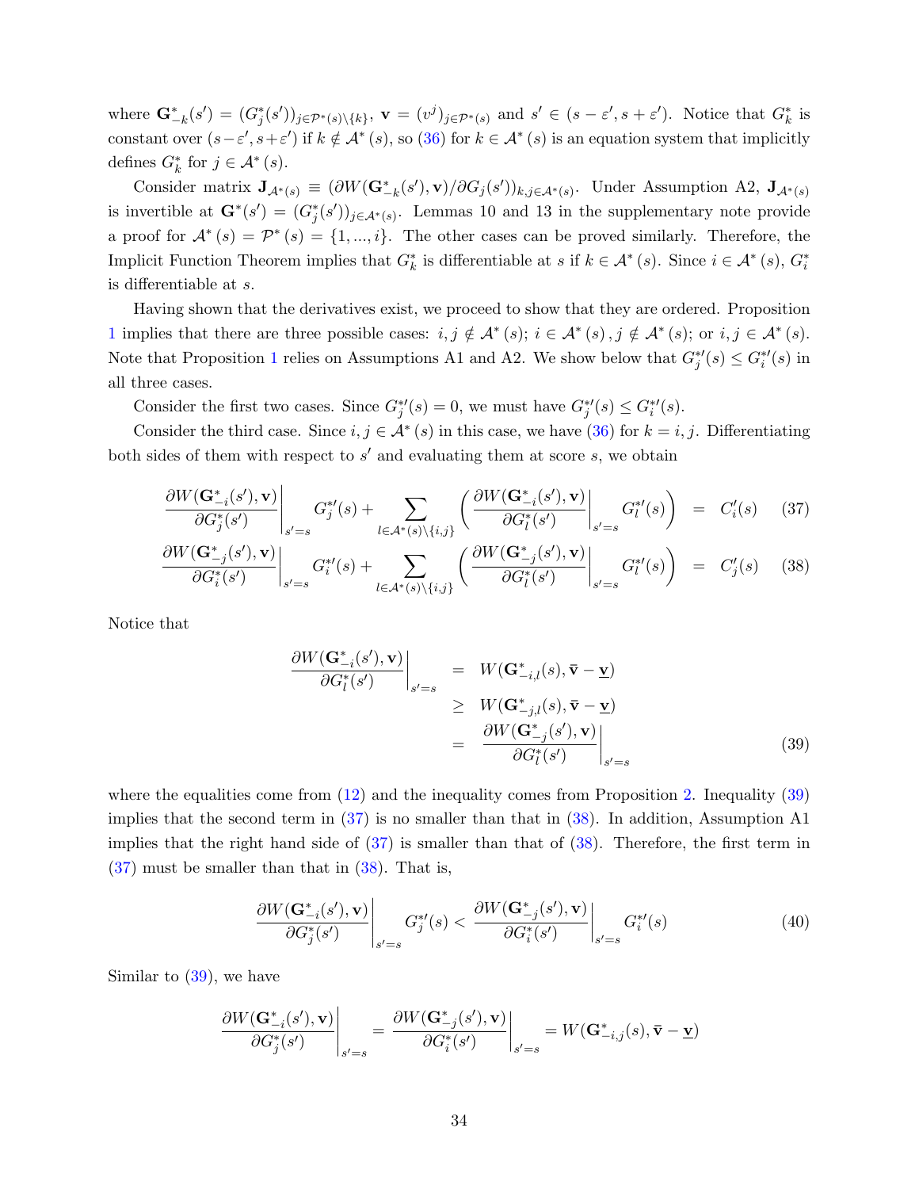where $\mathbf{G}^*_{-k}(s') = (G^*_j(s'))_{j\in\mathcal{P}^*(s)\setminus\{k\}}$, $\mathbf{v} = (v^j)_{j\in\mathcal{P}^*(s)}$ and $s' \in (s-\varepsilon', s+\varepsilon')$. Notice that $G^*_k$ is constant over $(s-\varepsilon', s+\varepsilon')$ if $k \notin \mathcal{A}^*(s)$, so (36) for $k \in \mathcal{A}^*(s)$ is an equation system that implicitly defines $G^*_k$ for $j \in \mathcal{A}^*(s)$.

Consider matrix $\mathbf{J}_{\mathcal{A}^*(s)} \equiv (\partial W(\mathbf{G}^*_{-k}(s'), \mathbf{v})/\partial G_j(s'))_{k,j\in\mathcal{A}^*(s)}$. Under Assumption A2, $\mathbf{J}_{\mathcal{A}^*(s)}$ is invertible at $\mathbf{G}^*(s') = (G^*_j(s'))_{j\in\mathcal{A}^*(s)}$. Lemmas 10 and 13 in the supplementary note provide a proof for $\mathcal{A}^*(s) = \mathcal{P}^*(s) = \{1, ..., i\}$. The other cases can be proved similarly. Therefore, the Implicit Function Theorem implies that $G^*_k$ is differentiable at $s$ if $k \in \mathcal{A}^*(s)$. Since $i \in \mathcal{A}^*(s)$, $G^*_i$ is differentiable at $s$.

Having shown that the derivatives exist, we proceed to show that they are ordered. Proposition 1 implies that there are three possible cases: $i, j \notin \mathcal{A}^*(s)$; $i \in \mathcal{A}^*(s), j \notin \mathcal{A}^*(s)$; or $i, j \in \mathcal{A}^*(s)$. Note that Proposition 1 relies on Assumptions A1 and A2. We show below that $G^{*\prime}_j(s) \le G^{*\prime}_i(s)$ in all three cases.

Consider the first two cases. Since $G^{*\prime}_j(s) = 0$, we must have $G^{*\prime}_j(s) \le G^{*\prime}_i(s)$.

Consider the third case. Since $i, j \in \mathcal{A}^*(s)$ in this case, we have (36) for $k = i, j$. Differentiating both sides of them with respect to $s'$ and evaluating them at score $s$, we obtain

$$\left.\frac{\partial W(\mathbf{G}^*_{-i}(s'), \mathbf{v})}{\partial G^*_j(s')}\right|_{s'=s} G^{*\prime}_j(s) + \sum_{l\in\mathcal{A}^*(s)\setminus\{i,j\}} \left( \left.\frac{\partial W(\mathbf{G}^*_{-i}(s'), \mathbf{v})}{\partial G^*_l(s')}\right|_{s'=s} G^{*\prime}_l(s) \right) = C'_i(s) \tag{37}$$

$$\left.\frac{\partial W(\mathbf{G}^*_{-j}(s'), \mathbf{v})}{\partial G^*_i(s')}\right|_{s'=s} G^{*\prime}_i(s) + \sum_{l\in\mathcal{A}^*(s)\setminus\{i,j\}} \left( \left.\frac{\partial W(\mathbf{G}^*_{-j}(s'), \mathbf{v})}{\partial G^*_l(s')}\right|_{s'=s} G^{*\prime}_l(s) \right) = C'_j(s) \tag{38}$$

Notice that

$$\begin{aligned} \left.\frac{\partial W(\mathbf{G}^*_{-i}(s'), \mathbf{v})}{\partial G^*_l(s')}\right|_{s'=s} &= W(\mathbf{G}^*_{-i,l}(s), \bar{\mathbf{v}} - \underline{\mathbf{v}}) \\ &\ge W(\mathbf{G}^*_{-j,l}(s), \bar{\mathbf{v}} - \underline{\mathbf{v}}) \\ &= \left.\frac{\partial W(\mathbf{G}^*_{-j}(s'), \mathbf{v})}{\partial G^*_l(s')}\right|_{s'=s} \end{aligned} \tag{39}$$

where the equalities come from (12) and the inequality comes from Proposition 2. Inequality (39) implies that the second term in (37) is no smaller than that in (38). In addition, Assumption A1 implies that the right hand side of (37) is smaller than that of (38). Therefore, the first term in (37) must be smaller than that in (38). That is,

$$\left.\frac{\partial W(\mathbf{G}^*_{-i}(s'), \mathbf{v})}{\partial G^*_j(s')}\right|_{s'=s} G^{*\prime}_j(s) < \left.\frac{\partial W(\mathbf{G}^*_{-j}(s'), \mathbf{v})}{\partial G^*_i(s')}\right|_{s'=s} G^{*\prime}_i(s) \tag{40}$$

Similar to (39), we have

$$\left.\frac{\partial W(\mathbf{G}^*_{-i}(s'), \mathbf{v})}{\partial G^*_j(s')}\right|_{s'=s} = \left.\frac{\partial W(\mathbf{G}^*_{-j}(s'), \mathbf{v})}{\partial G^*_i(s')}\right|_{s'=s} = W(\mathbf{G}^*_{-i,j}(s), \bar{\mathbf{v}} - \underline{\mathbf{v}})$$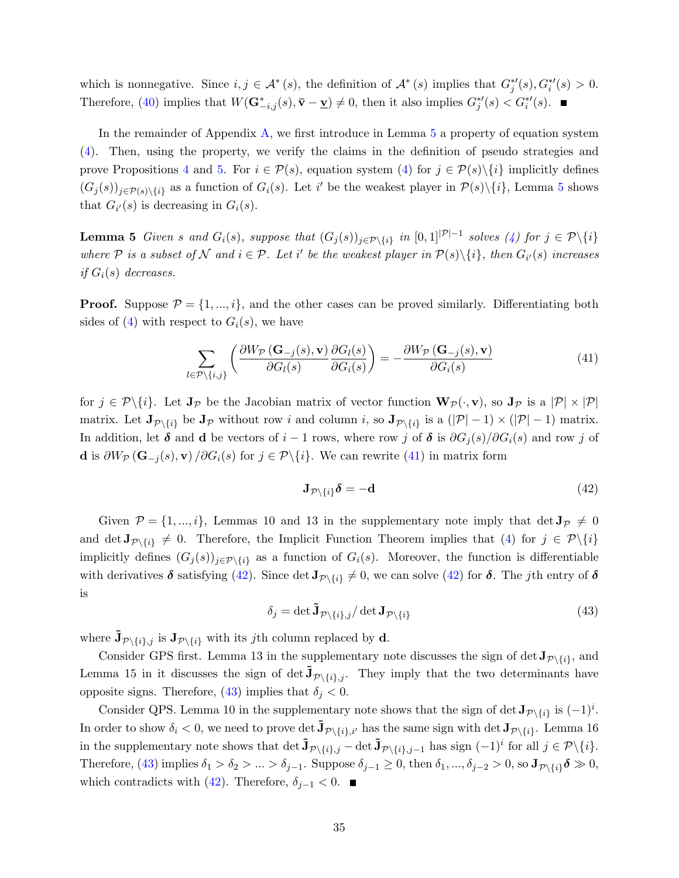which is nonnegative. Since $i, j \in \mathcal{A}^*(s)$, the definition of $\mathcal{A}^*(s)$ implies that $G_j^{*\prime}(s), G_i^{*\prime}(s) > 0$. Therefore, (40) implies that $W(\mathbf{G}^*_{-i,j}(s), \bar{\mathbf{v}} - \underline{\mathbf{v}}) \neq 0$, then it also implies $G_j^{*\prime}(s) < G_i^{*\prime}(s)$. ■

In the remainder of Appendix A, we first introduce in Lemma 5 a property of equation system (4). Then, using the property, we verify the claims in the definition of pseudo strategies and prove Propositions 4 and 5. For $i \in \mathcal{P}(s)$, equation system (4) for $j \in \mathcal{P}(s)\backslash\{i\}$ implicitly defines $(G_j(s))_{j\in\mathcal{P}(s)\backslash\{i\}}$ as a function of $G_i(s)$. Let $i'$ be the weakest player in $\mathcal{P}(s)\backslash\{i\}$, Lemma 5 shows that $G_{i'}(s)$ is decreasing in $G_i(s)$.

**Lemma 5** *Given $s$ and $G_i(s)$, suppose that $(G_j(s))_{j\in\mathcal{P}\backslash\{i\}}$ in $[0,1]^{|\mathcal{P}|-1}$ solves (4) for $j \in \mathcal{P}\backslash\{i\}$ where $\mathcal{P}$ is a subset of $\mathcal{N}$ and $i \in \mathcal{P}$. Let $i'$ be the weakest player in $\mathcal{P}(s)\backslash\{i\}$, then $G_{i'}(s)$ increases if $G_i(s)$ decreases.*

**Proof.** Suppose $\mathcal{P} = \{1, ..., i\}$, and the other cases can be proved similarly. Differentiating both sides of (4) with respect to $G_i(s)$, we have

$$\sum_{l\in\mathcal{P}\backslash\{i,j\}} \left( \frac{\partial W_{\mathcal{P}}\left(\mathbf{G}_{-j}(s), \mathbf{v}\right)}{\partial G_l(s)} \frac{\partial G_l(s)}{\partial G_i(s)} \right) = -\frac{\partial W_{\mathcal{P}}\left(\mathbf{G}_{-j}(s), \mathbf{v}\right)}{\partial G_i(s)} \tag{41}$$

for $j \in \mathcal{P}\backslash\{i\}$. Let $\mathbf{J}_{\mathcal{P}}$ be the Jacobian matrix of vector function $\mathbf{W}_{\mathcal{P}}(\cdot, \mathbf{v})$, so $\mathbf{J}_{\mathcal{P}}$ is a $|\mathcal{P}| \times |\mathcal{P}|$ matrix. Let $\mathbf{J}_{\mathcal{P}\backslash\{i\}}$ be $\mathbf{J}_{\mathcal{P}}$ without row $i$ and column $i$, so $\mathbf{J}_{\mathcal{P}\backslash\{i\}}$ is a $(|\mathcal{P}|-1) \times (|\mathcal{P}|-1)$ matrix. In addition, let $\boldsymbol{\delta}$ and $\mathbf{d}$ be vectors of $i-1$ rows, where row $j$ of $\boldsymbol{\delta}$ is $\partial G_j(s)/\partial G_i(s)$ and row $j$ of $\mathbf{d}$ is $\partial W_{\mathcal{P}}\left(\mathbf{G}_{-j}(s), \mathbf{v}\right)/\partial G_i(s)$ for $j \in \mathcal{P}\backslash\{i\}$. We can rewrite (41) in matrix form

$$\mathbf{J}_{\mathcal{P}\backslash\{i\}}\boldsymbol{\delta} = -\mathbf{d} \tag{42}$$

Given $\mathcal{P} = \{1, ..., i\}$, Lemmas 10 and 13 in the supplementary note imply that $\det \mathbf{J}_{\mathcal{P}} \neq 0$ and $\det \mathbf{J}_{\mathcal{P}\backslash\{i\}} \neq 0$. Therefore, the Implicit Function Theorem implies that (4) for $j \in \mathcal{P}\backslash\{i\}$ implicitly defines $(G_j(s))_{j\in\mathcal{P}\backslash\{i\}}$ as a function of $G_i(s)$. Moreover, the function is differentiable with derivatives $\boldsymbol{\delta}$ satisfying (42). Since $\det \mathbf{J}_{\mathcal{P}\backslash\{i\}} \neq 0$, we can solve (42) for $\boldsymbol{\delta}$. The $j$th entry of $\boldsymbol{\delta}$ is

$$\delta_j = \det \tilde{\mathbf{J}}_{\mathcal{P}\backslash\{i\},j} / \det \mathbf{J}_{\mathcal{P}\backslash\{i\}} \tag{43}$$

where $\tilde{\mathbf{J}}_{\mathcal{P}\backslash\{i\},j}$ is $\mathbf{J}_{\mathcal{P}\backslash\{i\}}$ with its $j$th column replaced by $\mathbf{d}$.

Consider GPS first. Lemma 13 in the supplementary note discusses the sign of $\det \mathbf{J}_{\mathcal{P}\backslash\{i\}}$, and Lemma 15 in it discusses the sign of $\det \tilde{\mathbf{J}}_{\mathcal{P}\backslash\{i\},j}$. They imply that the two determinants have opposite signs. Therefore, (43) implies that $\delta_j < 0$.

Consider QPS. Lemma 10 in the supplementary note shows that the sign of $\det \mathbf{J}_{\mathcal{P}\backslash\{i\}}$ is $(-1)^i$. In order to show $\delta_i < 0$, we need to prove $\det \tilde{\mathbf{J}}_{\mathcal{P}\backslash\{i\},i'}$ has the same sign with $\det \mathbf{J}_{\mathcal{P}\backslash\{i\}}$. Lemma 16 in the supplementary note shows that $\det \tilde{\mathbf{J}}_{\mathcal{P}\backslash\{i\},j} - \det \tilde{\mathbf{J}}_{\mathcal{P}\backslash\{i\},j-1}$ has sign $(-1)^i$ for all $j \in \mathcal{P}\backslash\{i\}$. Therefore, (43) implies $\delta_1 > \delta_2 > ... > \delta_{j-1}$. Suppose $\delta_{j-1} \geq 0$, then $\delta_1, ..., \delta_{j-2} > 0$, so $\mathbf{J}_{\mathcal{P}\backslash\{i\}}\boldsymbol{\delta} \gg 0$, which contradicts with (42). Therefore, $\delta_{j-1} < 0$. ■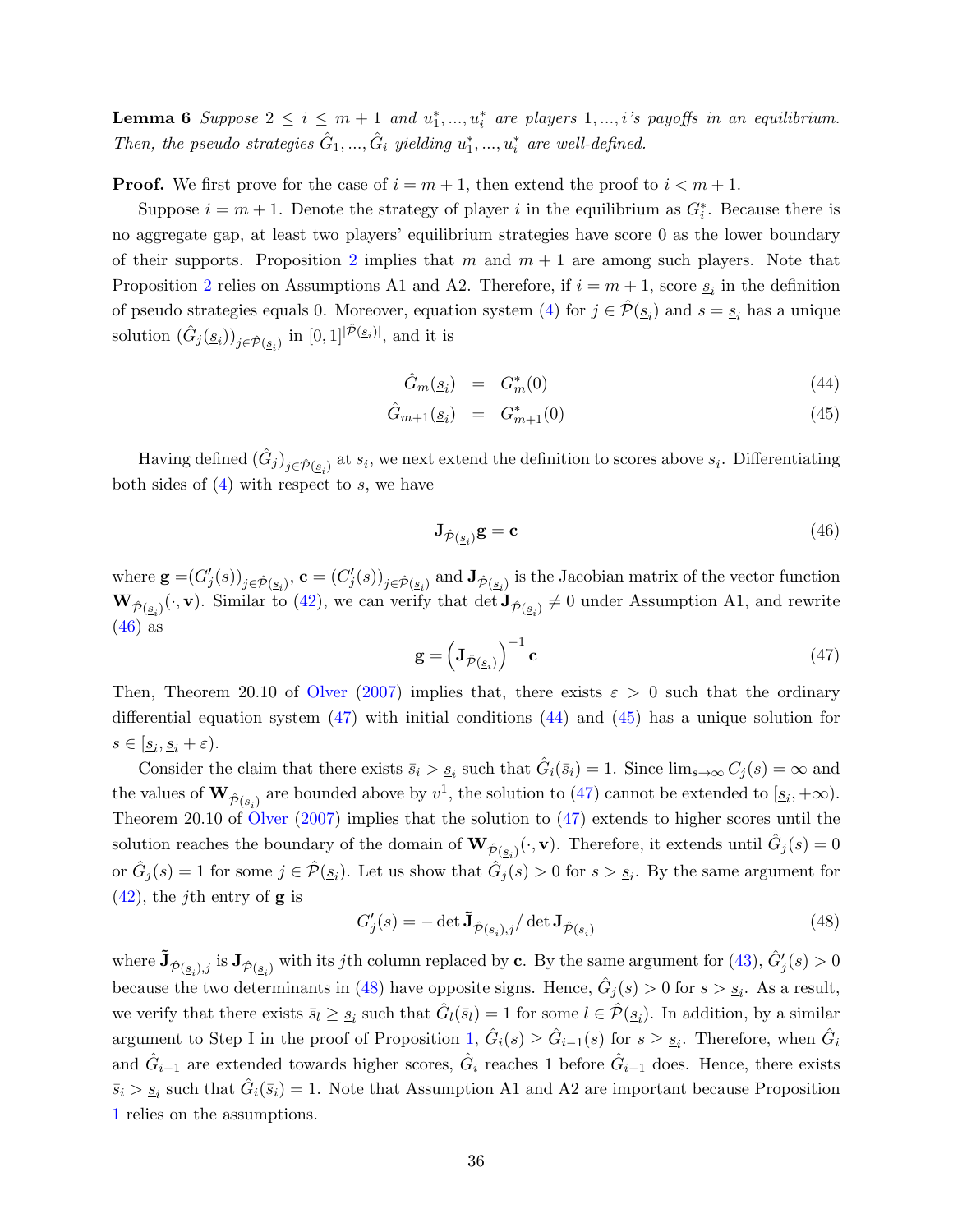**Lemma 6** *Suppose $2 \leq i \leq m+1$ and $u_1^*, ..., u_i^*$ are players $1, ..., i$'s payoffs in an equilibrium. Then, the pseudo strategies $\hat{G}_1, ..., \hat{G}_i$ yielding $u_1^*, ..., u_i^*$ are well-defined.*

**Proof.** We first prove for the case of $i = m+1$, then extend the proof to $i < m+1$.

Suppose $i = m+1$. Denote the strategy of player $i$ in the equilibrium as $G_i^*$. Because there is no aggregate gap, at least two players' equilibrium strategies have score 0 as the lower boundary of their supports. Proposition 2 implies that $m$ and $m+1$ are among such players. Note that Proposition 2 relies on Assumptions A1 and A2. Therefore, if $i = m+1$, score $\underline{s}_i$ in the definition of pseudo strategies equals 0. Moreover, equation system (4) for $j \in \hat{\mathcal{P}}(\underline{s}_i)$ and $s = \underline{s}_i$ has a unique solution $(\hat{G}_j(\underline{s}_i))_{j \in \hat{\mathcal{P}}(\underline{s}_i)}$ in $[0,1]^{|\hat{\mathcal{P}}(\underline{s}_i)|}$, and it is

$$\hat{G}_m(\underline{s}_i) \;=\; G_m^*(0) \tag{44}$$

$$\hat{G}_{m+1}(\underline{s}_i) \;=\; G_{m+1}^*(0) \tag{45}$$

Having defined $(\hat{G}_j)_{j \in \hat{\mathcal{P}}(\underline{s}_i)}$ at $\underline{s}_i$, we next extend the definition to scores above $\underline{s}_i$. Differentiating both sides of (4) with respect to $s$, we have

$$\mathbf{J}_{\hat{\mathcal{P}}(\underline{s}_i)} \mathbf{g} = \mathbf{c} \tag{46}$$

where $\mathbf{g} = (G_j'(s))_{j \in \hat{\mathcal{P}}(\underline{s}_i)}$, $\mathbf{c} = (C_j'(s))_{j \in \hat{\mathcal{P}}(\underline{s}_i)}$ and $\mathbf{J}_{\hat{\mathcal{P}}(\underline{s}_i)}$ is the Jacobian matrix of the vector function $\mathbf{W}_{\hat{\mathcal{P}}(\underline{s}_i)}(\cdot, \mathbf{v})$. Similar to (42), we can verify that $\det \mathbf{J}_{\hat{\mathcal{P}}(\underline{s}_i)} \neq 0$ under Assumption A1, and rewrite (46) as

$$\mathbf{g} = \left(\mathbf{J}_{\hat{\mathcal{P}}(\underline{s}_i)}\right)^{-1} \mathbf{c} \tag{47}$$

Then, Theorem 20.10 of Olver (2007) implies that, there exists $\varepsilon > 0$ such that the ordinary differential equation system (47) with initial conditions (44) and (45) has a unique solution for $s \in [\underline{s}_i, \underline{s}_i + \varepsilon)$.

Consider the claim that there exists $\bar{s}_i > \underline{s}_i$ such that $\hat{G}_i(\bar{s}_i) = 1$. Since $\lim_{s \to \infty} C_j(s) = \infty$ and the values of $\mathbf{W}_{\hat{\mathcal{P}}(\underline{s}_i)}$ are bounded above by $v^1$, the solution to (47) cannot be extended to $[\underline{s}_i, +\infty)$. Theorem 20.10 of Olver (2007) implies that the solution to (47) extends to higher scores until the solution reaches the boundary of the domain of $\mathbf{W}_{\hat{\mathcal{P}}(\underline{s}_i)}(\cdot, \mathbf{v})$. Therefore, it extends until $\hat{G}_j(s) = 0$ or $\hat{G}_j(s) = 1$ for some $j \in \hat{\mathcal{P}}(\underline{s}_i)$. Let us show that $\hat{G}_j(s) > 0$ for $s > \underline{s}_i$. By the same argument for (42), the $j$th entry of $\mathbf{g}$ is

$$G_j'(s) = -\det \tilde{\mathbf{J}}_{\hat{\mathcal{P}}(\underline{s}_i),j} / \det \mathbf{J}_{\hat{\mathcal{P}}(\underline{s}_i)} \tag{48}$$

where $\tilde{\mathbf{J}}_{\hat{\mathcal{P}}(\underline{s}_i),j}$ is $\mathbf{J}_{\hat{\mathcal{P}}(\underline{s}_i)}$ with its $j$th column replaced by $\mathbf{c}$. By the same argument for (43), $\hat{G}_j'(s) > 0$ because the two determinants in (48) have opposite signs. Hence, $\hat{G}_j(s) > 0$ for $s > \underline{s}_i$. As a result, we verify that there exists $\bar{s}_l \geq \underline{s}_i$ such that $\hat{G}_l(\bar{s}_l) = 1$ for some $l \in \hat{\mathcal{P}}(\underline{s}_i)$. In addition, by a similar argument to Step I in the proof of Proposition 1, $\hat{G}_i(s) \geq \hat{G}_{i-1}(s)$ for $s \geq \underline{s}_i$. Therefore, when $\hat{G}_i$ and $\hat{G}_{i-1}$ are extended towards higher scores, $\hat{G}_i$ reaches 1 before $\hat{G}_{i-1}$ does. Hence, there exists $\bar{s}_i > \underline{s}_i$ such that $\hat{G}_i(\bar{s}_i) = 1$. Note that Assumption A1 and A2 are important because Proposition 1 relies on the assumptions.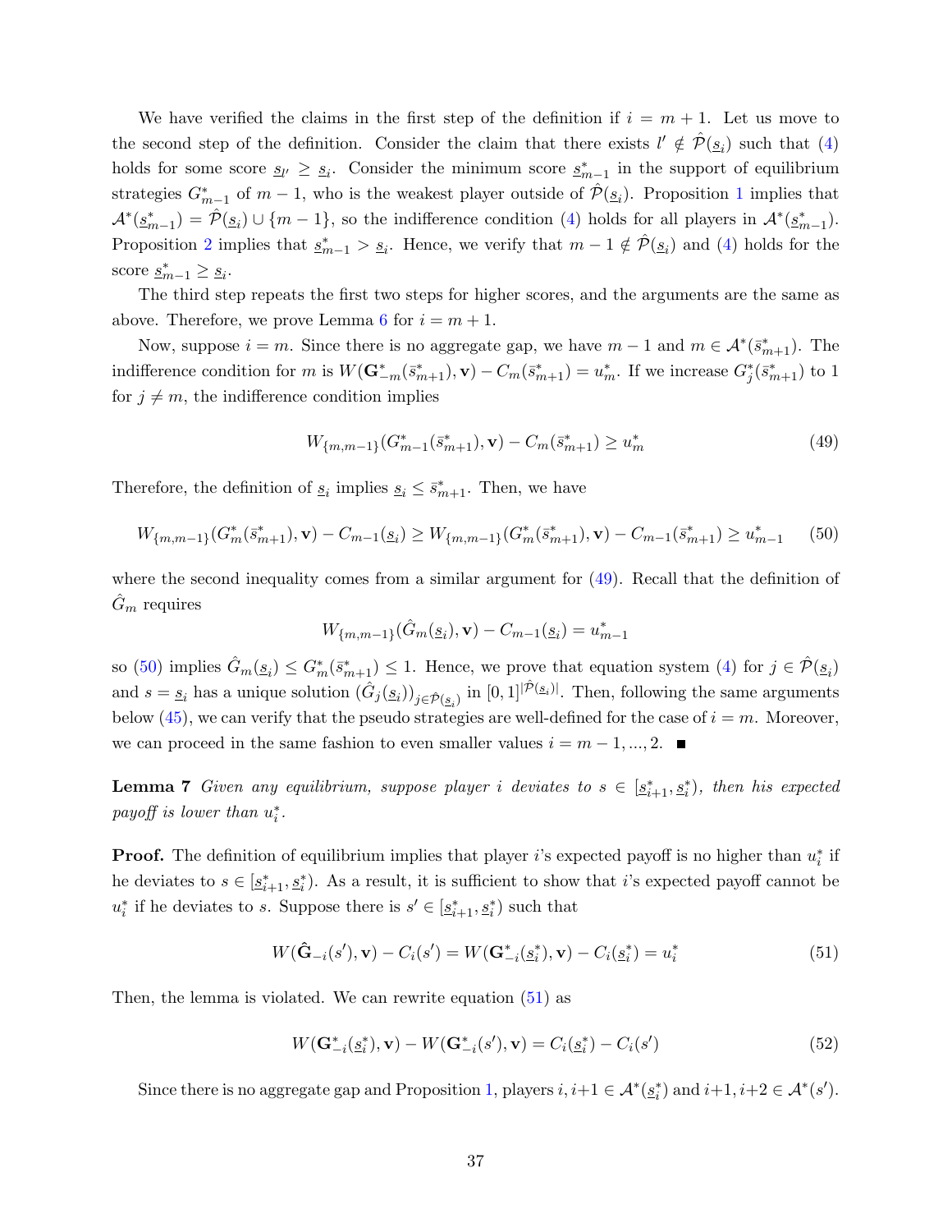We have verified the claims in the first step of the definition if $i = m+1$. Let us move to the second step of the definition. Consider the claim that there exists $l' \notin \hat{\mathcal{P}}(\underline{s}_i)$ such that (4) holds for some score $\underline{s}_{l'} \geq \underline{s}_i$. Consider the minimum score $\underline{s}^*_{m-1}$ in the support of equilibrium strategies $G^*_{m-1}$ of $m-1$, who is the weakest player outside of $\hat{\mathcal{P}}(\underline{s}_i)$. Proposition 1 implies that $\mathcal{A}^*(\underline{s}^*_{m-1}) = \hat{\mathcal{P}}(\underline{s}_i) \cup \{m-1\}$, so the indifference condition (4) holds for all players in $\mathcal{A}^*(\underline{s}^*_{m-1})$. Proposition 2 implies that $\underline{s}^*_{m-1} > \underline{s}_i$. Hence, we verify that $m-1 \notin \hat{\mathcal{P}}(\underline{s}_i)$ and (4) holds for the score $\underline{s}^*_{m-1} \geq \underline{s}_i$.

The third step repeats the first two steps for higher scores, and the arguments are the same as above. Therefore, we prove Lemma 6 for $i = m+1$.

Now, suppose $i = m$. Since there is no aggregate gap, we have $m-1$ and $m \in \mathcal{A}^*(\bar{s}^*_{m+1})$. The indifference condition for $m$ is $W(\mathbf{G}^*_{-m}(\bar{s}^*_{m+1}), \mathbf{v}) - C_m(\bar{s}^*_{m+1}) = u^*_m$. If we increase $G^*_j(\bar{s}^*_{m+1})$ to 1 for $j \neq m$, the indifference condition implies

$$W_{\{m,m-1\}}(G^*_{m-1}(\bar{s}^*_{m+1}), \mathbf{v}) - C_m(\bar{s}^*_{m+1}) \geq u^*_m \tag{49}$$

Therefore, the definition of $\underline{s}_i$ implies $\underline{s}_i \leq \bar{s}^*_{m+1}$. Then, we have

$$W_{\{m,m-1\}}(G^*_m(\bar{s}^*_{m+1}), \mathbf{v}) - C_{m-1}(\underline{s}_i) \geq W_{\{m,m-1\}}(G^*_m(\bar{s}^*_{m+1}), \mathbf{v}) - C_{m-1}(\bar{s}^*_{m+1}) \geq u^*_{m-1} \tag{50}$$

where the second inequality comes from a similar argument for (49). Recall that the definition of $\hat{G}_m$ requires

$$W_{\{m,m-1\}}(\hat{G}_m(\underline{s}_i), \mathbf{v}) - C_{m-1}(\underline{s}_i) = u^*_{m-1}$$

so (50) implies $\hat{G}_m(\underline{s}_i) \leq G^*_m(\bar{s}^*_{m+1}) \leq 1$. Hence, we prove that equation system (4) for $j \in \hat{\mathcal{P}}(\underline{s}_i)$ and $s = \underline{s}_i$ has a unique solution $(\hat{G}_j(\underline{s}_i))_{j \in \hat{\mathcal{P}}(\underline{s}_i)}$ in $[0,1]^{|\hat{\mathcal{P}}(\underline{s}_i)|}$. Then, following the same arguments below (45), we can verify that the pseudo strategies are well-defined for the case of $i = m$. Moreover, we can proceed in the same fashion to even smaller values $i = m-1, ..., 2$. ■

**Lemma 7** *Given any equilibrium, suppose player $i$ deviates to $s \in [\underline{s}^*_{i+1}, \underline{s}^*_i)$, then his expected payoff is lower than $u^*_i$.*

**Proof.** The definition of equilibrium implies that player $i$'s expected payoff is no higher than $u^*_i$ if he deviates to $s \in [\underline{s}^*_{i+1}, \underline{s}^*_i)$. As a result, it is sufficient to show that $i$'s expected payoff cannot be $u^*_i$ if he deviates to $s$. Suppose there is $s' \in [\underline{s}^*_{i+1}, \underline{s}^*_i)$ such that

$$W(\hat{\mathbf{G}}_{-i}(s'), \mathbf{v}) - C_i(s') = W(\mathbf{G}^*_{-i}(\underline{s}^*_i), \mathbf{v}) - C_i(\underline{s}^*_i) = u^*_i \tag{51}$$

Then, the lemma is violated. We can rewrite equation (51) as

$$W(\mathbf{G}^*_{-i}(\underline{s}^*_i), \mathbf{v}) - W(\mathbf{G}^*_{-i}(s'), \mathbf{v}) = C_i(\underline{s}^*_i) - C_i(s') \tag{52}$$

Since there is no aggregate gap and Proposition 1, players $i, i+1 \in \mathcal{A}^*(\underline{s}^*_i)$ and $i+1, i+2 \in \mathcal{A}^*(s')$.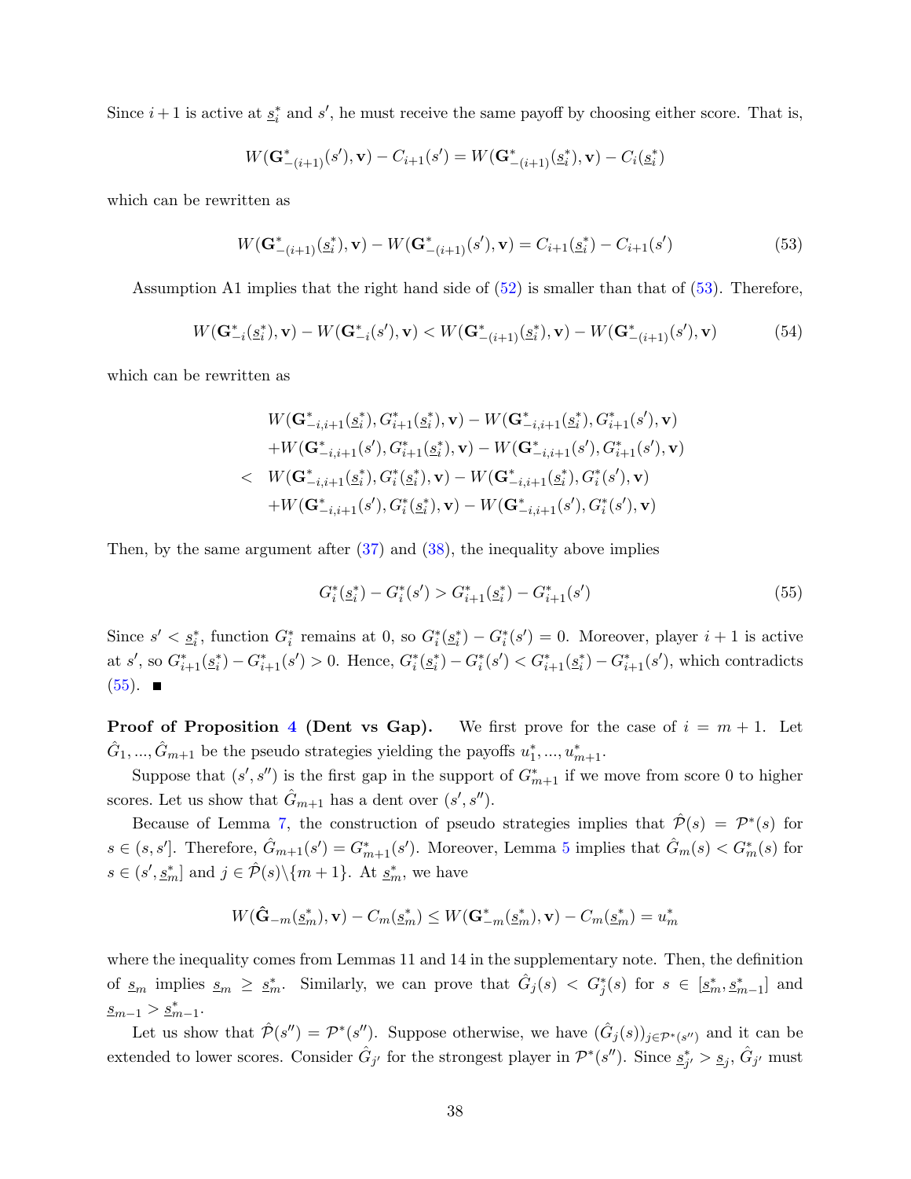Since $i+1$ is active at $\underline{s}_i^*$ and $s'$, he must receive the same payoff by choosing either score. That is,

$$W(\mathbf{G}^*_{-(i+1)}(s'), \mathbf{v}) - C_{i+1}(s') = W(\mathbf{G}^*_{-(i+1)}(\underline{s}_i^*), \mathbf{v}) - C_i(\underline{s}_i^*)$$

which can be rewritten as

$$W(\mathbf{G}^*_{-(i+1)}(\underline{s}_i^*), \mathbf{v}) - W(\mathbf{G}^*_{-(i+1)}(s'), \mathbf{v}) = C_{i+1}(\underline{s}_i^*) - C_{i+1}(s') \tag{53}$$

Assumption A1 implies that the right hand side of (52) is smaller than that of (53). Therefore,

$$W(\mathbf{G}^*_{-i}(\underline{s}_i^*), \mathbf{v}) - W(\mathbf{G}^*_{-i}(s'), \mathbf{v}) < W(\mathbf{G}^*_{-(i+1)}(\underline{s}_i^*), \mathbf{v}) - W(\mathbf{G}^*_{-(i+1)}(s'), \mathbf{v}) \tag{54}$$

which can be rewritten as

$$\begin{aligned}
& W(\mathbf{G}^*_{-i,i+1}(\underline{s}_i^*), G^*_{i+1}(\underline{s}_i^*), \mathbf{v}) - W(\mathbf{G}^*_{-i,i+1}(\underline{s}_i^*), G^*_{i+1}(s'), \mathbf{v}) \\
& + W(\mathbf{G}^*_{-i,i+1}(s'), G^*_{i+1}(\underline{s}_i^*), \mathbf{v}) - W(\mathbf{G}^*_{-i,i+1}(s'), G^*_{i+1}(s'), \mathbf{v}) \\
< \; & W(\mathbf{G}^*_{-i,i+1}(\underline{s}_i^*), G^*_{i}(\underline{s}_i^*), \mathbf{v}) - W(\mathbf{G}^*_{-i,i+1}(\underline{s}_i^*), G^*_{i}(s'), \mathbf{v}) \\
& + W(\mathbf{G}^*_{-i,i+1}(s'), G^*_{i}(\underline{s}_i^*), \mathbf{v}) - W(\mathbf{G}^*_{-i,i+1}(s'), G^*_{i}(s'), \mathbf{v})
\end{aligned}$$

Then, by the same argument after (37) and (38), the inequality above implies

$$G_i^*(\underline{s}_i^*) - G_i^*(s') > G_{i+1}^*(\underline{s}_i^*) - G_{i+1}^*(s') \tag{55}$$

Since $s' < \underline{s}_i^*$, function $G_i^*$ remains at 0, so $G_i^*(\underline{s}_i^*) - G_i^*(s') = 0$. Moreover, player $i+1$ is active at $s'$, so $G_{i+1}^*(\underline{s}_i^*) - G_{i+1}^*(s') > 0$. Hence, $G_i^*(\underline{s}_i^*) - G_i^*(s') < G_{i+1}^*(\underline{s}_i^*) - G_{i+1}^*(s')$, which contradicts (55). ■

**Proof of Proposition 4 (Dent vs Gap).** We first prove for the case of $i = m+1$. Let $\hat{G}_1, ..., \hat{G}_{m+1}$ be the pseudo strategies yielding the payoffs $u_1^*, ..., u_{m+1}^*$.

Suppose that $(s', s'')$ is the first gap in the support of $G_{m+1}^*$ if we move from score 0 to higher scores. Let us show that $\hat{G}_{m+1}$ has a dent over $(s', s'')$.

Because of Lemma 7, the construction of pseudo strategies implies that $\hat{\mathcal{P}}(s) = \mathcal{P}^*(s)$ for $s \in (s, s']$. Therefore, $\hat{G}_{m+1}(s') = G_{m+1}^*(s')$. Moreover, Lemma 5 implies that $\hat{G}_m(s) < G_m^*(s)$ for $s \in (s', \underline{s}_m^*]$ and $j \in \hat{\mathcal{P}}(s) \backslash \{m+1\}$. At $\underline{s}_m^*$, we have

$$W(\hat{\mathbf{G}}_{-m}(\underline{s}_m^*), \mathbf{v}) - C_m(\underline{s}_m^*) \leq W(\mathbf{G}^*_{-m}(\underline{s}_m^*), \mathbf{v}) - C_m(\underline{s}_m^*) = u_m^*$$

where the inequality comes from Lemmas 11 and 14 in the supplementary note. Then, the definition of $\underline{s}_m$ implies $\underline{s}_m \geq \underline{s}_m^*$. Similarly, we can prove that $\hat{G}_j(s) < G_j^*(s)$ for $s \in [\underline{s}_m^*, \underline{s}_{m-1}^*]$ and $\underline{s}_{m-1} > \underline{s}_{m-1}^*$.

Let us show that $\hat{\mathcal{P}}(s'') = \mathcal{P}^*(s'')$. Suppose otherwise, we have $(\hat{G}_j(s))_{j \in \mathcal{P}^*(s'')}$ and it can be extended to lower scores. Consider $\hat{G}_{j'}$ for the strongest player in $\mathcal{P}^*(s'')$. Since $\underline{s}_{j'}^* > \underline{s}_j$, $\hat{G}_{j'}$ must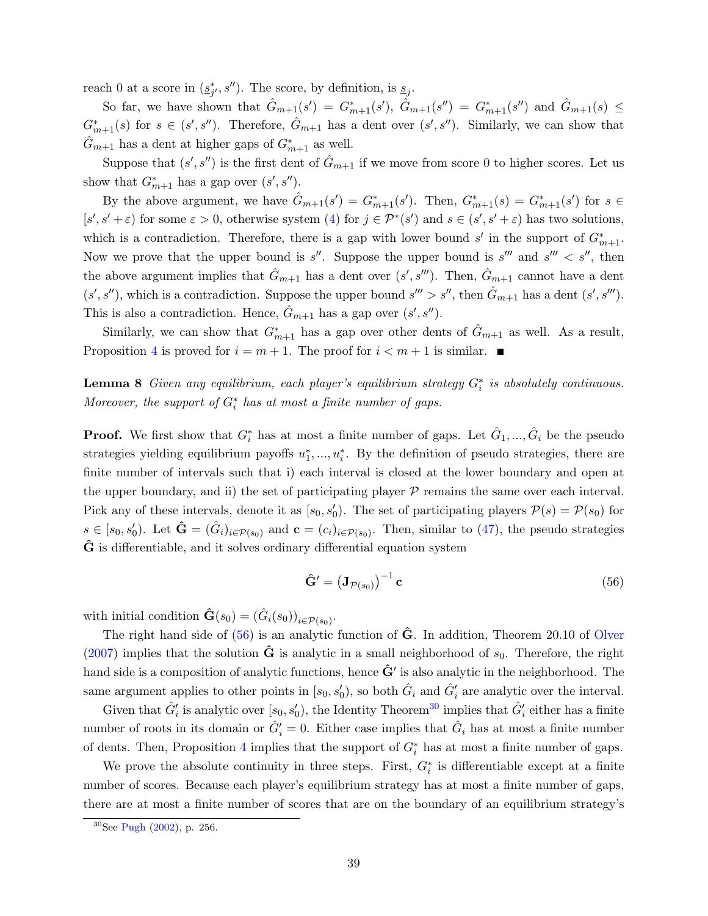reach 0 at a score in $(\underline{s}^*_{j'}, s'')$. The score, by definition, is $\underline{s}_j$.

So far, we have shown that $\hat{G}_{m+1}(s') = G^*_{m+1}(s')$, $\hat{G}_{m+1}(s'') = G^*_{m+1}(s'')$ and $\hat{G}_{m+1}(s) \leq G^*_{m+1}(s)$ for $s \in (s', s'')$. Therefore, $\hat{G}_{m+1}$ has a dent over $(s', s'')$. Similarly, we can show that $\hat{G}_{m+1}$ has a dent at higher gaps of $G^*_{m+1}$ as well.

Suppose that $(s', s'')$ is the first dent of $\hat{G}_{m+1}$ if we move from score 0 to higher scores. Let us show that $G^*_{m+1}$ has a gap over $(s', s'')$.

By the above argument, we have $\hat{G}_{m+1}(s') = G^*_{m+1}(s')$. Then, $G^*_{m+1}(s) = G^*_{m+1}(s')$ for $s \in [s', s' + \varepsilon)$ for some $\varepsilon > 0$, otherwise system (4) for $j \in \mathcal{P}^*(s')$ and $s \in (s', s' + \varepsilon)$ has two solutions, which is a contradiction. Therefore, there is a gap with lower bound $s'$ in the support of $G^*_{m+1}$. Now we prove that the upper bound is $s''$. Suppose the upper bound is $s'''$ and $s''' < s''$, then the above argument implies that $\hat{G}_{m+1}$ has a dent over $(s', s''')$. Then, $\hat{G}_{m+1}$ cannot have a dent $(s', s'')$, which is a contradiction. Suppose the upper bound $s''' > s''$, then $\hat{G}_{m+1}$ has a dent $(s', s''')$. This is also a contradiction. Hence, $\hat{G}_{m+1}$ has a gap over $(s', s'')$.

Similarly, we can show that $G^*_{m+1}$ has a gap over other dents of $\hat{G}_{m+1}$ as well. As a result, Proposition 4 is proved for $i = m+1$. The proof for $i < m+1$ is similar. ■

**Lemma 8** *Given any equilibrium, each player's equilibrium strategy $G^*_i$ is absolutely continuous. Moreover, the support of $G^*_i$ has at most a finite number of gaps.*

**Proof.** We first show that $G^*_i$ has at most a finite number of gaps. Let $\hat{G}_1, ..., \hat{G}_i$ be the pseudo strategies yielding equilibrium payoffs $u^*_1, ..., u^*_i$. By the definition of pseudo strategies, there are finite number of intervals such that i) each interval is closed at the lower boundary and open at the upper boundary, and ii) the set of participating player $\mathcal{P}$ remains the same over each interval. Pick any of these intervals, denote it as $[s_0, s'_0)$. The set of participating players $\mathcal{P}(s) = \mathcal{P}(s_0)$ for $s \in [s_0, s'_0)$. Let $\hat{\mathbf{G}} = (\hat{G}_i)_{i \in \mathcal{P}(s_0)}$ and $\mathbf{c} = (c_i)_{i \in \mathcal{P}(s_0)}$. Then, similar to (47), the pseudo strategies $\hat{\mathbf{G}}$ is differentiable, and it solves ordinary differential equation system

$$\hat{\mathbf{G}}' = \left(\mathbf{J}_{\mathcal{P}(s_0)}\right)^{-1} \mathbf{c} \tag{56}$$

with initial condition $\hat{\mathbf{G}}(s_0) = (\hat{G}_i(s_0))_{i \in \mathcal{P}(s_0)}$.

The right hand side of (56) is an analytic function of $\hat{\mathbf{G}}$. In addition, Theorem 20.10 of Olver (2007) implies that the solution $\hat{\mathbf{G}}$ is analytic in a small neighborhood of $s_0$. Therefore, the right hand side is a composition of analytic functions, hence $\hat{\mathbf{G}}'$ is also analytic in the neighborhood. The same argument applies to other points in $[s_0, s'_0)$, so both $\hat{G}_i$ and $\hat{G}'_i$ are analytic over the interval.

Given that $\hat{G}'_i$ is analytic over $[s_0, s'_0)$, the Identity Theorem[30] implies that $\hat{G}'_i$ either has a finite number of roots in its domain or $\hat{G}'_i = 0$. Either case implies that $\hat{G}_i$ has at most a finite number of dents. Then, Proposition 4 implies that the support of $G^*_i$ has at most a finite number of gaps.

We prove the absolute continuity in three steps. First, $G^*_i$ is differentiable except at a finite number of scores. Because each player's equilibrium strategy has at most a finite number of gaps, there are at most a finite number of scores that are on the boundary of an equilibrium strategy's

[30] See Pugh (2002), p. 256.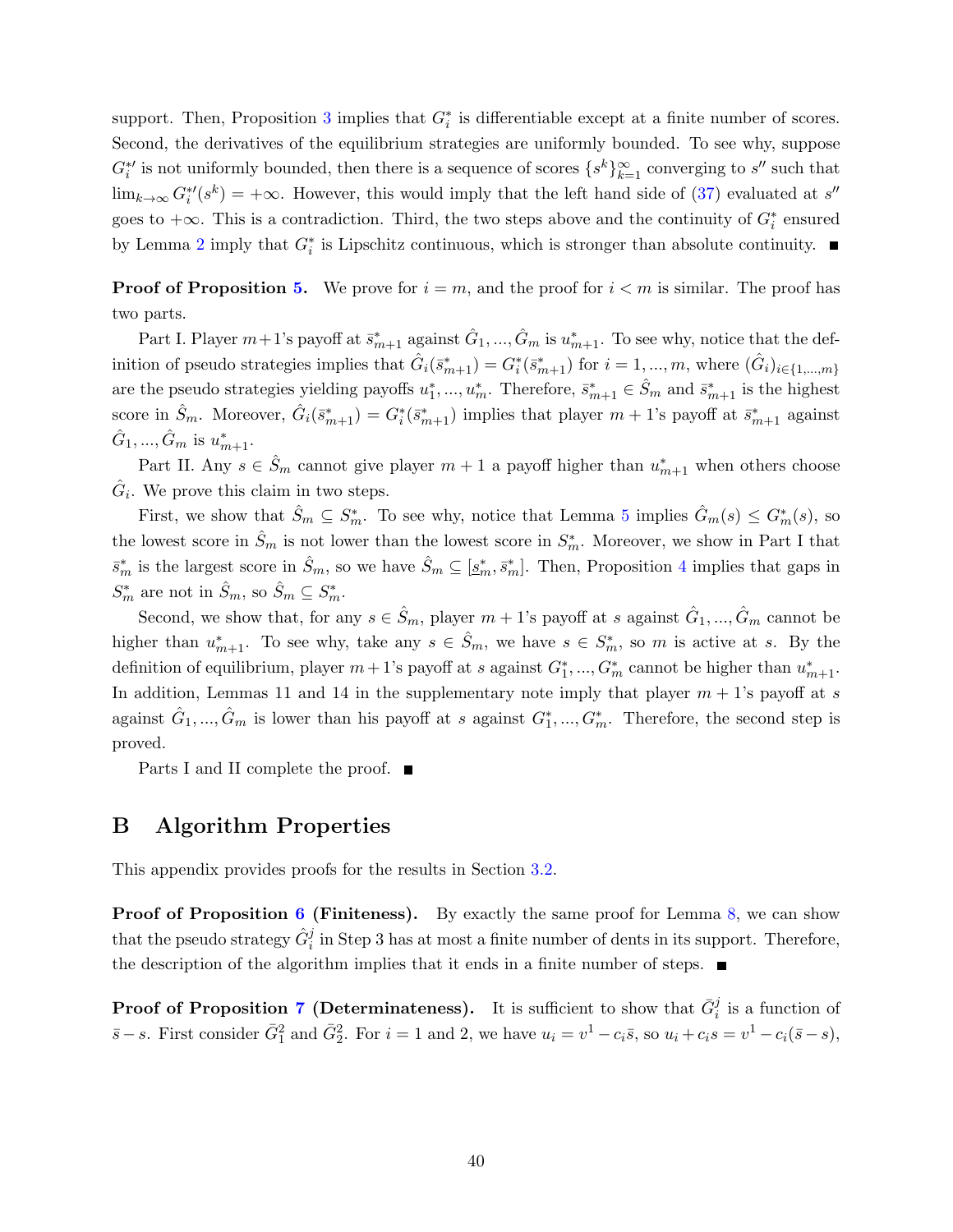support. Then, Proposition 3 implies that $G_i^*$ is differentiable except at a finite number of scores. Second, the derivatives of the equilibrium strategies are uniformly bounded. To see why, suppose $G_i^{*\prime}$ is not uniformly bounded, then there is a sequence of scores $\{s^k\}_{k=1}^{\infty}$ converging to $s''$ such that $\lim_{k\to\infty} G_i^{*\prime}(s^k) = +\infty$. However, this would imply that the left hand side of (37) evaluated at $s''$ goes to $+\infty$. This is a contradiction. Third, the two steps above and the continuity of $G_i^*$ ensured by Lemma 2 imply that $G_i^*$ is Lipschitz continuous, which is stronger than absolute continuity. ■

**Proof of Proposition 5.** We prove for $i = m$, and the proof for $i < m$ is similar. The proof has two parts.

Part I. Player $m+1$'s payoff at $\bar{s}_{m+1}^*$ against $\hat{G}_1, ..., \hat{G}_m$ is $u_{m+1}^*$. To see why, notice that the definition of pseudo strategies implies that $\hat{G}_i(\bar{s}_{m+1}^*) = G_i^*(\bar{s}_{m+1}^*)$ for $i = 1, ..., m$, where $(\hat{G}_i)_{i\in\{1,...,m\}}$ are the pseudo strategies yielding payoffs $u_1^*, ..., u_m^*$. Therefore, $\bar{s}_{m+1}^* \in \hat{S}_m$ and $\bar{s}_{m+1}^*$ is the highest score in $\hat{S}_m$. Moreover, $\hat{G}_i(\bar{s}_{m+1}^*) = G_i^*(\bar{s}_{m+1}^*)$ implies that player $m+1$'s payoff at $\bar{s}_{m+1}^*$ against $\hat{G}_1, ..., \hat{G}_m$ is $u_{m+1}^*$.

Part II. Any $s \in \hat{S}_m$ cannot give player $m+1$ a payoff higher than $u_{m+1}^*$ when others choose $\hat{G}_i$. We prove this claim in two steps.

First, we show that $\hat{S}_m \subseteq S_m^*$. To see why, notice that Lemma 5 implies $\hat{G}_m(s) \leq G_m^*(s)$, so the lowest score in $\hat{S}_m$ is not lower than the lowest score in $S_m^*$. Moreover, we show in Part I that $\bar{s}_m^*$ is the largest score in $\hat{S}_m$, so we have $\hat{S}_m \subseteq [\underline{s}_m^*, \bar{s}_m^*]$. Then, Proposition 4 implies that gaps in $S_m^*$ are not in $\hat{S}_m$, so $\hat{S}_m \subseteq S_m^*$.

Second, we show that, for any $s \in \hat{S}_m$, player $m+1$'s payoff at $s$ against $\hat{G}_1, ..., \hat{G}_m$ cannot be higher than $u_{m+1}^*$. To see why, take any $s \in \hat{S}_m$, we have $s \in S_m^*$, so $m$ is active at $s$. By the definition of equilibrium, player $m+1$'s payoff at $s$ against $G_1^*, ..., G_m^*$ cannot be higher than $u_{m+1}^*$. In addition, Lemmas 11 and 14 in the supplementary note imply that player $m+1$'s payoff at $s$ against $\hat{G}_1, ..., \hat{G}_m$ is lower than his payoff at $s$ against $G_1^*, ..., G_m^*$. Therefore, the second step is proved.

Parts I and II complete the proof. ■

# B Algorithm Properties

This appendix provides proofs for the results in Section 3.2.

**Proof of Proposition 6 (Finiteness).** By exactly the same proof for Lemma 8, we can show that the pseudo strategy $\hat{G}_i^j$ in Step 3 has at most a finite number of dents in its support. Therefore, the description of the algorithm implies that it ends in a finite number of steps. ■

**Proof of Proposition 7 (Determinateness).** It is sufficient to show that $\bar{G}_i^j$ is a function of $\bar{s} - s$. First consider $\bar{G}_1^2$ and $\bar{G}_2^2$. For $i = 1$ and 2, we have $u_i = v^1 - c_i\bar{s}$, so $u_i + c_i s = v^1 - c_i(\bar{s} - s)$,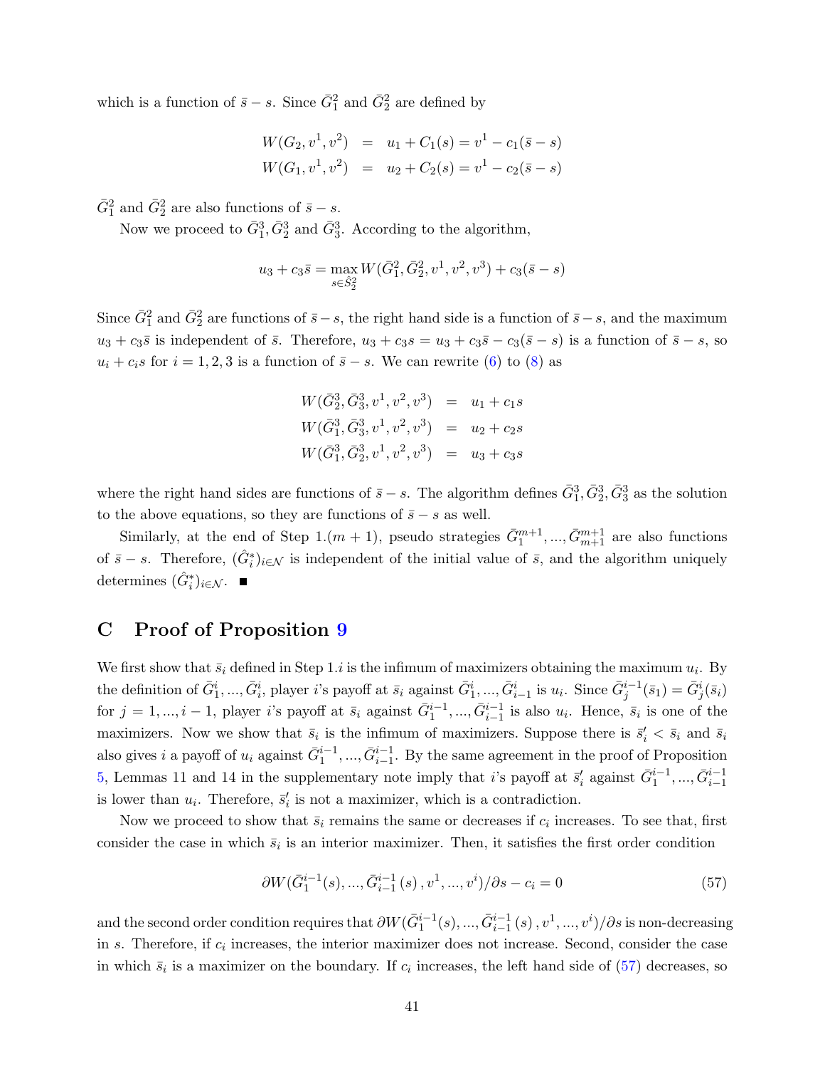which is a function of $\bar{s} - s$. Since $\bar{G}_1^2$ and $\bar{G}_2^2$ are defined by

$$
\begin{aligned}
W(G_2, v^1, v^2) &= u_1 + C_1(s) = v^1 - c_1(\bar{s} - s) \\
W(G_1, v^1, v^2) &= u_2 + C_2(s) = v^1 - c_2(\bar{s} - s)
\end{aligned}
$$

$\bar{G}_1^2$ and $\bar{G}_2^2$ are also functions of $\bar{s} - s$.

Now we proceed to $\bar{G}_1^3, \bar{G}_2^3$ and $\bar{G}_3^3$. According to the algorithm,

$$
u_3 + c_3\bar{s} = \max_{s \in \hat{S}_2^2} W(\bar{G}_1^2, \bar{G}_2^2, v^1, v^2, v^3) + c_3(\bar{s} - s)
$$

Since $\bar{G}_1^2$ and $\bar{G}_2^2$ are functions of $\bar{s} - s$, the right hand side is a function of $\bar{s} - s$, and the maximum $u_3 + c_3\bar{s}$ is independent of $\bar{s}$. Therefore, $u_3 + c_3 s = u_3 + c_3\bar{s} - c_3(\bar{s} - s)$ is a function of $\bar{s} - s$, so $u_i + c_i s$ for $i = 1, 2, 3$ is a function of $\bar{s} - s$. We can rewrite (6) to (8) as

$$
\begin{aligned}
W(\bar{G}_2^3, \bar{G}_3^3, v^1, v^2, v^3) &= u_1 + c_1 s \\
W(\bar{G}_1^3, \bar{G}_3^3, v^1, v^2, v^3) &= u_2 + c_2 s \\
W(\bar{G}_1^3, \bar{G}_2^3, v^1, v^2, v^3) &= u_3 + c_3 s
\end{aligned}
$$

where the right hand sides are functions of $\bar{s} - s$. The algorithm defines $\bar{G}_1^3, \bar{G}_2^3, \bar{G}_3^3$ as the solution to the above equations, so they are functions of $\bar{s} - s$ as well.

Similarly, at the end of Step 1.$(m+1)$, pseudo strategies $\bar{G}_1^{m+1}, ..., \bar{G}_{m+1}^{m+1}$ are also functions of $\bar{s} - s$. Therefore, $(\hat{G}_i^*)_{i \in \mathcal{N}}$ is independent of the initial value of $\bar{s}$, and the algorithm uniquely determines $(\hat{G}_i^*)_{i \in \mathcal{N}}$. ∎

## C Proof of Proposition 9

We first show that $\bar{s}_i$ defined in Step 1.$i$ is the infimum of maximizers obtaining the maximum $u_i$. By the definition of $\bar{G}_1^i, ..., \bar{G}_i^i$, player $i$'s payoff at $\bar{s}_i$ against $\bar{G}_1^i, ..., \bar{G}_{i-1}^i$ is $u_i$. Since $\bar{G}_j^{i-1}(\bar{s}_1) = \bar{G}_j^i(\bar{s}_i)$ for $j = 1, ..., i-1$, player $i$'s payoff at $\bar{s}_i$ against $\bar{G}_1^{i-1}, ..., \bar{G}_{i-1}^{i-1}$ is also $u_i$. Hence, $\bar{s}_i$ is one of the maximizers. Now we show that $\bar{s}_i$ is the infimum of maximizers. Suppose there is $\bar{s}_i' < \bar{s}_i$ and $\bar{s}_i$ also gives $i$ a payoff of $u_i$ against $\bar{G}_1^{i-1}, ..., \bar{G}_{i-1}^{i-1}$. By the same agreement in the proof of Proposition 5, Lemmas 11 and 14 in the supplementary note imply that $i$'s payoff at $\bar{s}_i'$ against $\bar{G}_1^{i-1}, ..., \bar{G}_{i-1}^{i-1}$ is lower than $u_i$. Therefore, $\bar{s}_i'$ is not a maximizer, which is a contradiction.

Now we proceed to show that $\bar{s}_i$ remains the same or decreases if $c_i$ increases. To see that, first consider the case in which $\bar{s}_i$ is an interior maximizer. Then, it satisfies the first order condition

$$
\partial W(\bar{G}_1^{i-1}(s), ..., \bar{G}_{i-1}^{i-1}(s), v^1, ..., v^i)/\partial s - c_i = 0 \tag{57}
$$

and the second order condition requires that $\partial W(\bar{G}_1^{i-1}(s), ..., \bar{G}_{i-1}^{i-1}(s), v^1, ..., v^i)/\partial s$ is non-decreasing in $s$. Therefore, if $c_i$ increases, the interior maximizer does not increase. Second, consider the case in which $\bar{s}_i$ is a maximizer on the boundary. If $c_i$ increases, the left hand side of (57) decreases, so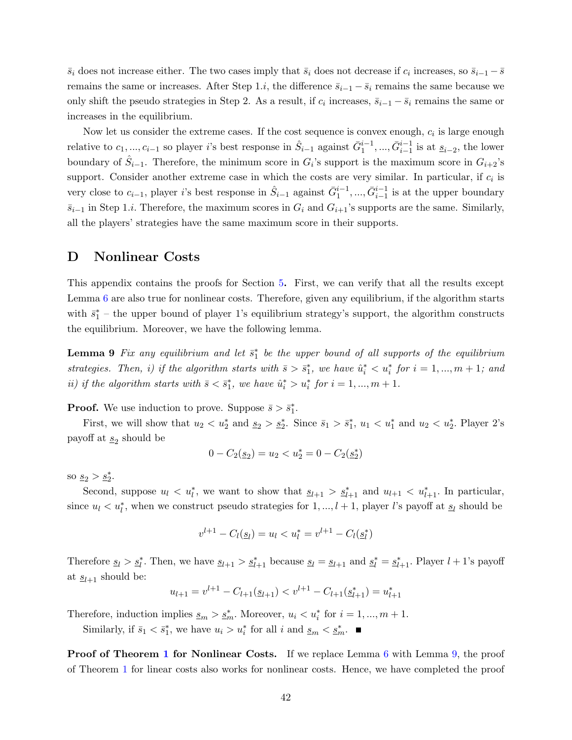$\bar{s}_i$ does not increase either. The two cases imply that $\bar{s}_i$ does not decrease if $c_i$ increases, so $\bar{s}_{i-1} - \bar{s}$ remains the same or increases. After Step 1.$i$, the difference $\bar{s}_{i-1} - \bar{s}_i$ remains the same because we only shift the pseudo strategies in Step 2. As a result, if $c_i$ increases, $\bar{s}_{i-1} - \bar{s}_i$ remains the same or increases in the equilibrium.

Now let us consider the extreme cases. If the cost sequence is convex enough, $c_i$ is large enough relative to $c_1, ..., c_{i-1}$ so player $i$'s best response in $\hat{S}_{i-1}$ against $\bar{G}_1^{i-1}, ..., \bar{G}_{i-1}^{i-1}$ is at $\underline{s}_{i-2}$, the lower boundary of $\hat{S}_{i-1}$. Therefore, the minimum score in $G_i$'s support is the maximum score in $G_{i+2}$'s support. Consider another extreme case in which the costs are very similar. In particular, if $c_i$ is very close to $c_{i-1}$, player $i$'s best response in $\hat{S}_{i-1}$ against $\bar{G}_1^{i-1}, ..., \bar{G}_{i-1}^{i-1}$ is at the upper boundary $\bar{s}_{i-1}$ in Step 1.$i$. Therefore, the maximum scores in $G_i$ and $G_{i+1}$'s supports are the same. Similarly, all the players' strategies have the same maximum score in their supports.

## D Nonlinear Costs

This appendix contains the proofs for Section 5. First, we can verify that all the results except Lemma 6 are also true for nonlinear costs. Therefore, given any equilibrium, if the algorithm starts with $\bar{s}_1^*$ – the upper bound of player 1's equilibrium strategy's support, the algorithm constructs the equilibrium. Moreover, we have the following lemma.

**Lemma 9** *Fix any equilibrium and let $\bar{s}_1^*$ be the upper bound of all supports of the equilibrium strategies. Then, i) if the algorithm starts with $\bar{s} > \bar{s}_1^*$, we have $\hat{u}_i^* < u_i^*$ for $i = 1, ..., m+1$; and ii) if the algorithm starts with $\bar{s} < \bar{s}_1^*$, we have $\hat{u}_i^* > u_i^*$ for $i = 1, ..., m+1$.*

**Proof.** We use induction to prove. Suppose $\bar{s} > \bar{s}_1^*$.

First, we will show that $u_2 < u_2^*$ and $\underline{s}_2 > \underline{s}_2^*$. Since $\bar{s}_1 > \bar{s}_1^*$, $u_1 < u_1^*$ and $u_2 < u_2^*$. Player 2's payoff at $\underline{s}_2$ should be

$$0 - C_2(\underline{s}_2) = u_2 < u_2^* = 0 - C_2(\underline{s}_2^*)$$

so $\underline{s}_2 > \underline{s}_2^*$.

Second, suppose $u_l < u_l^*$, we want to show that $\underline{s}_{l+1} > \underline{s}_{l+1}^*$ and $u_{l+1} < u_{l+1}^*$. In particular, since $u_l < u_l^*$, when we construct pseudo strategies for $1, ..., l+1$, player $l$'s payoff at $\underline{s}_l$ should be

$$v^{l+1} - C_l(\underline{s}_l) = u_l < u_l^* = v^{l+1} - C_l(\underline{s}_l^*)$$

Therefore $\underline{s}_l > \underline{s}_l^*$. Then, we have $\underline{s}_{l+1} > \underline{s}_{l+1}^*$ because $\underline{s}_l = \underline{s}_{l+1}$ and $\underline{s}_l^* = \underline{s}_{l+1}^*$. Player $l+1$'s payoff at $\underline{s}_{l+1}$ should be:

$$u_{l+1} = v^{l+1} - C_{l+1}(\underline{s}_{l+1}) < v^{l+1} - C_{l+1}(\underline{s}_{l+1}^*) = u_{l+1}^*$$

Therefore, induction implies $\underline{s}_m > \underline{s}_m^*$. Moreover, $u_i < u_i^*$ for $i = 1, ..., m+1$.

Similarly, if $\bar{s}_1 < \bar{s}_1^*$, we have $u_i > u_i^*$ for all $i$ and $\underline{s}_m < \underline{s}_m^*$. ■

**Proof of Theorem 1 for Nonlinear Costs.** If we replace Lemma 6 with Lemma 9, the proof of Theorem 1 for linear costs also works for nonlinear costs. Hence, we have completed the proof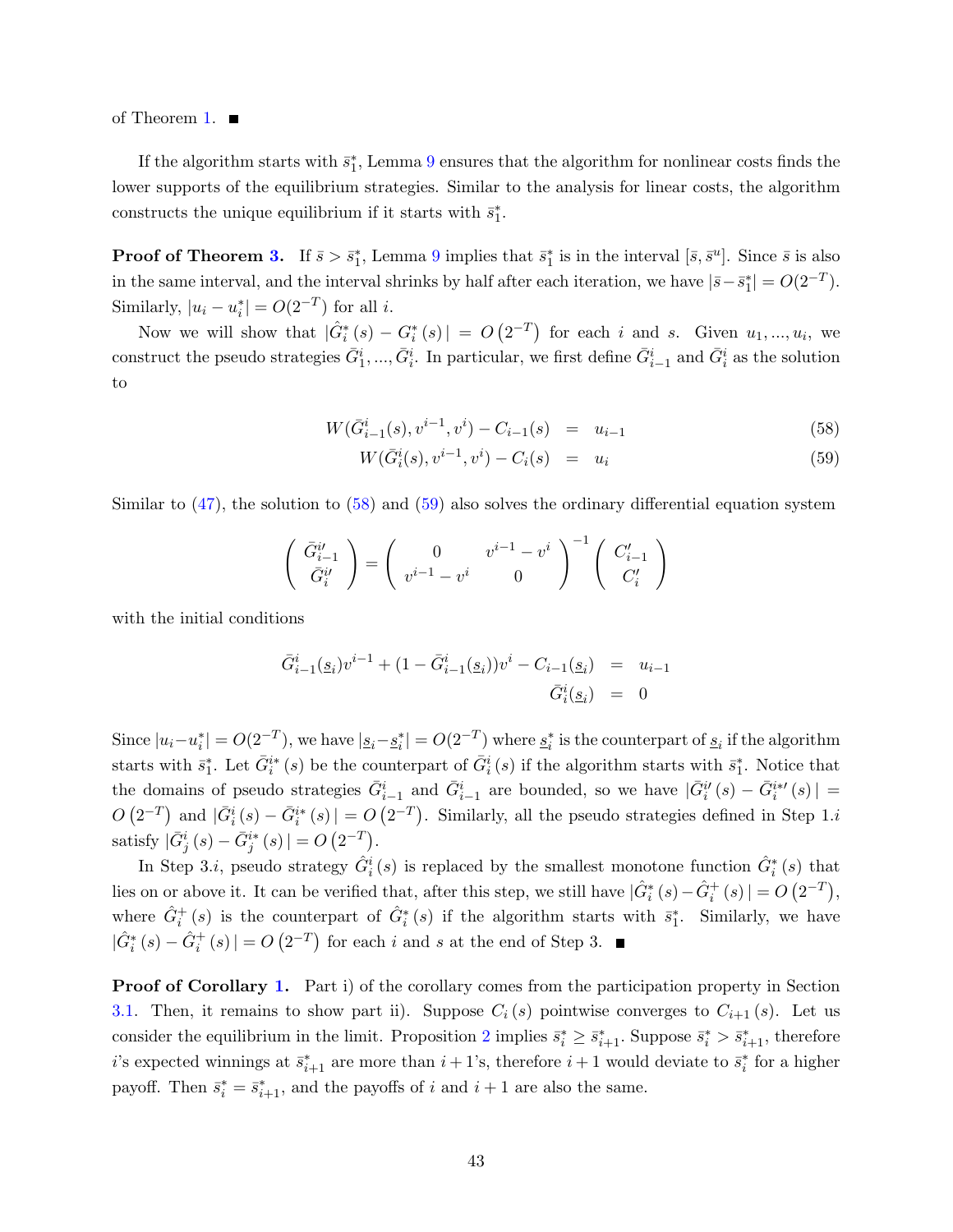of Theorem 1. ■

If the algorithm starts with $\bar{s}_1^*$, Lemma 9 ensures that the algorithm for nonlinear costs finds the lower supports of the equilibrium strategies. Similar to the analysis for linear costs, the algorithm constructs the unique equilibrium if it starts with $\bar{s}_1^*$.

**Proof of Theorem 3.** If $\bar{s} > \bar{s}_1^*$, Lemma 9 implies that $\bar{s}_1^*$ is in the interval $[\bar{s}, \bar{s}^u]$. Since $\bar{s}$ is also in the same interval, and the interval shrinks by half after each iteration, we have $|\bar{s} - \bar{s}_1^*| = O(2^{-T})$. Similarly, $|u_i - u_i^*| = O(2^{-T})$ for all $i$.

Now we will show that $|\hat{G}_i^*(s) - G_i^*(s)| = O(2^{-T})$ for each $i$ and $s$. Given $u_1, ..., u_i$, we construct the pseudo strategies $\bar{G}_1^i, ..., \bar{G}_i^i$. In particular, we first define $\bar{G}_{i-1}^i$ and $\bar{G}_i^i$ as the solution to

$$W(\bar{G}_{i-1}^i(s), v^{i-1}, v^i) - C_{i-1}(s) \quad = \quad u_{i-1} \tag{58}$$

$$W(\bar{G}_i^i(s), v^{i-1}, v^i) - C_i(s) \quad = \quad u_i \tag{59}$$

Similar to (47), the solution to (58) and (59) also solves the ordinary differential equation system

$$\begin{pmatrix} \bar{G}_{i-1}^{i\prime} \\ \bar{G}_i^{i\prime} \end{pmatrix} = \begin{pmatrix} 0 & v^{i-1} - v^i \\ v^{i-1} - v^i & 0 \end{pmatrix}^{-1} \begin{pmatrix} C_{i-1}' \\ C_i' \end{pmatrix}$$

with the initial conditions

$$\begin{aligned} \bar{G}_{i-1}^i(\underline{s}_i)v^{i-1} + (1 - \bar{G}_{i-1}^i(\underline{s}_i))v^i - C_{i-1}(\underline{s}_i) &= u_{i-1} \\ \bar{G}_i^i(\underline{s}_i) &= 0 \end{aligned}$$

Since $|u_i - u_i^*| = O(2^{-T})$, we have $|\underline{s}_i - \underline{s}_i^*| = O(2^{-T})$ where $\underline{s}_i^*$ is the counterpart of $\underline{s}_i$ if the algorithm starts with $\bar{s}_1^*$. Let $\bar{G}_i^{i*}(s)$ be the counterpart of $\bar{G}_i^i(s)$ if the algorithm starts with $\bar{s}_1^*$. Notice that the domains of pseudo strategies $\bar{G}_{i-1}^i$ and $\bar{G}_{i-1}^i$ are bounded, so we have $|\bar{G}_i^{i\prime}(s) - \bar{G}_i^{i*\prime}(s)| = O(2^{-T})$ and $|\bar{G}_i^i(s) - \bar{G}_i^{i*}(s)| = O(2^{-T})$. Similarly, all the pseudo strategies defined in Step 1.$i$ satisfy $|\bar{G}_j^i(s) - \bar{G}_j^{i*}(s)| = O(2^{-T})$.

In Step 3.$i$, pseudo strategy $\hat{G}_i^i(s)$ is replaced by the smallest monotone function $\hat{G}_i^*(s)$ that lies on or above it. It can be verified that, after this step, we still have $|\hat{G}_i^*(s) - \hat{G}_i^+(s)| = O(2^{-T})$, where $\hat{G}_i^+(s)$ is the counterpart of $\hat{G}_i^*(s)$ if the algorithm starts with $\bar{s}_1^*$. Similarly, we have $|\hat{G}_i^*(s) - \hat{G}_i^+(s)| = O(2^{-T})$ for each $i$ and $s$ at the end of Step 3. ■

**Proof of Corollary 1.** Part i) of the corollary comes from the participation property in Section 3.1. Then, it remains to show part ii). Suppose $C_i(s)$ pointwise converges to $C_{i+1}(s)$. Let us consider the equilibrium in the limit. Proposition 2 implies $\bar{s}_i^* \geq \bar{s}_{i+1}^*$. Suppose $\bar{s}_i^* > \bar{s}_{i+1}^*$, therefore $i$'s expected winnings at $\bar{s}_{i+1}^*$ are more than $i+1$'s, therefore $i+1$ would deviate to $\bar{s}_i^*$ for a higher payoff. Then $\bar{s}_i^* = \bar{s}_{i+1}^*$, and the payoffs of $i$ and $i+1$ are also the same.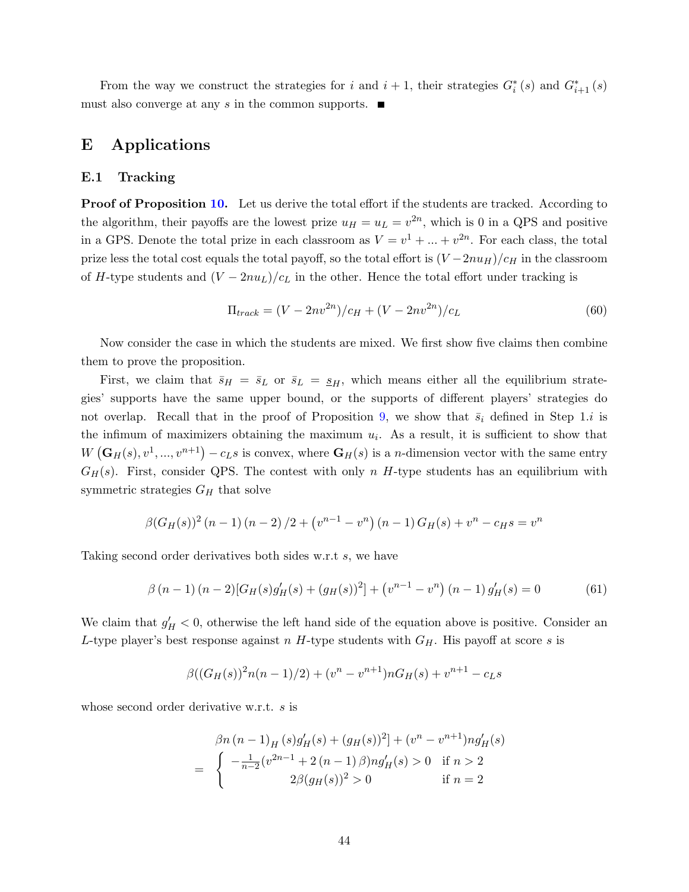From the way we construct the strategies for $i$ and $i+1$, their strategies $G_i^*(s)$ and $G_{i+1}^*(s)$ must also converge at any $s$ in the common supports. ■

# E Applications

## E.1 Tracking

**Proof of Proposition 10.** Let us derive the total effort if the students are tracked. According to the algorithm, their payoffs are the lowest prize $u_H = u_L = v^{2n}$, which is 0 in a QPS and positive in a GPS. Denote the total prize in each classroom as $V = v^1 + ... + v^{2n}$. For each class, the total prize less the total cost equals the total payoff, so the total effort is $(V - 2nu_H)/c_H$ in the classroom of $H$-type students and $(V - 2nu_L)/c_L$ in the other. Hence the total effort under tracking is

$$\Pi_{track} = (V - 2nv^{2n})/c_H + (V - 2nv^{2n})/c_L \tag{60}$$

Now consider the case in which the students are mixed. We first show five claims then combine them to prove the proposition.

First, we claim that $\bar{s}_H = \bar{s}_L$ or $\bar{s}_L = \underline{s}_H$, which means either all the equilibrium strategies' supports have the same upper bound, or the supports of different players' strategies do not overlap. Recall that in the proof of Proposition 9, we show that $\bar{s}_i$ defined in Step 1.$i$ is the infimum of maximizers obtaining the maximum $u_i$. As a result, it is sufficient to show that $W\left(\mathbf{G}_H(s), v^1, ..., v^{n+1}\right) - c_L s$ is convex, where $\mathbf{G}_H(s)$ is a $n$-dimension vector with the same entry $G_H(s)$. First, consider QPS. The contest with only $n$ $H$-type students has an equilibrium with symmetric strategies $G_H$ that solve

$$\beta (G_H(s))^2 (n-1)(n-2)/2 + \left(v^{n-1} - v^n\right)(n-1) G_H(s) + v^n - c_H s = v^n$$

Taking second order derivatives both sides w.r.t $s$, we have

$$\beta (n-1)(n-2)[G_H(s) g_H'(s) + (g_H(s))^2] + \left(v^{n-1} - v^n\right)(n-1) g_H'(s) = 0 \tag{61}$$

We claim that $g_H' < 0$, otherwise the left hand side of the equation above is positive. Consider an $L$-type player's best response against $n$ $H$-type students with $G_H$. His payoff at score $s$ is

$$\beta((G_H(s))^2 n(n-1)/2) + (v^n - v^{n+1}) n G_H(s) + v^{n+1} - c_L s$$

whose second order derivative w.r.t. $s$ is

$$\begin{aligned}
&\beta n(n-1)_H(s) g_H'(s) + (g_H(s))^2] + (v^n - v^{n+1}) n g_H'(s) \\
= &\begin{cases} -\frac{1}{n-2}(v^{2n-1} + 2(n-1)\beta) n g_H'(s) > 0 & \text{if } n > 2 \\ 2\beta (g_H(s))^2 > 0 & \text{if } n = 2 \end{cases}
\end{aligned}$$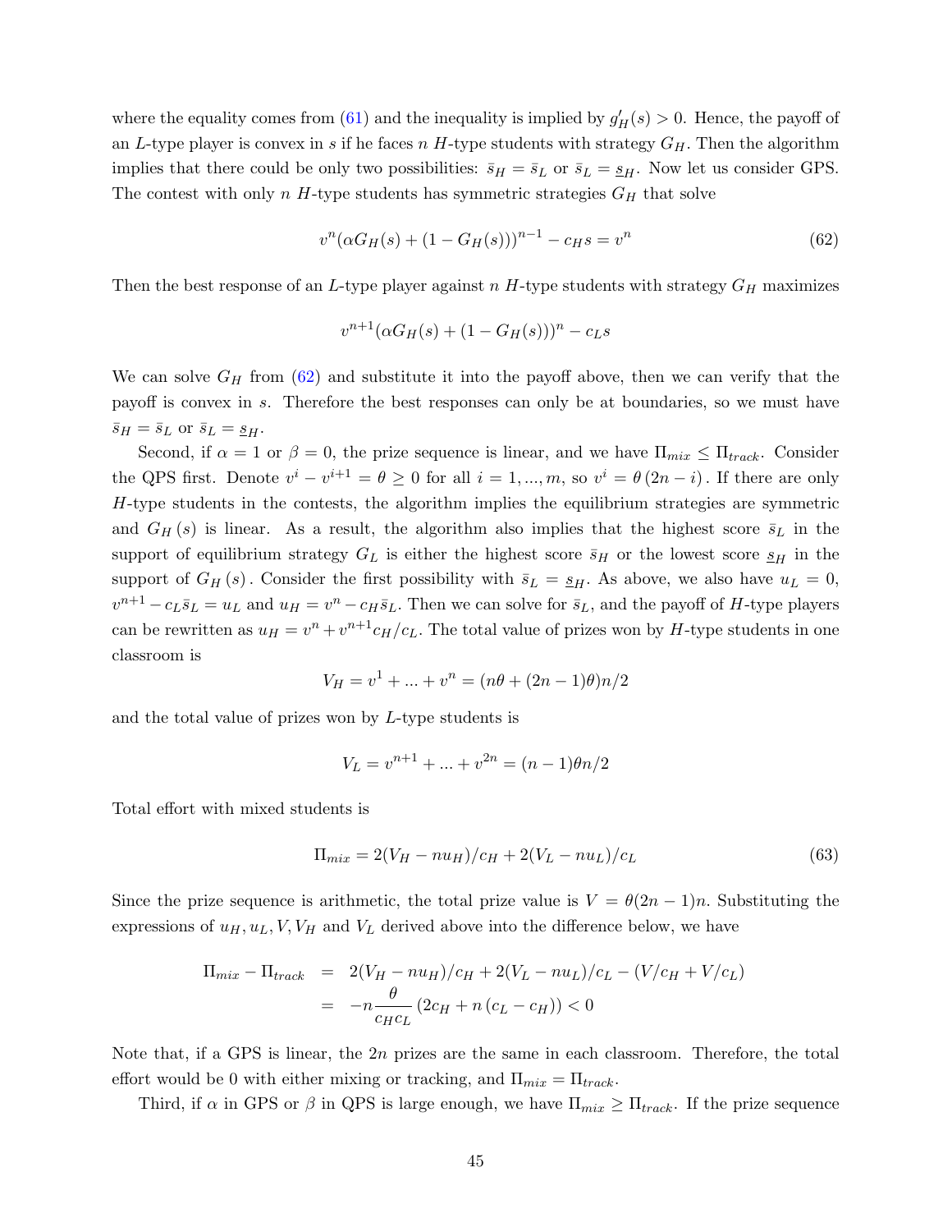where the equality comes from (61) and the inequality is implied by $g'_H(s) > 0$. Hence, the payoff of an $L$-type player is convex in $s$ if he faces $n$ $H$-type students with strategy $G_H$. Then the algorithm implies that there could be only two possibilities: $\bar{s}_H = \bar{s}_L$ or $\bar{s}_L = \underline{s}_H$. Now let us consider GPS. The contest with only $n$ $H$-type students has symmetric strategies $G_H$ that solve

$$v^n(\alpha G_H(s) + (1 - G_H(s)))^{n-1} - c_H s = v^n \tag{62}$$

Then the best response of an $L$-type player against $n$ $H$-type students with strategy $G_H$ maximizes

$$v^{n+1}(\alpha G_H(s) + (1 - G_H(s)))^n - c_L s$$

We can solve $G_H$ from (62) and substitute it into the payoff above, then we can verify that the payoff is convex in $s$. Therefore the best responses can only be at boundaries, so we must have $\bar{s}_H = \bar{s}_L$ or $\bar{s}_L = \underline{s}_H$.

Second, if $\alpha = 1$ or $\beta = 0$, the prize sequence is linear, and we have $\Pi_{mix} \leq \Pi_{track}$. Consider the QPS first. Denote $v^i - v^{i+1} = \theta \geq 0$ for all $i = 1, ..., m$, so $v^i = \theta\,(2n - i)$. If there are only $H$-type students in the contests, the algorithm implies the equilibrium strategies are symmetric and $G_H(s)$ is linear. As a result, the algorithm also implies that the highest score $\bar{s}_L$ in the support of equilibrium strategy $G_L$ is either the highest score $\bar{s}_H$ or the lowest score $\underline{s}_H$ in the support of $G_H(s)$. Consider the first possibility with $\bar{s}_L = \underline{s}_H$. As above, we also have $u_L = 0$, $v^{n+1} - c_L\bar{s}_L = u_L$ and $u_H = v^n - c_H\bar{s}_L$. Then we can solve for $\bar{s}_L$, and the payoff of $H$-type players can be rewritten as $u_H = v^n + v^{n+1}c_H/c_L$. The total value of prizes won by $H$-type students in one classroom is

$$V_H = v^1 + ... + v^n = (n\theta + (2n-1)\theta)n/2$$

and the total value of prizes won by $L$-type students is

$$V_L = v^{n+1} + ... + v^{2n} = (n-1)\theta n/2$$

Total effort with mixed students is

$$\Pi_{mix} = 2(V_H - nu_H)/c_H + 2(V_L - nu_L)/c_L \tag{63}$$

Since the prize sequence is arithmetic, the total prize value is $V = \theta(2n-1)n$. Substituting the expressions of $u_H, u_L, V, V_H$ and $V_L$ derived above into the difference below, we have

$$\begin{aligned}
\Pi_{mix} - \Pi_{track} &= 2(V_H - nu_H)/c_H + 2(V_L - nu_L)/c_L - (V/c_H + V/c_L) \\
&= -n\frac{\theta}{c_H c_L}\left(2c_H + n\left(c_L - c_H\right)\right) < 0
\end{aligned}$$

Note that, if a GPS is linear, the $2n$ prizes are the same in each classroom. Therefore, the total effort would be 0 with either mixing or tracking, and $\Pi_{mix} = \Pi_{track}$.

Third, if $\alpha$ in GPS or $\beta$ in QPS is large enough, we have $\Pi_{mix} \geq \Pi_{track}$. If the prize sequence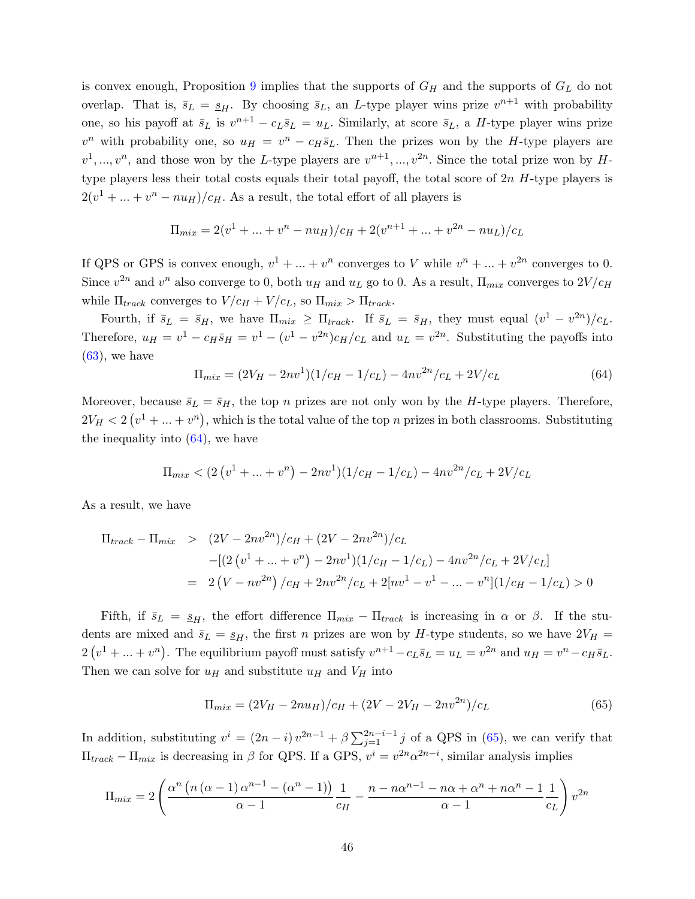is convex enough, Proposition 9 implies that the supports of $G_H$ and the supports of $G_L$ do not overlap. That is, $\bar{s}_L = \underline{s}_H$. By choosing $\bar{s}_L$, an $L$-type player wins prize $v^{n+1}$ with probability one, so his payoff at $\bar{s}_L$ is $v^{n+1} - c_L\bar{s}_L = u_L$. Similarly, at score $\bar{s}_L$, a $H$-type player wins prize $v^n$ with probability one, so $u_H = v^n - c_H\bar{s}_L$. Then the prizes won by the $H$-type players are $v^1, ..., v^n$, and those won by the $L$-type players are $v^{n+1}, ..., v^{2n}$. Since the total prize won by $H$-type players less their total costs equals their total payoff, the total score of $2n$ $H$-type players is $2(v^1 + ... + v^n - nu_H)/c_H$. As a result, the total effort of all players is

$$\Pi_{mix} = 2(v^1 + ... + v^n - nu_H)/c_H + 2(v^{n+1} + ... + v^{2n} - nu_L)/c_L$$

If QPS or GPS is convex enough, $v^1 + ... + v^n$ converges to $V$ while $v^n + ... + v^{2n}$ converges to 0. Since $v^{2n}$ and $v^n$ also converge to 0, both $u_H$ and $u_L$ go to 0. As a result, $\Pi_{mix}$ converges to $2V/c_H$ while $\Pi_{track}$ converges to $V/c_H + V/c_L$, so $\Pi_{mix} > \Pi_{track}$.

Fourth, if $\bar{s}_L = \bar{s}_H$, we have $\Pi_{mix} \geq \Pi_{track}$. If $\bar{s}_L = \bar{s}_H$, they must equal $(v^1 - v^{2n})/c_L$. Therefore, $u_H = v^1 - c_H\bar{s}_H = v^1 - (v^1 - v^{2n})c_H/c_L$ and $u_L = v^{2n}$. Substituting the payoffs into (63), we have

$$\Pi_{mix} = (2V_H - 2nv^1)(1/c_H - 1/c_L) - 4nv^{2n}/c_L + 2V/c_L \tag{64}$$

Moreover, because $\bar{s}_L = \bar{s}_H$, the top $n$ prizes are not only won by the $H$-type players. Therefore, $2V_H < 2\left(v^1 + ... + v^n\right)$, which is the total value of the top $n$ prizes in both classrooms. Substituting the inequality into (64), we have

$$\Pi_{mix} < (2\left(v^1 + ... + v^n\right) - 2nv^1)(1/c_H - 1/c_L) - 4nv^{2n}/c_L + 2V/c_L$$

As a result, we have

$$\begin{aligned}
\Pi_{track} - \Pi_{mix} &> (2V - 2nv^{2n})/c_H + (2V - 2nv^{2n})/c_L \\
&\quad - [(2\left(v^1 + ... + v^n\right) - 2nv^1)(1/c_H - 1/c_L) - 4nv^{2n}/c_L + 2V/c_L] \\
&= 2\left(V - nv^{2n}\right)/c_H + 2nv^{2n}/c_L + 2[nv^1 - v^1 - ... - v^n](1/c_H - 1/c_L) > 0
\end{aligned}$$

Fifth, if $\bar{s}_L = \underline{s}_H$, the effort difference $\Pi_{mix} - \Pi_{track}$ is increasing in $\alpha$ or $\beta$. If the students are mixed and $\bar{s}_L = \underline{s}_H$, the first $n$ prizes are won by $H$-type students, so we have $2V_H = 2\left(v^1 + ... + v^n\right)$. The equilibrium payoff must satisfy $v^{n+1} - c_L\bar{s}_L = u_L = v^{2n}$ and $u_H = v^n - c_H\bar{s}_L$. Then we can solve for $u_H$ and substitute $u_H$ and $V_H$ into

$$\Pi_{mix} = (2V_H - 2nu_H)/c_H + (2V - 2V_H - 2nv^{2n})/c_L \tag{65}$$

In addition, substituting $v^i = (2n - i)\, v^{2n-1} + \beta \sum_{j=1}^{2n-i-1} j$ of a QPS in (65), we can verify that $\Pi_{track} - \Pi_{mix}$ is decreasing in $\beta$ for QPS. If a GPS, $v^i = v^{2n}\alpha^{2n-i}$, similar analysis implies

$$\Pi_{mix} = 2\left(\frac{\alpha^n \left(n\left(\alpha - 1\right)\alpha^{n-1} - \left(\alpha^n - 1\right)\right)}{\alpha - 1}\frac{1}{c_H} - \frac{n - n\alpha^{n-1} - n\alpha + \alpha^n + n\alpha^n - 1}{\alpha - 1}\frac{1}{c_L}\right)v^{2n}$$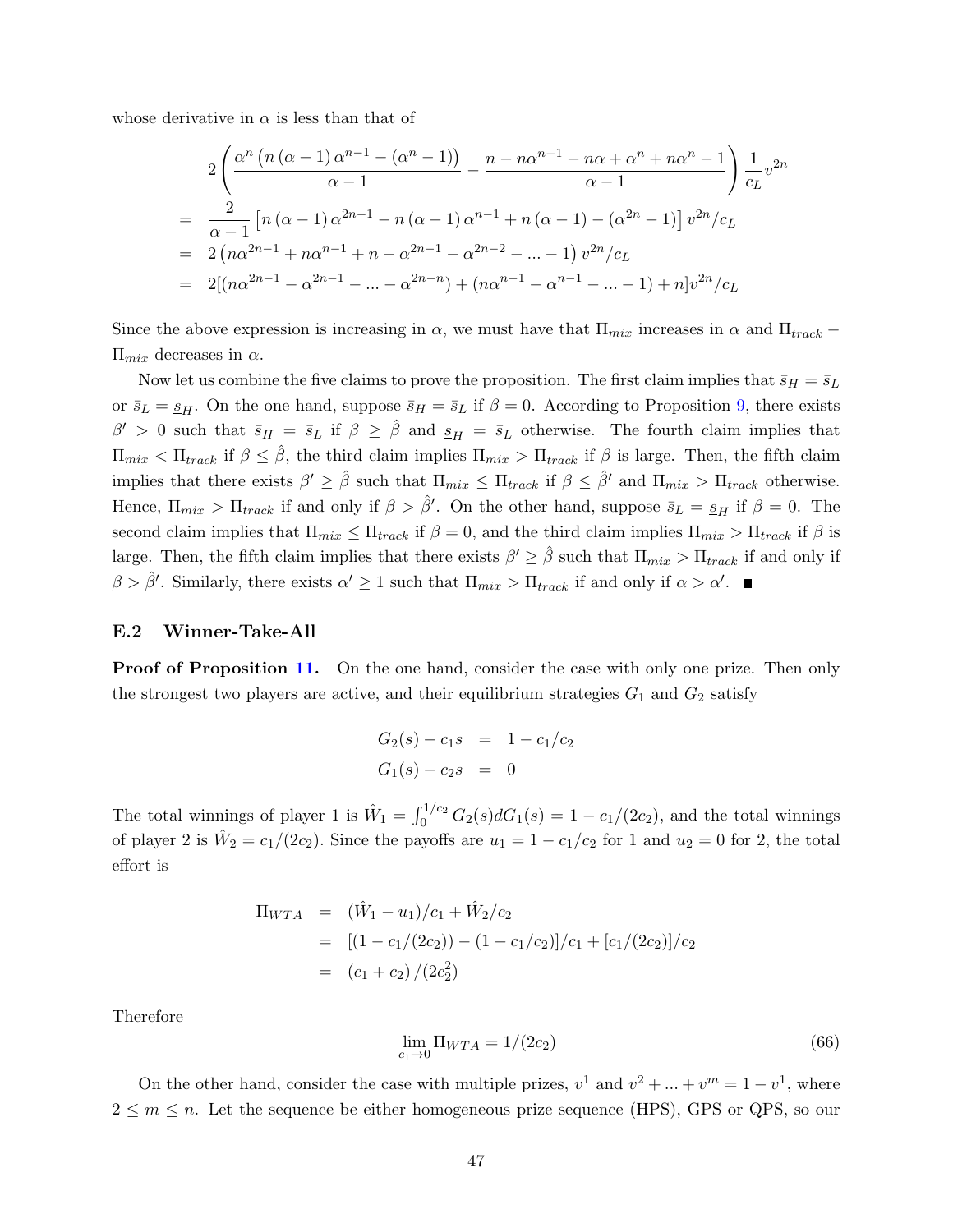whose derivative in $\alpha$ is less than that of

$$
\begin{aligned}
& 2\left(\frac{\alpha^n\left(n\left(\alpha-1\right)\alpha^{n-1}-\left(\alpha^n-1\right)\right)}{\alpha-1}-\frac{n-n\alpha^{n-1}-n\alpha+\alpha^n+n\alpha^n-1}{\alpha-1}\right)\frac{1}{c_L}v^{2n} \\
= \;& \frac{2}{\alpha-1}\left[n\left(\alpha-1\right)\alpha^{2n-1}-n\left(\alpha-1\right)\alpha^{n-1}+n\left(\alpha-1\right)-\left(\alpha^{2n}-1\right)\right]v^{2n}/c_L \\
= \;& 2\left(n\alpha^{2n-1}+n\alpha^{n-1}+n-\alpha^{2n-1}-\alpha^{2n-2}-...-1\right)v^{2n}/c_L \\
= \;& 2[(n\alpha^{2n-1}-\alpha^{2n-1}-...-\alpha^{2n-n})+(n\alpha^{n-1}-\alpha^{n-1}-...-1)+n]v^{2n}/c_L
\end{aligned}
$$

Since the above expression is increasing in $\alpha$, we must have that $\Pi_{mix}$ increases in $\alpha$ and $\Pi_{track}-\Pi_{mix}$ decreases in $\alpha$.

Now let us combine the five claims to prove the proposition. The first claim implies that $\bar{s}_H=\bar{s}_L$ or $\bar{s}_L=\underline{s}_H$. On the one hand, suppose $\bar{s}_H=\bar{s}_L$ if $\beta=0$. According to Proposition 9, there exists $\beta'>0$ such that $\bar{s}_H=\bar{s}_L$ if $\beta\geq\hat{\beta}$ and $\underline{s}_H=\bar{s}_L$ otherwise. The fourth claim implies that $\Pi_{mix}<\Pi_{track}$ if $\beta\leq\hat{\beta}$, the third claim implies $\Pi_{mix}>\Pi_{track}$ if $\beta$ is large. Then, the fifth claim implies that there exists $\beta'\geq\hat{\beta}$ such that $\Pi_{mix}\leq\Pi_{track}$ if $\beta\leq\hat{\beta}'$ and $\Pi_{mix}>\Pi_{track}$ otherwise. Hence, $\Pi_{mix}>\Pi_{track}$ if and only if $\beta>\hat{\beta}'$. On the other hand, suppose $\bar{s}_L=\underline{s}_H$ if $\beta=0$. The second claim implies that $\Pi_{mix}\leq\Pi_{track}$ if $\beta=0$, and the third claim implies $\Pi_{mix}>\Pi_{track}$ if $\beta$ is large. Then, the fifth claim implies that there exists $\beta'\geq\hat{\beta}$ such that $\Pi_{mix}>\Pi_{track}$ if and only if $\beta>\hat{\beta}'$. Similarly, there exists $\alpha'\geq 1$ such that $\Pi_{mix}>\Pi_{track}$ if and only if $\alpha>\alpha'$. ■

## E.2 Winner-Take-All

**Proof of Proposition 11.** On the one hand, consider the case with only one prize. Then only the strongest two players are active, and their equilibrium strategies $G_1$ and $G_2$ satisfy

$$
\begin{aligned}
G_2(s)-c_1 s &= 1-c_1/c_2 \\
G_1(s)-c_2 s &= 0
\end{aligned}
$$

The total winnings of player 1 is $\hat{W}_1=\int_0^{1/c_2}G_2(s)dG_1(s)=1-c_1/(2c_2)$, and the total winnings of player 2 is $\hat{W}_2=c_1/(2c_2)$. Since the payoffs are $u_1=1-c_1/c_2$ for 1 and $u_2=0$ for 2, the total effort is

$$
\begin{aligned}
\Pi_{WTA} &= (\hat{W}_1-u_1)/c_1+\hat{W}_2/c_2 \\
&= [(1-c_1/(2c_2))-(1-c_1/c_2)]/c_1+[c_1/(2c_2)]/c_2 \\
&= (c_1+c_2)/(2c_2^2)
\end{aligned}
$$

Therefore

$$
\lim_{c_1\to 0}\Pi_{WTA}=1/(2c_2) \tag{66}
$$

On the other hand, consider the case with multiple prizes, $v^1$ and $v^2+...+v^m=1-v^1$, where $2\leq m\leq n$. Let the sequence be either homogeneous prize sequence (HPS), GPS or QPS, so our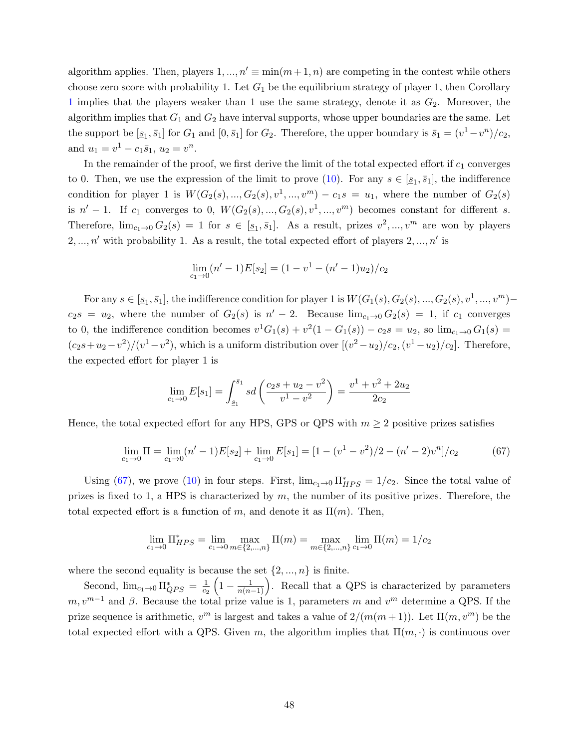algorithm applies. Then, players $1, ..., n' \equiv \min(m+1, n)$ are competing in the contest while others choose zero score with probability 1. Let $G_1$ be the equilibrium strategy of player 1, then Corollary 1 implies that the players weaker than 1 use the same strategy, denote it as $G_2$. Moreover, the algorithm implies that $G_1$ and $G_2$ have interval supports, whose upper boundaries are the same. Let the support be $[\underline{s}_1, \bar{s}_1]$ for $G_1$ and $[0, \bar{s}_1]$ for $G_2$. Therefore, the upper boundary is $\bar{s}_1 = (v^1 - v^n)/c_2$, and $u_1 = v^1 - c_1\bar{s}_1$, $u_2 = v^n$.

In the remainder of the proof, we first derive the limit of the total expected effort if $c_1$ converges to 0. Then, we use the expression of the limit to prove (10). For any $s \in [\underline{s}_1, \bar{s}_1]$, the indifference condition for player 1 is $W(G_2(s), ..., G_2(s), v^1, ..., v^m) - c_1 s = u_1$, where the number of $G_2(s)$ is $n' - 1$. If $c_1$ converges to 0, $W(G_2(s), ..., G_2(s), v^1, ..., v^m)$ becomes constant for different $s$. Therefore, $\lim_{c_1 \to 0} G_2(s) = 1$ for $s \in [\underline{s}_1, \bar{s}_1]$. As a result, prizes $v^2, ..., v^m$ are won by players $2, ..., n'$ with probability 1. As a result, the total expected effort of players $2, ..., n'$ is

$$\lim_{c_1 \to 0} (n' - 1)E[s_2] = (1 - v^1 - (n' - 1)u_2)/c_2$$

For any $s \in [\underline{s}_1, \bar{s}_1]$, the indifference condition for player 1 is $W(G_1(s), G_2(s), ..., G_2(s), v^1, ..., v^m) - c_2 s = u_2$, where the number of $G_2(s)$ is $n' - 2$. Because $\lim_{c_1 \to 0} G_2(s) = 1$, if $c_1$ converges to 0, the indifference condition becomes $v^1 G_1(s) + v^2(1 - G_1(s)) - c_2 s = u_2$, so $\lim_{c_1 \to 0} G_1(s) = (c_2 s + u_2 - v^2)/(v^1 - v^2)$, which is a uniform distribution over $[(v^2 - u_2)/c_2, (v^1 - u_2)/c_2]$. Therefore, the expected effort for player 1 is

$$\lim_{c_1 \to 0} E[s_1] = \int_{\underline{s}_1}^{\bar{s}_1} s d\left(\frac{c_2 s + u_2 - v^2}{v^1 - v^2}\right) = \frac{v^1 + v^2 + 2u_2}{2c_2}$$

Hence, the total expected effort for any HPS, GPS or QPS with $m \geq 2$ positive prizes satisfies

$$\lim_{c_1 \to 0} \Pi = \lim_{c_1 \to 0} (n' - 1)E[s_2] + \lim_{c_1 \to 0} E[s_1] = [1 - (v^1 - v^2)/2 - (n' - 2)v^n]/c_2 \tag{67}$$

Using (67), we prove (10) in four steps. First, $\lim_{c_1 \to 0} \Pi^*_{HPS} = 1/c_2$. Since the total value of prizes is fixed to 1, a HPS is characterized by $m$, the number of its positive prizes. Therefore, the total expected effort is a function of $m$, and denote it as $\Pi(m)$. Then,

$$\lim_{c_1 \to 0} \Pi^*_{HPS} = \lim_{c_1 \to 0} \max_{m \in \{2, ..., n\}} \Pi(m) = \max_{m \in \{2, ..., n\}} \lim_{c_1 \to 0} \Pi(m) = 1/c_2$$

where the second equality is because the set $\{2, ..., n\}$ is finite.

Second, $\lim_{c_1 \to 0} \Pi^*_{QPS} = \frac{1}{c_2}\left(1 - \frac{1}{n(n-1)}\right)$. Recall that a QPS is characterized by parameters $m, v^{m-1}$ and $\beta$. Because the total prize value is 1, parameters $m$ and $v^m$ determine a QPS. If the prize sequence is arithmetic, $v^m$ is largest and takes a value of $2/(m(m+1))$. Let $\Pi(m, v^m)$ be the total expected effort with a QPS. Given $m$, the algorithm implies that $\Pi(m, \cdot)$ is continuous over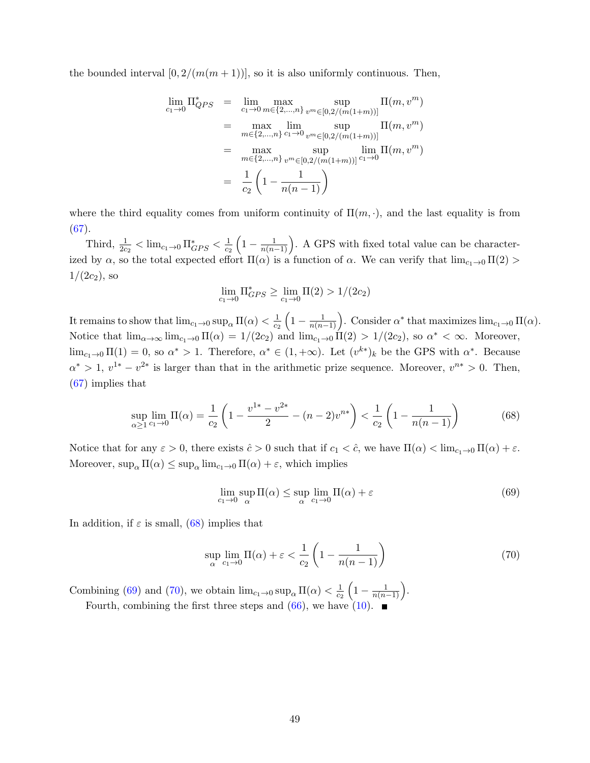the bounded interval $[0, 2/(m(m+1))]$, so it is also uniformly continuous. Then,

$$
\begin{aligned}
\lim_{c_1 \to 0} \Pi^*_{QPS} &= \lim_{c_1 \to 0} \max_{m \in \{2,\ldots,n\}} \sup_{v^m \in [0, 2/(m(1+m))]} \Pi(m, v^m) \\
&= \max_{m \in \{2,\ldots,n\}} \lim_{c_1 \to 0} \sup_{v^m \in [0, 2/(m(1+m))]} \Pi(m, v^m) \\
&= \max_{m \in \{2,\ldots,n\}} \sup_{v^m \in [0, 2/(m(1+m))]} \lim_{c_1 \to 0} \Pi(m, v^m) \\
&= \frac{1}{c_2}\left(1 - \frac{1}{n(n-1)}\right)
\end{aligned}
$$

where the third equality comes from uniform continuity of $\Pi(m, \cdot)$, and the last equality is from (67).

Third, $\frac{1}{2c_2} < \lim_{c_1 \to 0} \Pi^*_{GPS} < \frac{1}{c_2}\left(1 - \frac{1}{n(n-1)}\right)$. A GPS with fixed total value can be characterized by $\alpha$, so the total expected effort $\Pi(\alpha)$ is a function of $\alpha$. We can verify that $\lim_{c_1 \to 0} \Pi(2) > 1/(2c_2)$, so

$$
\lim_{c_1 \to 0} \Pi^*_{GPS} \geq \lim_{c_1 \to 0} \Pi(2) > 1/(2c_2)
$$

It remains to show that $\lim_{c_1 \to 0} \sup_\alpha \Pi(\alpha) < \frac{1}{c_2}\left(1 - \frac{1}{n(n-1)}\right)$. Consider $\alpha^*$ that maximizes $\lim_{c_1 \to 0} \Pi(\alpha)$. Notice that $\lim_{\alpha \to \infty} \lim_{c_1 \to 0} \Pi(\alpha) = 1/(2c_2)$ and $\lim_{c_1 \to 0} \Pi(2) > 1/(2c_2)$, so $\alpha^* < \infty$. Moreover, $\lim_{c_1 \to 0} \Pi(1) = 0$, so $\alpha^* > 1$. Therefore, $\alpha^* \in (1, +\infty)$. Let $(v^{k*})_k$ be the GPS with $\alpha^*$. Because $\alpha^* > 1$, $v^{1*} - v^{2*}$ is larger than that in the arithmetic prize sequence. Moreover, $v^{n*} > 0$. Then, (67) implies that

$$
\sup_{\alpha \geq 1} \lim_{c_1 \to 0} \Pi(\alpha) = \frac{1}{c_2}\left(1 - \frac{v^{1*} - v^{2*}}{2} - (n-2)v^{n*}\right) < \frac{1}{c_2}\left(1 - \frac{1}{n(n-1)}\right) \tag{68}
$$

Notice that for any $\varepsilon > 0$, there exists $\hat{c} > 0$ such that if $c_1 < \hat{c}$, we have $\Pi(\alpha) < \lim_{c_1 \to 0} \Pi(\alpha) + \varepsilon$. Moreover, $\sup_\alpha \Pi(\alpha) \leq \sup_\alpha \lim_{c_1 \to 0} \Pi(\alpha) + \varepsilon$, which implies

$$
\lim_{c_1 \to 0} \sup_\alpha \Pi(\alpha) \leq \sup_\alpha \lim_{c_1 \to 0} \Pi(\alpha) + \varepsilon \tag{69}
$$

In addition, if $\varepsilon$ is small, (68) implies that

$$
\sup_\alpha \lim_{c_1 \to 0} \Pi(\alpha) + \varepsilon < \frac{1}{c_2}\left(1 - \frac{1}{n(n-1)}\right) \tag{70}
$$

Combining (69) and (70), we obtain $\lim_{c_1 \to 0} \sup_\alpha \Pi(\alpha) < \frac{1}{c_2}\left(1 - \frac{1}{n(n-1)}\right)$.

Fourth, combining the first three steps and (66), we have (10). ■